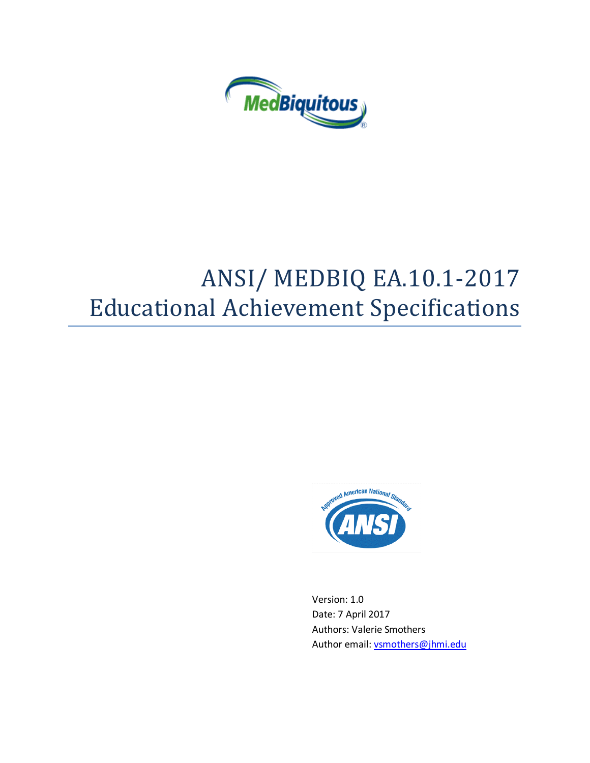# ANSI/ MEDBIQ EA.10.1-2017 Educational Achievement Specifications

Version: 1.0
Date: 7 April 2017
Authors: Valerie Smothers
Author email: vsmothers@jhmi.edu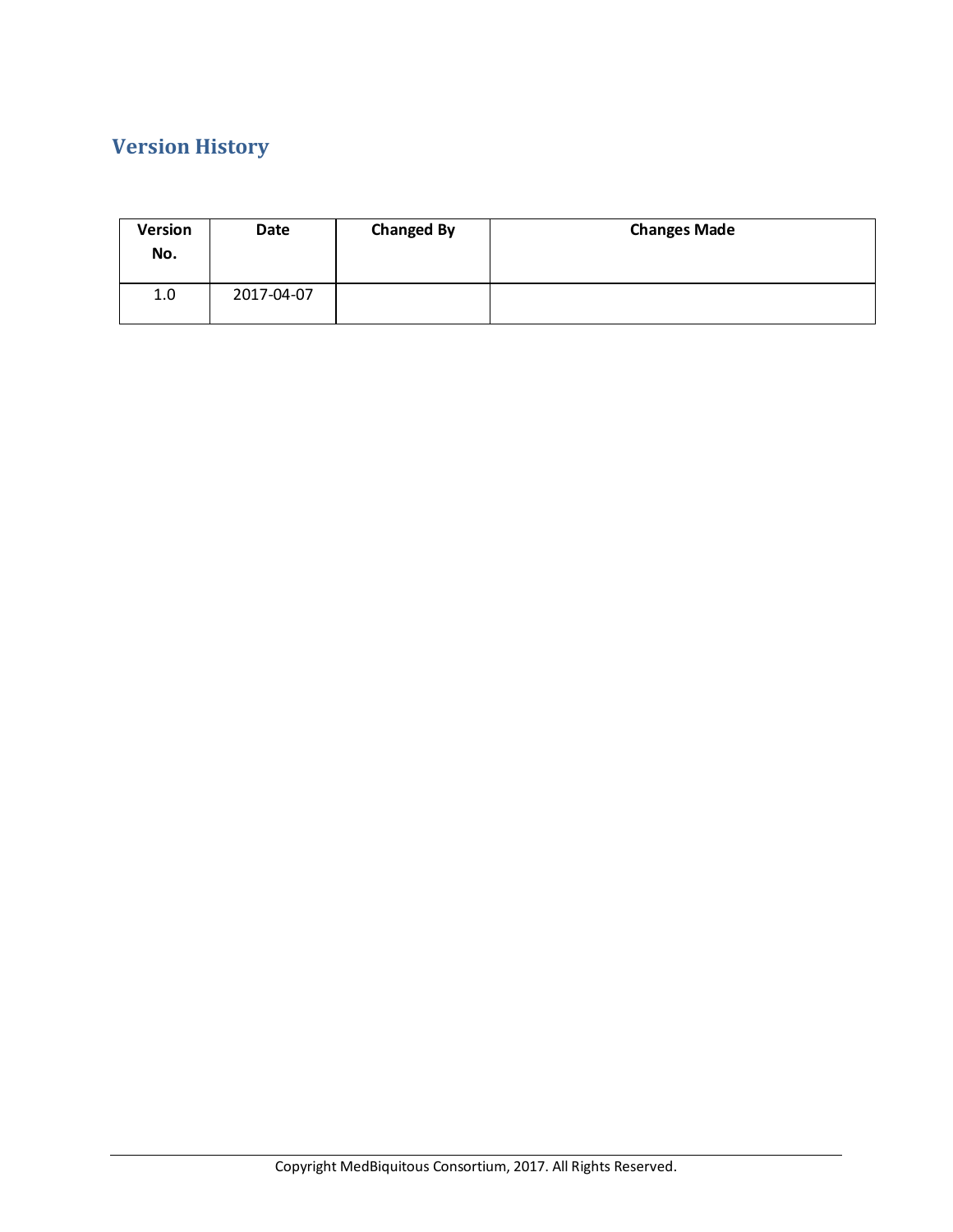## Version History

| Version No. | Date | Changed By | Changes Made |
| --- | --- | --- | --- |
| 1.0 | 2017-04-07 | | |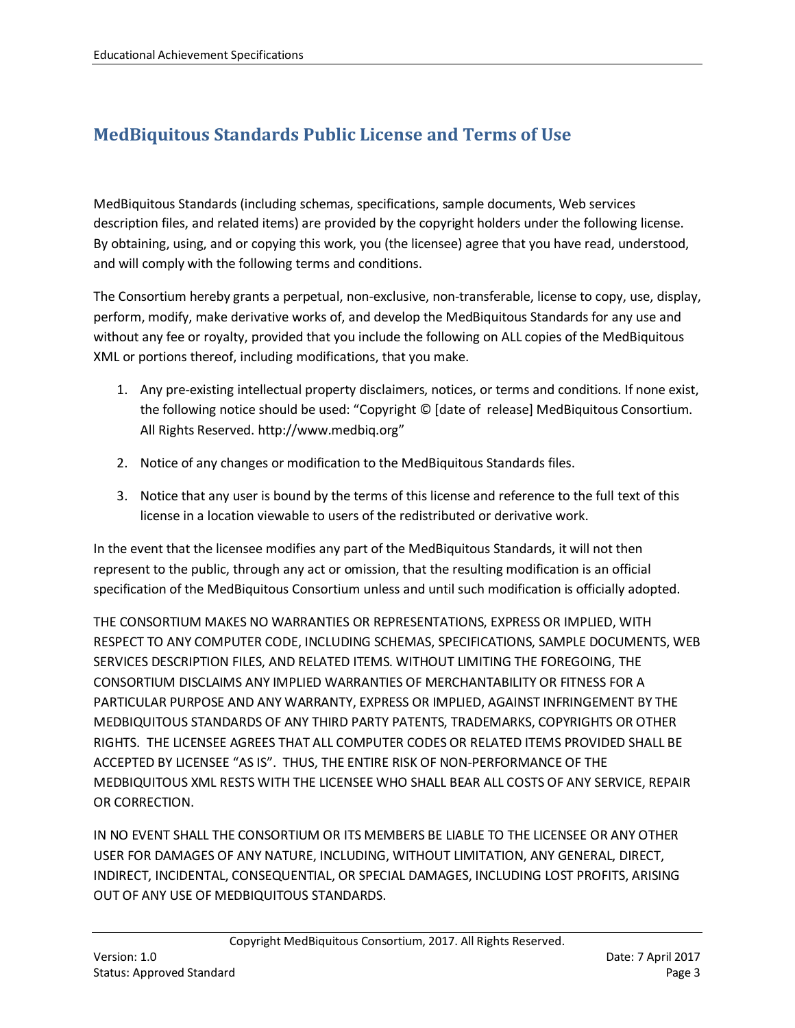## MedBiquitous Standards Public License and Terms of Use

MedBiquitous Standards (including schemas, specifications, sample documents, Web services description files, and related items) are provided by the copyright holders under the following license. By obtaining, using, and or copying this work, you (the licensee) agree that you have read, understood, and will comply with the following terms and conditions.

The Consortium hereby grants a perpetual, non-exclusive, non-transferable, license to copy, use, display, perform, modify, make derivative works of, and develop the MedBiquitous Standards for any use and without any fee or royalty, provided that you include the following on ALL copies of the MedBiquitous XML or portions thereof, including modifications, that you make.

1. Any pre-existing intellectual property disclaimers, notices, or terms and conditions. If none exist, the following notice should be used: "Copyright © [date of release] MedBiquitous Consortium. All Rights Reserved. http://www.medbiq.org"

2. Notice of any changes or modification to the MedBiquitous Standards files.

3. Notice that any user is bound by the terms of this license and reference to the full text of this license in a location viewable to users of the redistributed or derivative work.

In the event that the licensee modifies any part of the MedBiquitous Standards, it will not then represent to the public, through any act or omission, that the resulting modification is an official specification of the MedBiquitous Consortium unless and until such modification is officially adopted.

THE CONSORTIUM MAKES NO WARRANTIES OR REPRESENTATIONS, EXPRESS OR IMPLIED, WITH RESPECT TO ANY COMPUTER CODE, INCLUDING SCHEMAS, SPECIFICATIONS, SAMPLE DOCUMENTS, WEB SERVICES DESCRIPTION FILES, AND RELATED ITEMS. WITHOUT LIMITING THE FOREGOING, THE CONSORTIUM DISCLAIMS ANY IMPLIED WARRANTIES OF MERCHANTABILITY OR FITNESS FOR A PARTICULAR PURPOSE AND ANY WARRANTY, EXPRESS OR IMPLIED, AGAINST INFRINGEMENT BY THE MEDBIQUITOUS STANDARDS OF ANY THIRD PARTY PATENTS, TRADEMARKS, COPYRIGHTS OR OTHER RIGHTS. THE LICENSEE AGREES THAT ALL COMPUTER CODES OR RELATED ITEMS PROVIDED SHALL BE ACCEPTED BY LICENSEE "AS IS". THUS, THE ENTIRE RISK OF NON-PERFORMANCE OF THE MEDBIQUITOUS XML RESTS WITH THE LICENSEE WHO SHALL BEAR ALL COSTS OF ANY SERVICE, REPAIR OR CORRECTION.

IN NO EVENT SHALL THE CONSORTIUM OR ITS MEMBERS BE LIABLE TO THE LICENSEE OR ANY OTHER USER FOR DAMAGES OF ANY NATURE, INCLUDING, WITHOUT LIMITATION, ANY GENERAL, DIRECT, INDIRECT, INCIDENTAL, CONSEQUENTIAL, OR SPECIAL DAMAGES, INCLUDING LOST PROFITS, ARISING OUT OF ANY USE OF MEDBIQUITOUS STANDARDS.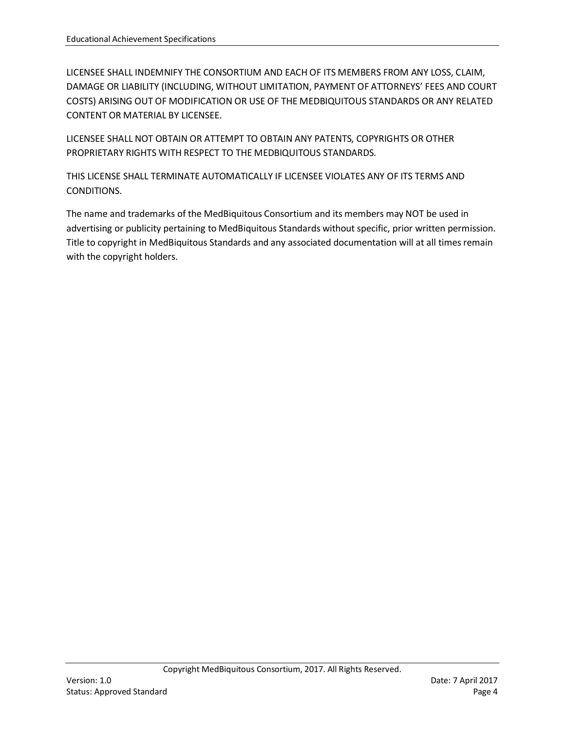LICENSEE SHALL INDEMNIFY THE CONSORTIUM AND EACH OF ITS MEMBERS FROM ANY LOSS, CLAIM, DAMAGE OR LIABILITY (INCLUDING, WITHOUT LIMITATION, PAYMENT OF ATTORNEYS' FEES AND COURT COSTS) ARISING OUT OF MODIFICATION OR USE OF THE MEDBIQUITOUS STANDARDS OR ANY RELATED CONTENT OR MATERIAL BY LICENSEE.

LICENSEE SHALL NOT OBTAIN OR ATTEMPT TO OBTAIN ANY PATENTS, COPYRIGHTS OR OTHER PROPRIETARY RIGHTS WITH RESPECT TO THE MEDBIQUITOUS STANDARDS.

THIS LICENSE SHALL TERMINATE AUTOMATICALLY IF LICENSEE VIOLATES ANY OF ITS TERMS AND CONDITIONS.

The name and trademarks of the MedBiquitous Consortium and its members may NOT be used in advertising or publicity pertaining to MedBiquitous Standards without specific, prior written permission. Title to copyright in MedBiquitous Standards and any associated documentation will at all times remain with the copyright holders.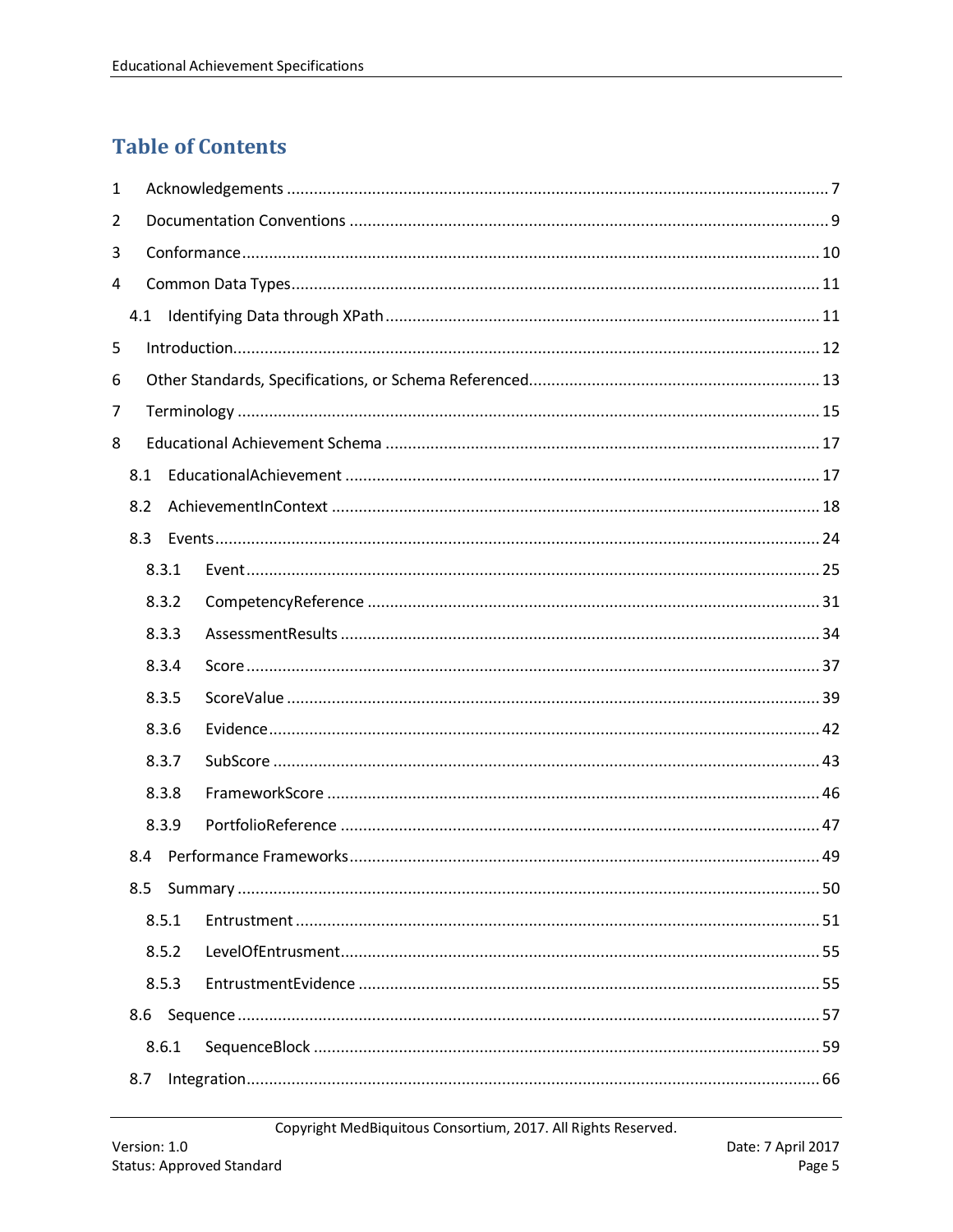# Table of Contents

1 Acknowledgements ....................................................................................................................... 7

2 Documentation Conventions ......................................................................................................... 9

3 Conformance ............................................................................................................................... 10

4 Common Data Types .................................................................................................................... 11

4.1 Identifying Data through XPath ................................................................................................ 11

5 Introduction ................................................................................................................................. 12

6 Other Standards, Specifications, or Schema Referenced ................................................................ 13

7 Terminology ................................................................................................................................ 15

8 Educational Achievement Schema ................................................................................................ 17

8.1 EducationalAchievement ........................................................................................................ 17

8.2 AchievementInContext ........................................................................................................... 18

8.3 Events ..................................................................................................................................... 24

8.3.1 Event ................................................................................................................................ 25

8.3.2 CompetencyReference ....................................................................................................... 31

8.3.3 AssessmentResults ............................................................................................................ 34

8.3.4 Score ................................................................................................................................ 37

8.3.5 ScoreValue ....................................................................................................................... 39

8.3.6 Evidence ........................................................................................................................... 42

8.3.7 SubScore .......................................................................................................................... 43

8.3.8 FrameworkScore ............................................................................................................... 46

8.3.9 PortfolioReference ............................................................................................................ 47

8.4 Performance Frameworks ........................................................................................................ 49

8.5 Summary ................................................................................................................................ 50

8.5.1 Entrustment ...................................................................................................................... 51

8.5.2 LevelOfEntrusment ............................................................................................................ 55

8.5.3 EntrustmentEvidence ........................................................................................................ 55

8.6 Sequence ................................................................................................................................ 57

8.6.1 SequenceBlock ................................................................................................................. 59

8.7 Integration .............................................................................................................................. 66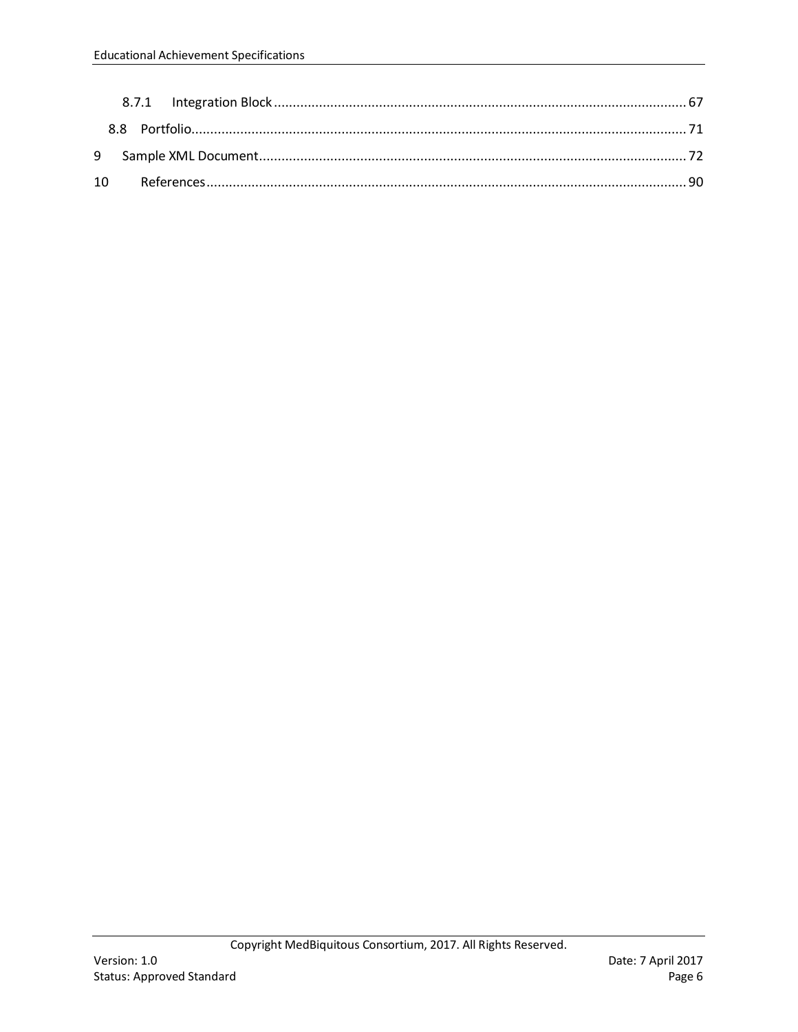8.7.1 Integration Block ... 67

8.8 Portfolio ... 71

9 Sample XML Document ... 72

10 References ... 90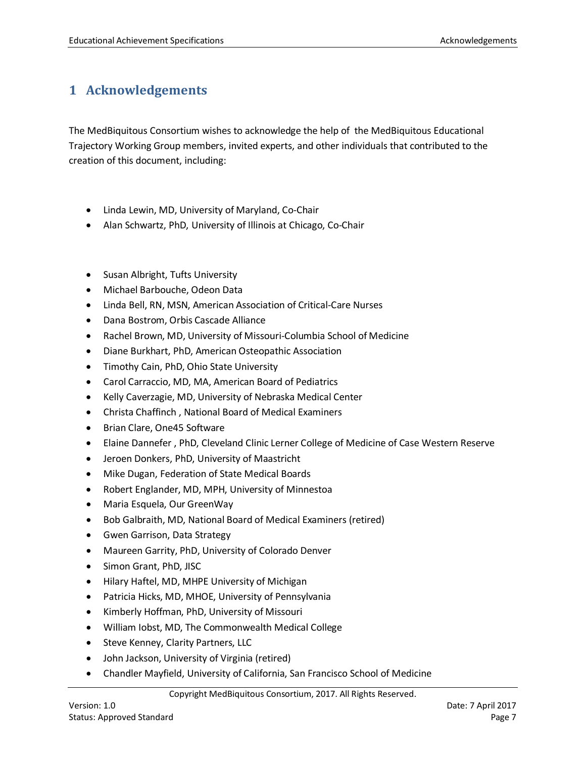# 1 Acknowledgements

The MedBiquitous Consortium wishes to acknowledge the help of the MedBiquitous Educational Trajectory Working Group members, invited experts, and other individuals that contributed to the creation of this document, including:

- Linda Lewin, MD, University of Maryland, Co-Chair
- Alan Schwartz, PhD, University of Illinois at Chicago, Co-Chair

- Susan Albright, Tufts University
- Michael Barbouche, Odeon Data
- Linda Bell, RN, MSN, American Association of Critical-Care Nurses
- Dana Bostrom, Orbis Cascade Alliance
- Rachel Brown, MD, University of Missouri-Columbia School of Medicine
- Diane Burkhart, PhD, American Osteopathic Association
- Timothy Cain, PhD, Ohio State University
- Carol Carraccio, MD, MA, American Board of Pediatrics
- Kelly Caverzagie, MD, University of Nebraska Medical Center
- Christa Chaffinch , National Board of Medical Examiners
- Brian Clare, One45 Software
- Elaine Dannefer , PhD, Cleveland Clinic Lerner College of Medicine of Case Western Reserve
- Jeroen Donkers, PhD, University of Maastricht
- Mike Dugan, Federation of State Medical Boards
- Robert Englander, MD, MPH, University of Minnestoa
- Maria Esquela, Our GreenWay
- Bob Galbraith, MD, National Board of Medical Examiners (retired)
- Gwen Garrison, Data Strategy
- Maureen Garrity, PhD, University of Colorado Denver
- Simon Grant, PhD, JISC
- Hilary Haftel, MD, MHPE University of Michigan
- Patricia Hicks, MD, MHOE, University of Pennsylvania
- Kimberly Hoffman, PhD, University of Missouri
- William Iobst, MD, The Commonwealth Medical College
- Steve Kenney, Clarity Partners, LLC
- John Jackson, University of Virginia (retired)
- Chandler Mayfield, University of California, San Francisco School of Medicine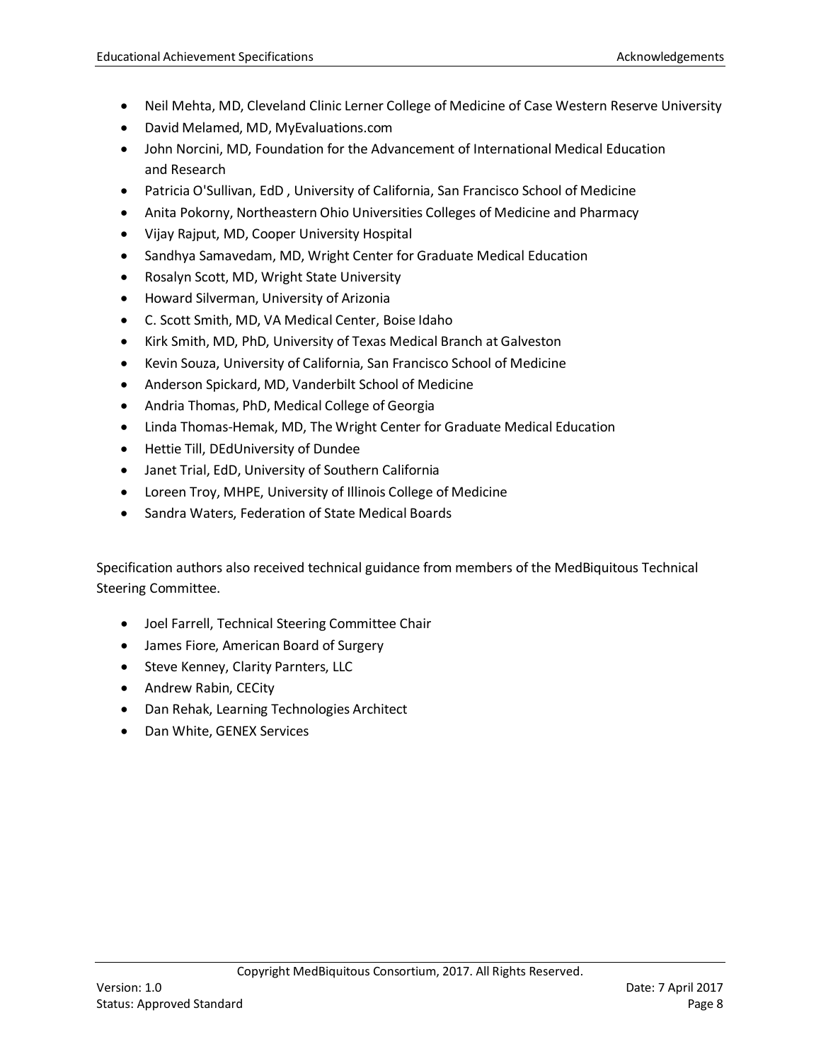- Neil Mehta, MD, Cleveland Clinic Lerner College of Medicine of Case Western Reserve University
- David Melamed, MD, MyEvaluations.com
- John Norcini, MD, Foundation for the Advancement of International Medical Education and Research
- Patricia O'Sullivan, EdD , University of California, San Francisco School of Medicine
- Anita Pokorny, Northeastern Ohio Universities Colleges of Medicine and Pharmacy
- Vijay Rajput, MD, Cooper University Hospital
- Sandhya Samavedam, MD, Wright Center for Graduate Medical Education
- Rosalyn Scott, MD, Wright State University
- Howard Silverman, University of Arizona
- C. Scott Smith, MD, VA Medical Center, Boise Idaho
- Kirk Smith, MD, PhD, University of Texas Medical Branch at Galveston
- Kevin Souza, University of California, San Francisco School of Medicine
- Anderson Spickard, MD, Vanderbilt School of Medicine
- Andria Thomas, PhD, Medical College of Georgia
- Linda Thomas-Hemak, MD, The Wright Center for Graduate Medical Education
- Hettie Till, DEdUniversity of Dundee
- Janet Trial, EdD, University of Southern California
- Loreen Troy, MHPE, University of Illinois College of Medicine
- Sandra Waters, Federation of State Medical Boards

Specification authors also received technical guidance from members of the MedBiquitous Technical Steering Committee.

- Joel Farrell, Technical Steering Committee Chair
- James Fiore, American Board of Surgery
- Steve Kenney, Clarity Parnters, LLC
- Andrew Rabin, CECity
- Dan Rehak, Learning Technologies Architect
- Dan White, GENEX Services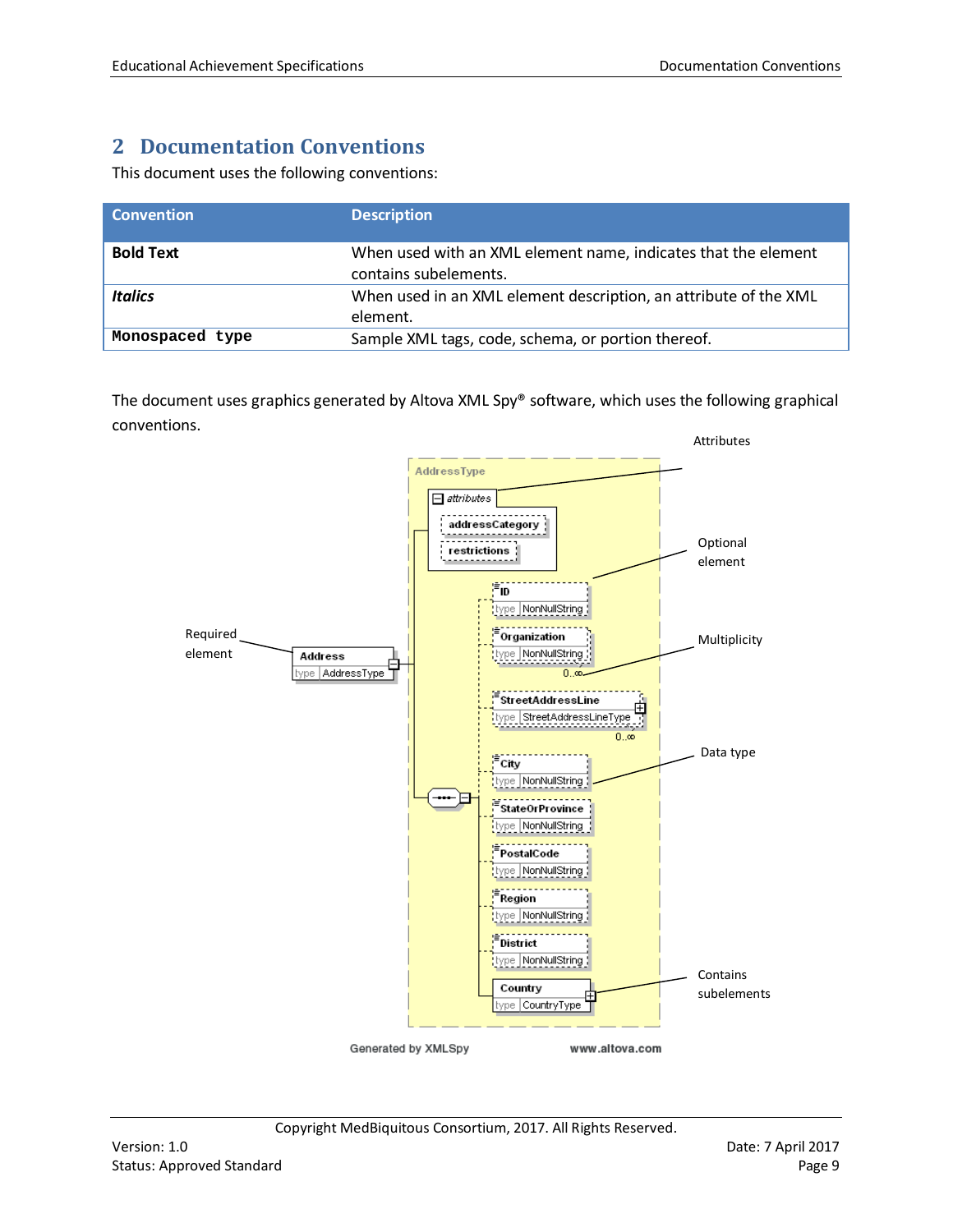# 2 Documentation Conventions

This document uses the following conventions:

| Convention | Description |
|---|---|
| **Bold Text** | When used with an XML element name, indicates that the element contains subelements. |
| ***Italics*** | When used in an XML element description, an attribute of the XML element. |
| `Monospaced type` | Sample XML tags, code, schema, or portion thereof. |

The document uses graphics generated by Altova XML Spy® software, which uses the following graphical conventions.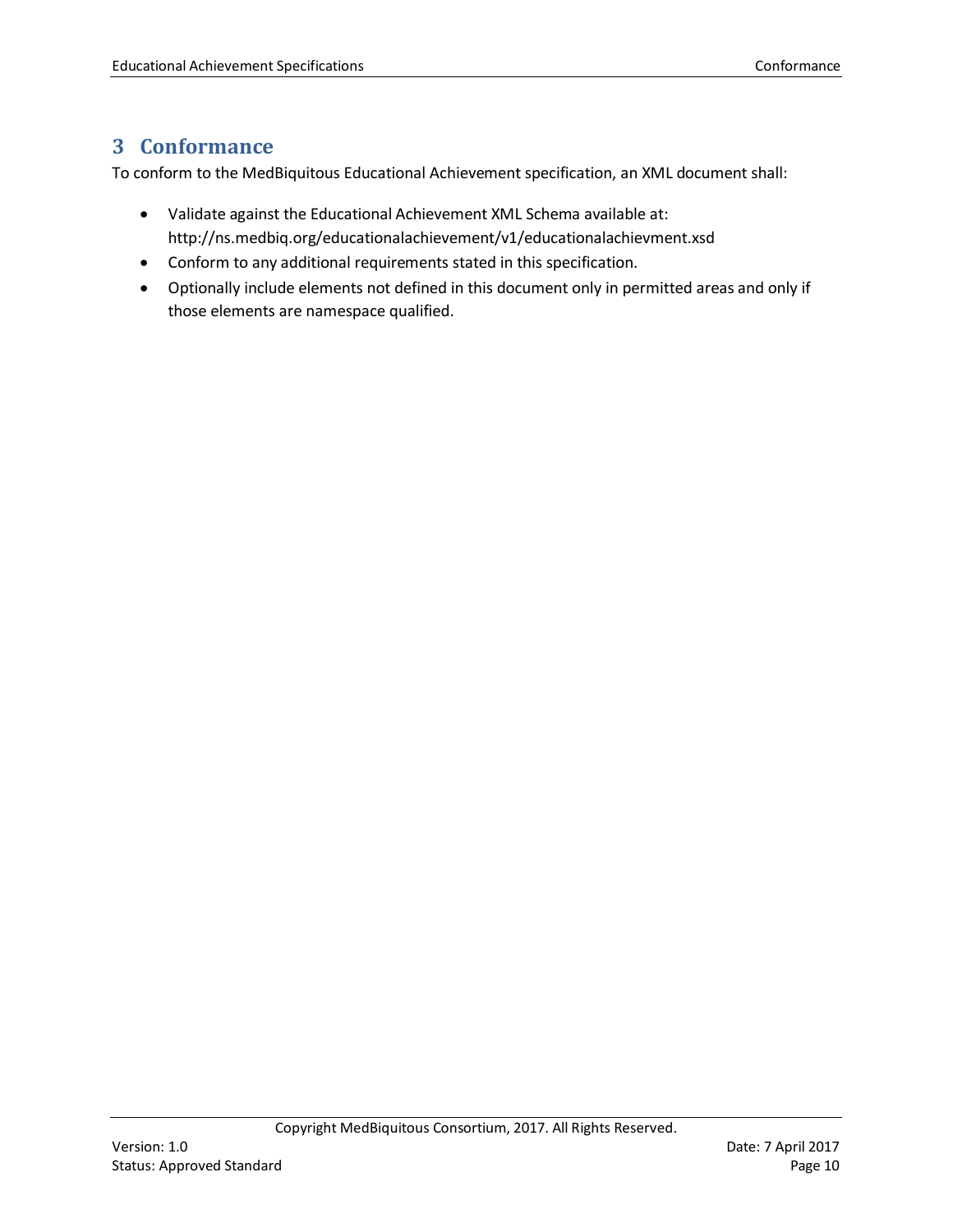# 3 Conformance

To conform to the MedBiquitous Educational Achievement specification, an XML document shall:

- Validate against the Educational Achievement XML Schema available at: http://ns.medbiq.org/educationalachievement/v1/educationalachievment.xsd
- Conform to any additional requirements stated in this specification.
- Optionally include elements not defined in this document only in permitted areas and only if those elements are namespace qualified.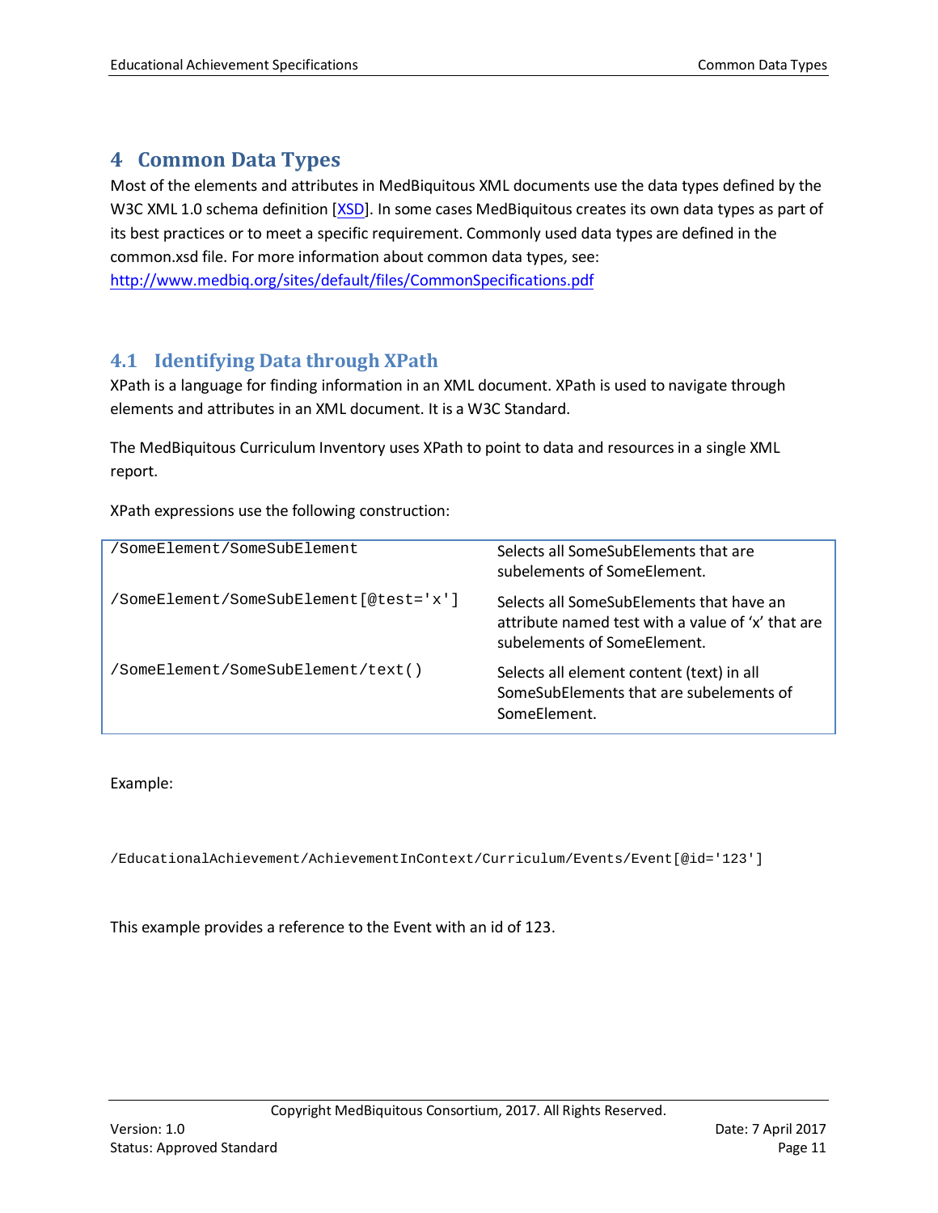# 4 Common Data Types

Most of the elements and attributes in MedBiquitous XML documents use the data types defined by the W3C XML 1.0 schema definition [XSD]. In some cases MedBiquitous creates its own data types as part of its best practices or to meet a specific requirement. Commonly used data types are defined in the common.xsd file. For more information about common data types, see: http://www.medbiq.org/sites/default/files/CommonSpecifications.pdf

## 4.1 Identifying Data through XPath

XPath is a language for finding information in an XML document. XPath is used to navigate through elements and attributes in an XML document. It is a W3C Standard.

The MedBiquitous Curriculum Inventory uses XPath to point to data and resources in a single XML report.

XPath expressions use the following construction:

| | |
|---|---|
| `/SomeElement/SomeSubElement` | Selects all SomeSubElements that are subelements of SomeElement. |
| `/SomeElement/SomeSubElement[@test='x']` | Selects all SomeSubElements that have an attribute named test with a value of 'x' that are subelements of SomeElement. |
| `/SomeElement/SomeSubElement/text()` | Selects all element content (text) in all SomeSubElements that are subelements of SomeElement. |

Example:

```
/EducationalAchievement/AchievementInContext/Curriculum/Events/Event[@id='123']
```

This example provides a reference to the Event with an id of 123.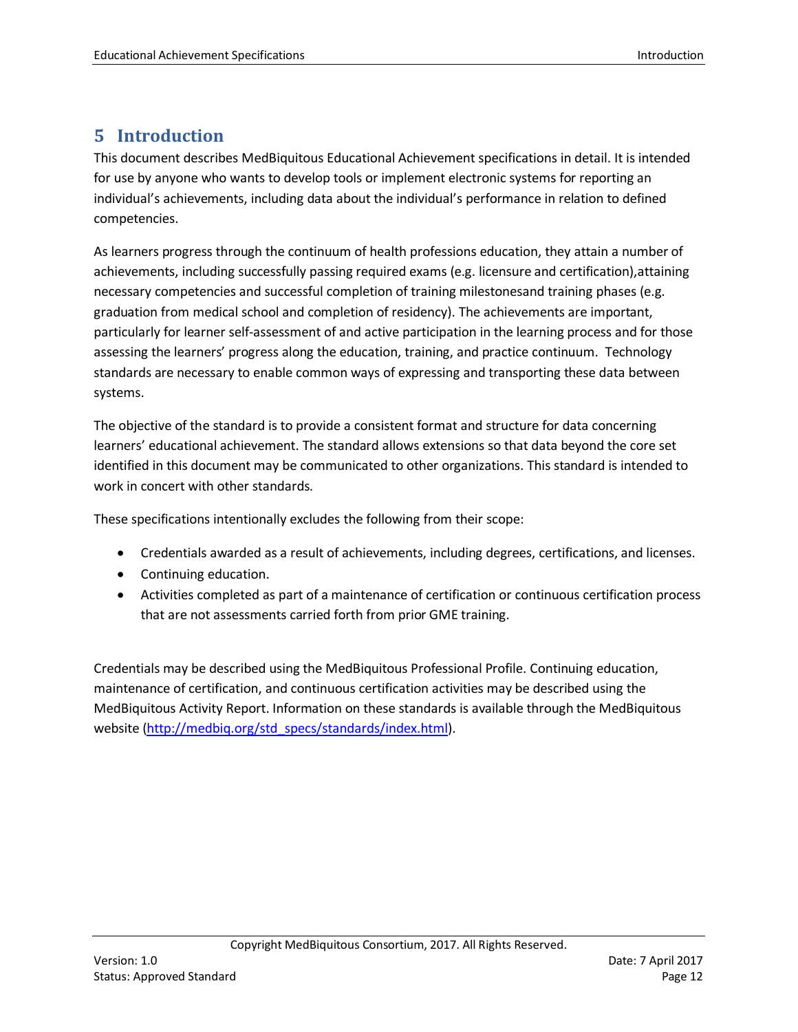# 5 Introduction

This document describes MedBiquitous Educational Achievement specifications in detail. It is intended for use by anyone who wants to develop tools or implement electronic systems for reporting an individual's achievements, including data about the individual's performance in relation to defined competencies.

As learners progress through the continuum of health professions education, they attain a number of achievements, including successfully passing required exams (e.g. licensure and certification),attaining necessary competencies and successful completion of training milestonesand training phases (e.g. graduation from medical school and completion of residency). The achievements are important, particularly for learner self-assessment of and active participation in the learning process and for those assessing the learners' progress along the education, training, and practice continuum. Technology standards are necessary to enable common ways of expressing and transporting these data between systems.

The objective of the standard is to provide a consistent format and structure for data concerning learners' educational achievement. The standard allows extensions so that data beyond the core set identified in this document may be communicated to other organizations. This standard is intended to work in concert with other standards.

These specifications intentionally excludes the following from their scope:

- Credentials awarded as a result of achievements, including degrees, certifications, and licenses.
- Continuing education.
- Activities completed as part of a maintenance of certification or continuous certification process that are not assessments carried forth from prior GME training.

Credentials may be described using the MedBiquitous Professional Profile. Continuing education, maintenance of certification, and continuous certification activities may be described using the MedBiquitous Activity Report. Information on these standards is available through the MedBiquitous website (http://medbiq.org/std_specs/standards/index.html).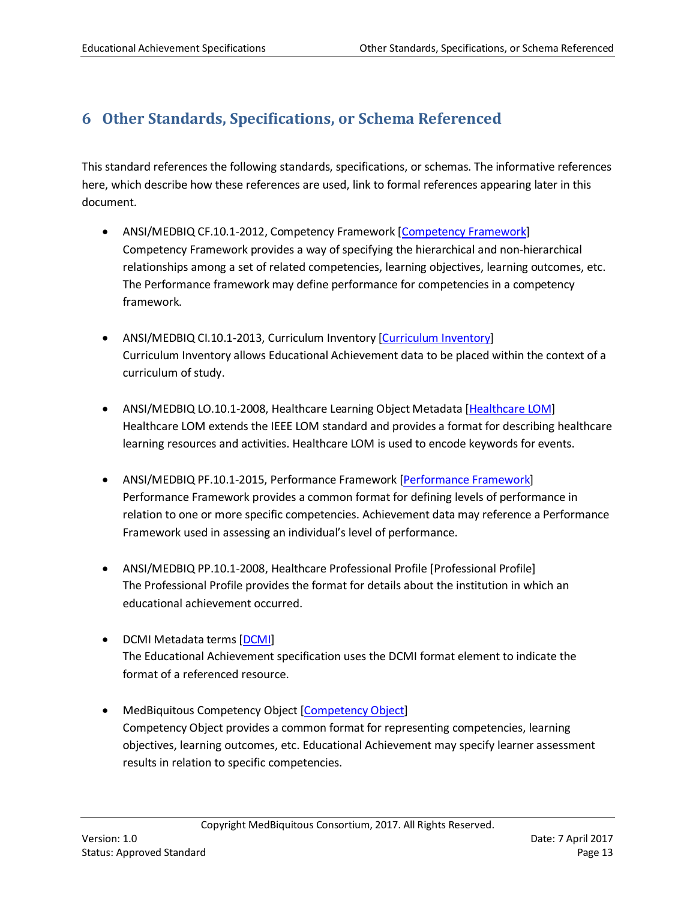# 6 Other Standards, Specifications, or Schema Referenced

This standard references the following standards, specifications, or schemas. The informative references here, which describe how these references are used, link to formal references appearing later in this document.

- ANSI/MEDBIQ CF.10.1-2012, Competency Framework [Competency Framework]
  Competency Framework provides a way of specifying the hierarchical and non-hierarchical relationships among a set of related competencies, learning objectives, learning outcomes, etc. The Performance framework may define performance for competencies in a competency framework.

- ANSI/MEDBIQ CI.10.1-2013, Curriculum Inventory [Curriculum Inventory]
  Curriculum Inventory allows Educational Achievement data to be placed within the context of a curriculum of study.

- ANSI/MEDBIQ LO.10.1-2008, Healthcare Learning Object Metadata [Healthcare LOM]
  Healthcare LOM extends the IEEE LOM standard and provides a format for describing healthcare learning resources and activities. Healthcare LOM is used to encode keywords for events.

- ANSI/MEDBIQ PF.10.1-2015, Performance Framework [Performance Framework]
  Performance Framework provides a common format for defining levels of performance in relation to one or more specific competencies. Achievement data may reference a Performance Framework used in assessing an individual's level of performance.

- ANSI/MEDBIQ PP.10.1-2008, Healthcare Professional Profile [Professional Profile]
  The Professional Profile provides the format for details about the institution in which an educational achievement occurred.

- DCMI Metadata terms [DCMI]
  The Educational Achievement specification uses the DCMI format element to indicate the format of a referenced resource.

- MedBiquitous Competency Object [Competency Object]
  Competency Object provides a common format for representing competencies, learning objectives, learning outcomes, etc. Educational Achievement may specify learner assessment results in relation to specific competencies.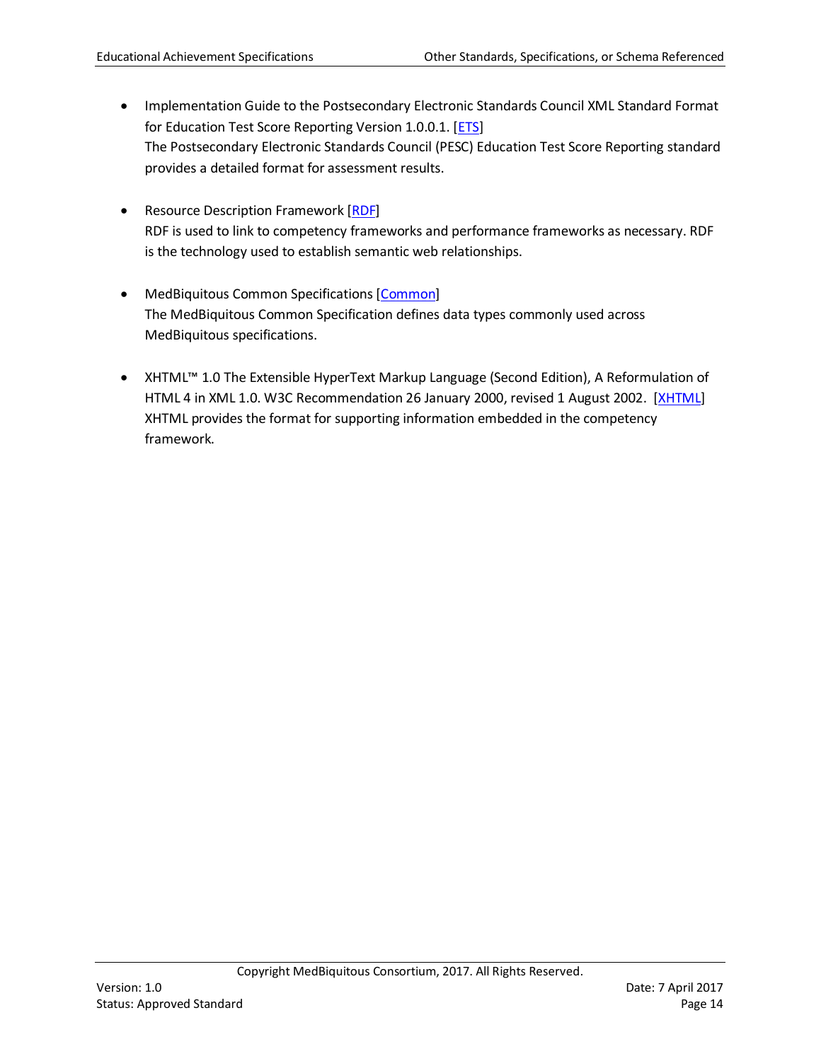- Implementation Guide to the Postsecondary Electronic Standards Council XML Standard Format for Education Test Score Reporting Version 1.0.0.1. [ETS]
  The Postsecondary Electronic Standards Council (PESC) Education Test Score Reporting standard provides a detailed format for assessment results.

- Resource Description Framework [RDF]
  RDF is used to link to competency frameworks and performance frameworks as necessary. RDF is the technology used to establish semantic web relationships.

- MedBiquitous Common Specifications [Common]
  The MedBiquitous Common Specification defines data types commonly used across MedBiquitous specifications.

- XHTML™ 1.0 The Extensible HyperText Markup Language (Second Edition), A Reformulation of HTML 4 in XML 1.0. W3C Recommendation 26 January 2000, revised 1 August 2002. [XHTML]
  XHTML provides the format for supporting information embedded in the competency framework.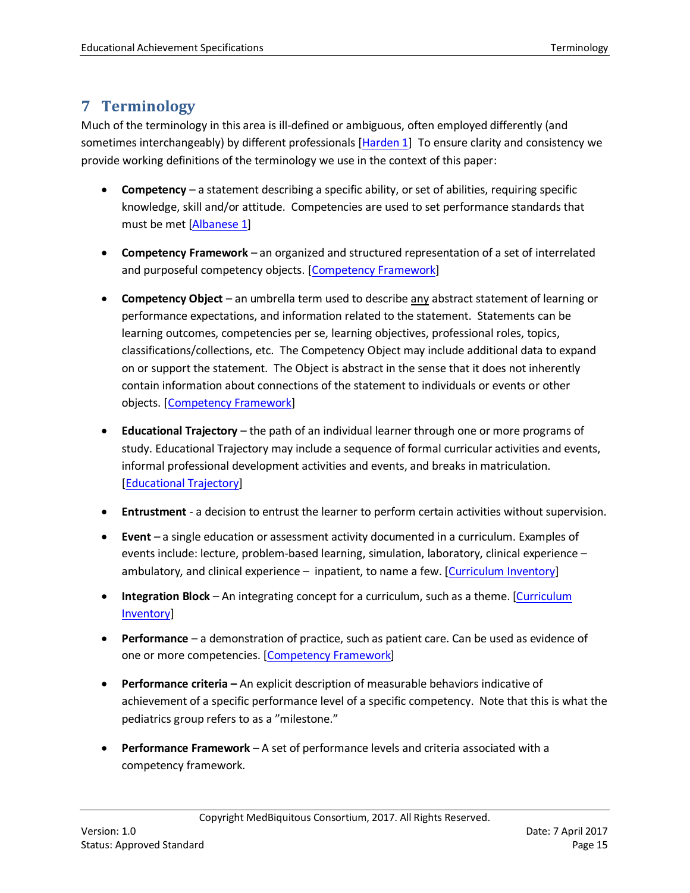## 7 Terminology

Much of the terminology in this area is ill-defined or ambiguous, often employed differently (and sometimes interchangeably) by different professionals [Harden 1] To ensure clarity and consistency we provide working definitions of the terminology we use in the context of this paper:

- **Competency** – a statement describing a specific ability, or set of abilities, requiring specific knowledge, skill and/or attitude. Competencies are used to set performance standards that must be met [Albanese 1]

- **Competency Framework** – an organized and structured representation of a set of interrelated and purposeful competency objects. [Competency Framework]

- **Competency Object** – an umbrella term used to describe any abstract statement of learning or performance expectations, and information related to the statement. Statements can be learning outcomes, competencies per se, learning objectives, professional roles, topics, classifications/collections, etc. The Competency Object may include additional data to expand on or support the statement. The Object is abstract in the sense that it does not inherently contain information about connections of the statement to individuals or events or other objects. [Competency Framework]

- **Educational Trajectory** – the path of an individual learner through one or more programs of study. Educational Trajectory may include a sequence of formal curricular activities and events, informal professional development activities and events, and breaks in matriculation. [Educational Trajectory]

- **Entrustment** - a decision to entrust the learner to perform certain activities without supervision.

- **Event** – a single education or assessment activity documented in a curriculum. Examples of events include: lecture, problem-based learning, simulation, laboratory, clinical experience – ambulatory, and clinical experience – inpatient, to name a few. [Curriculum Inventory]

- **Integration Block** – An integrating concept for a curriculum, such as a theme. [Curriculum Inventory]

- **Performance** – a demonstration of practice, such as patient care. Can be used as evidence of one or more competencies. [Competency Framework]

- **Performance criteria –** An explicit description of measurable behaviors indicative of achievement of a specific performance level of a specific competency. Note that this is what the pediatrics group refers to as a "milestone."

- **Performance Framework** – A set of performance levels and criteria associated with a competency framework.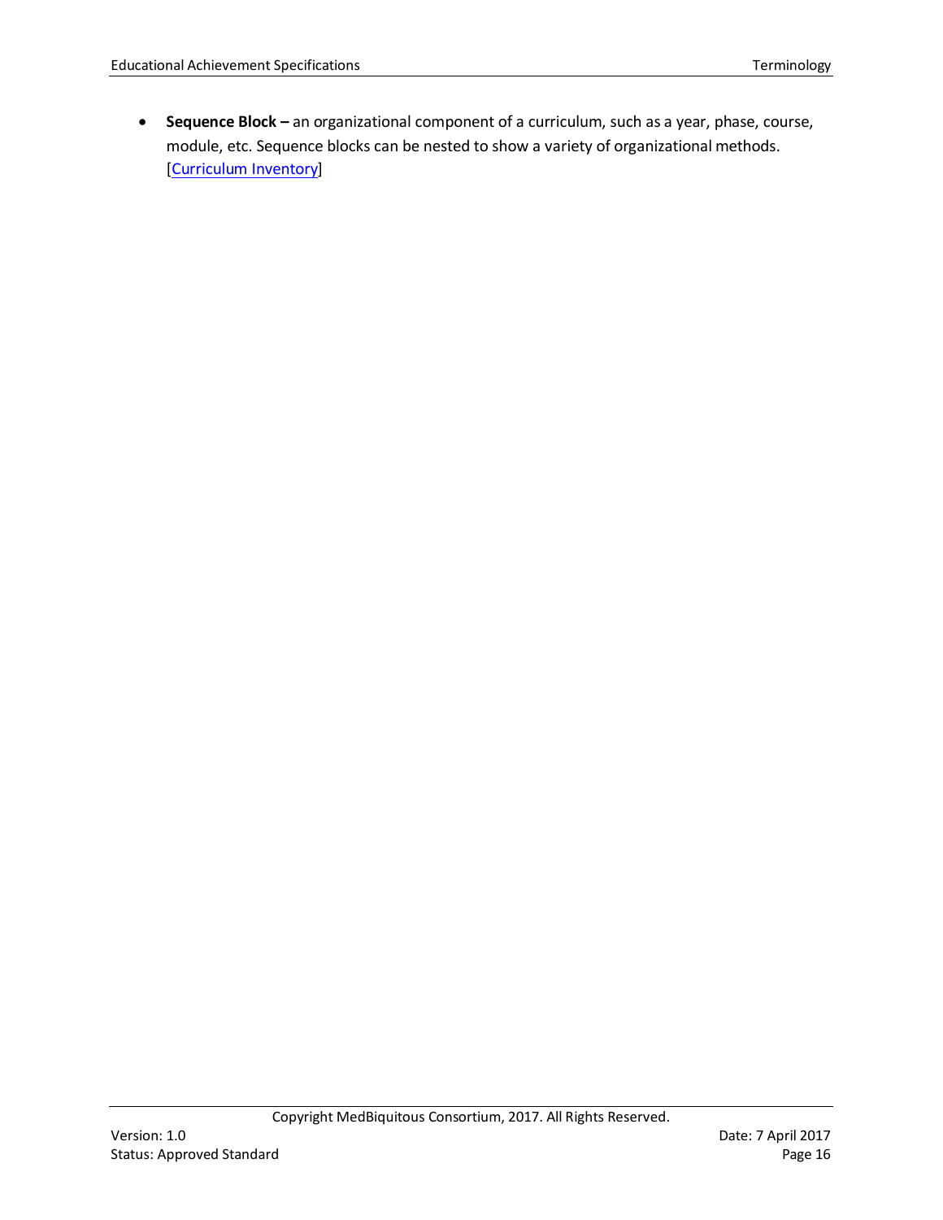- **Sequence Block –** an organizational component of a curriculum, such as a year, phase, course, module, etc. Sequence blocks can be nested to show a variety of organizational methods. [Curriculum Inventory]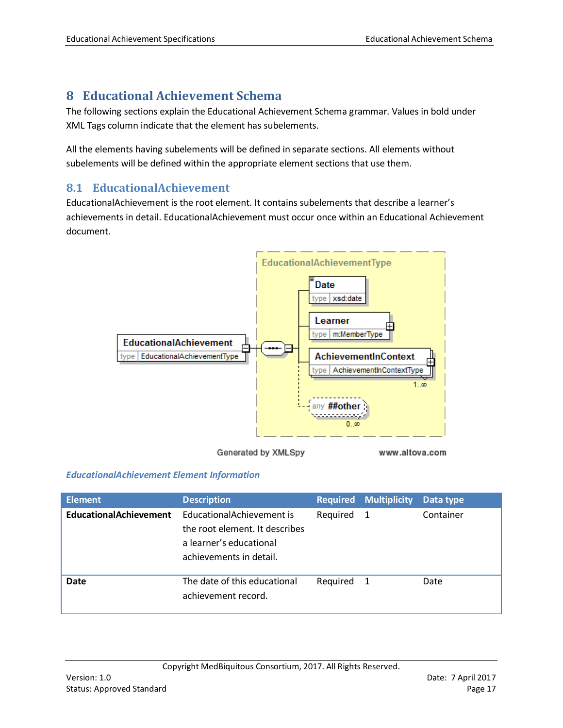# 8 Educational Achievement Schema

The following sections explain the Educational Achievement Schema grammar. Values in bold under XML Tags column indicate that the element has subelements.

All the elements having subelements will be defined in separate sections. All elements without subelements will be defined within the appropriate element sections that use them.

## 8.1 EducationalAchievement

EducationalAchievement is the root element. It contains subelements that describe a learner's achievements in detail. EducationalAchievement must occur once within an Educational Achievement document.

***EducationalAchievement Element Information***

| Element | Description | Required | Multiplicity | Data type |
|---|---|---|---|---|
| **EducationalAchievement** | EducationalAchievement is the root element. It describes a learner's educational achievements in detail. | Required | 1 | Container |
| **Date** | The date of this educational achievement record. | Required | 1 | Date |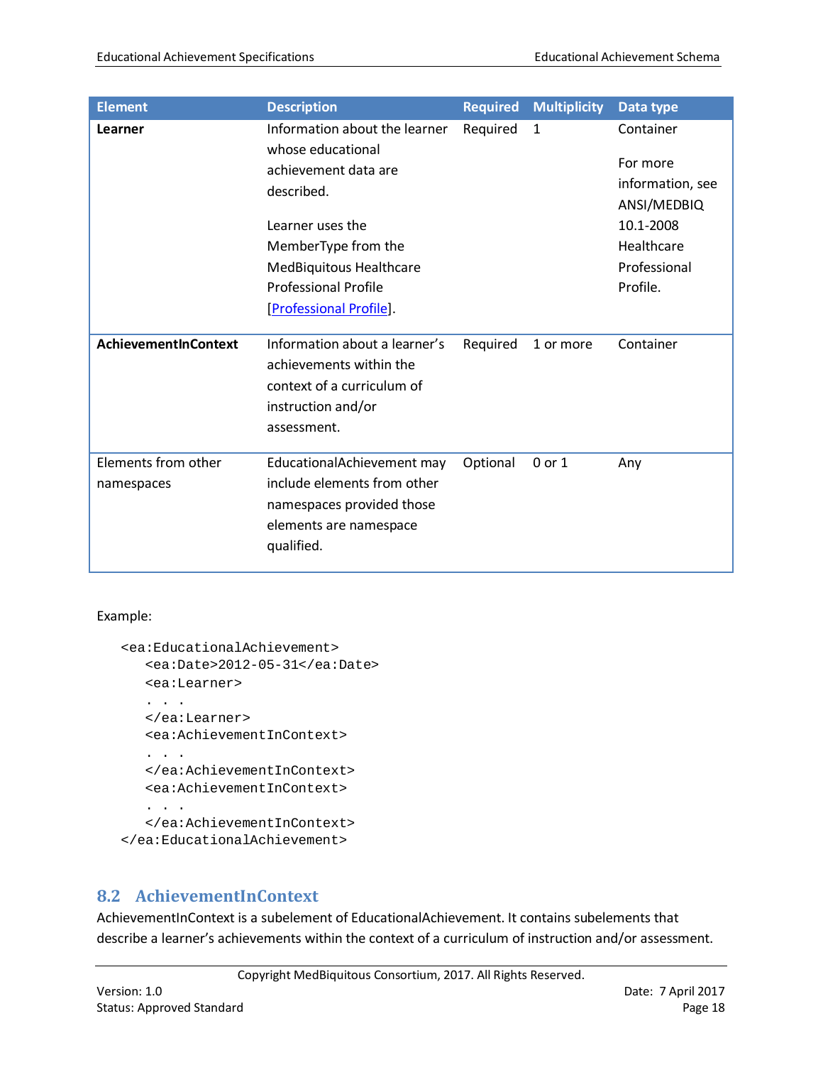| Element | Description | Required | Multiplicity | Data type |
|---|---|---|---|---|
| **Learner** | Information about the learner whose educational achievement data are described.<br><br>Learner uses the MemberType from the MedBiquitous Healthcare Professional Profile [Professional Profile]. | Required | 1 | Container<br><br>For more information, see ANSI/MEDBIQ 10.1-2008 Healthcare Professional Profile. |
| **AchievementInContext** | Information about a learner's achievements within the context of a curriculum of instruction and/or assessment. | Required | 1 or more | Container |
| Elements from other namespaces | EducationalAchievement may include elements from other namespaces provided those elements are namespace qualified. | Optional | 0 or 1 | Any |

Example:

```
<ea:EducationalAchievement>
   <ea:Date>2012-05-31</ea:Date>
   <ea:Learner>
   . . .
   </ea:Learner>
   <ea:AchievementInContext>
   . . .
   </ea:AchievementInContext>
   <ea:AchievementInContext>
   . . .
   </ea:AchievementInContext>
</ea:EducationalAchievement>
```

## 8.2 AchievementInContext

AchievementInContext is a subelement of EducationalAchievement. It contains subelements that describe a learner's achievements within the context of a curriculum of instruction and/or assessment.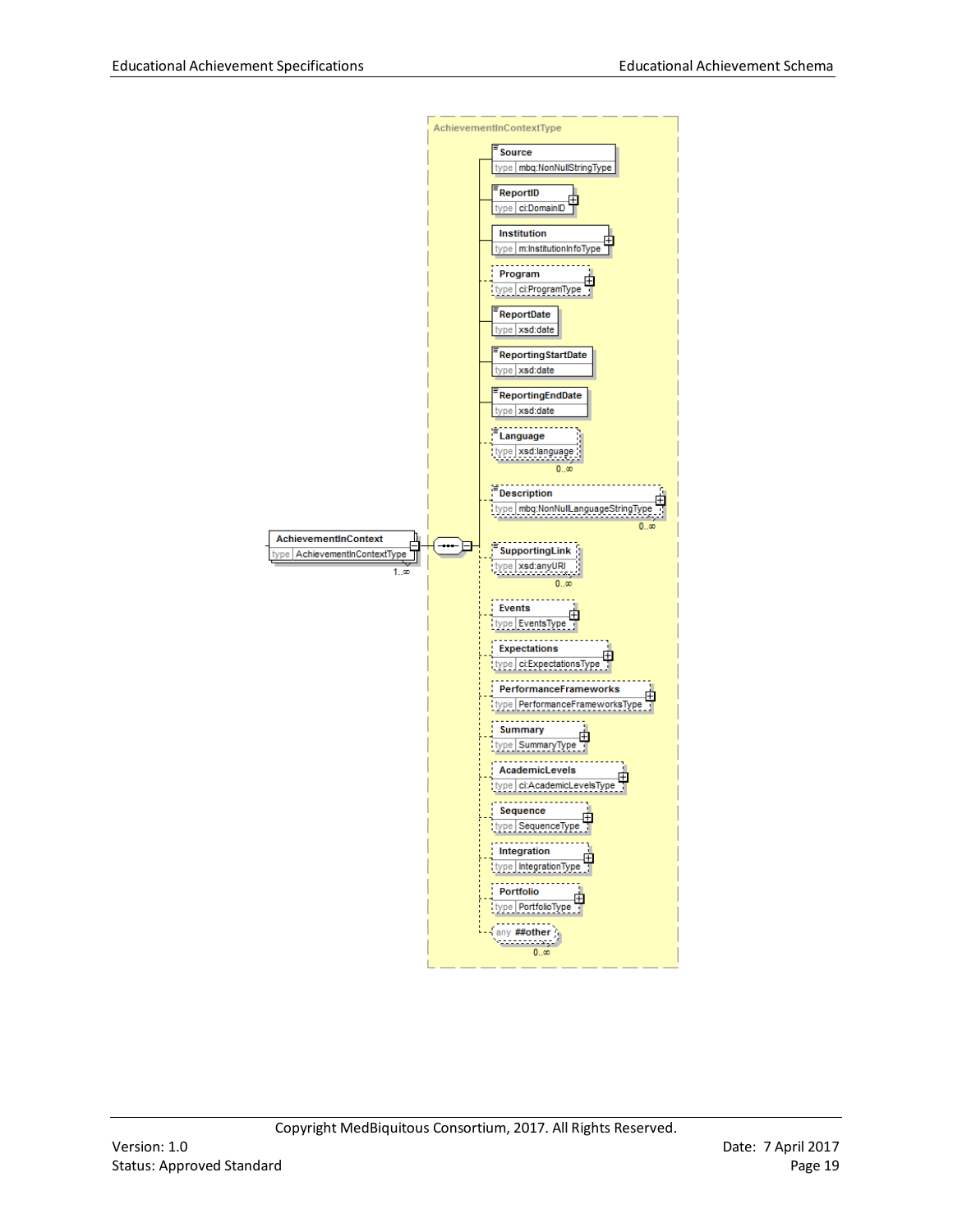AchievementInContext
type AchievementInContextType
1..∞

AchievementInContextType

- Source — type mbq:NonNullStringType
- ReportID — type ci:DomainID
- Institution — type m:InstitutionInfoType
- Program — type ci:ProgramType
- ReportDate — type xsd:date
- ReportingStartDate — type xsd:date
- ReportingEndDate — type xsd:date
- Language — type xsd:language (0..∞)
- Description — type mbq:NonNullLanguageStringType (0..∞)
- SupportingLink — type xsd:anyURI (0..∞)
- Events — type EventsType
- Expectations — type ci:ExpectationsType
- PerformanceFrameworks — type PerformanceFrameworksType
- Summary — type SummaryType
- AcademicLevels — type ci:AcademicLevelsType
- Sequence — type SequenceType
- Integration — type IntegrationType
- Portfolio — type PortfolioType
- any ##other (0..∞)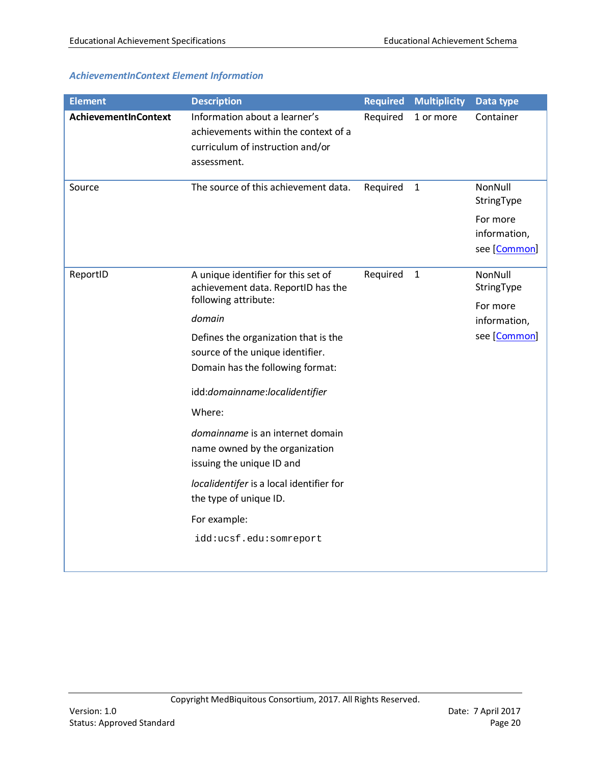### *AchievementInContext Element Information*

| Element | Description | Required | Multiplicity | Data type |
|---|---|---|---|---|
| **AchievementInContext** | Information about a learner's achievements within the context of a curriculum of instruction and/or assessment. | Required | 1 or more | Container |
| Source | The source of this achievement data. | Required | 1 | NonNull StringType<br><br>For more information, see [Common] |
| ReportID | A unique identifier for this set of achievement data. ReportID has the following attribute:<br><br>*domain*<br><br>Defines the organization that is the source of the unique identifier. Domain has the following format:<br><br>idd:*domainname*:*localidentifier*<br><br>Where:<br><br>*domainname* is an internet domain name owned by the organization issuing the unique ID and<br><br>*localidentifer* is a local identifier for the type of unique ID.<br><br>For example:<br><br>`idd:ucsf.edu:somreport` | Required | 1 | NonNull StringType<br><br>For more information, see [Common] |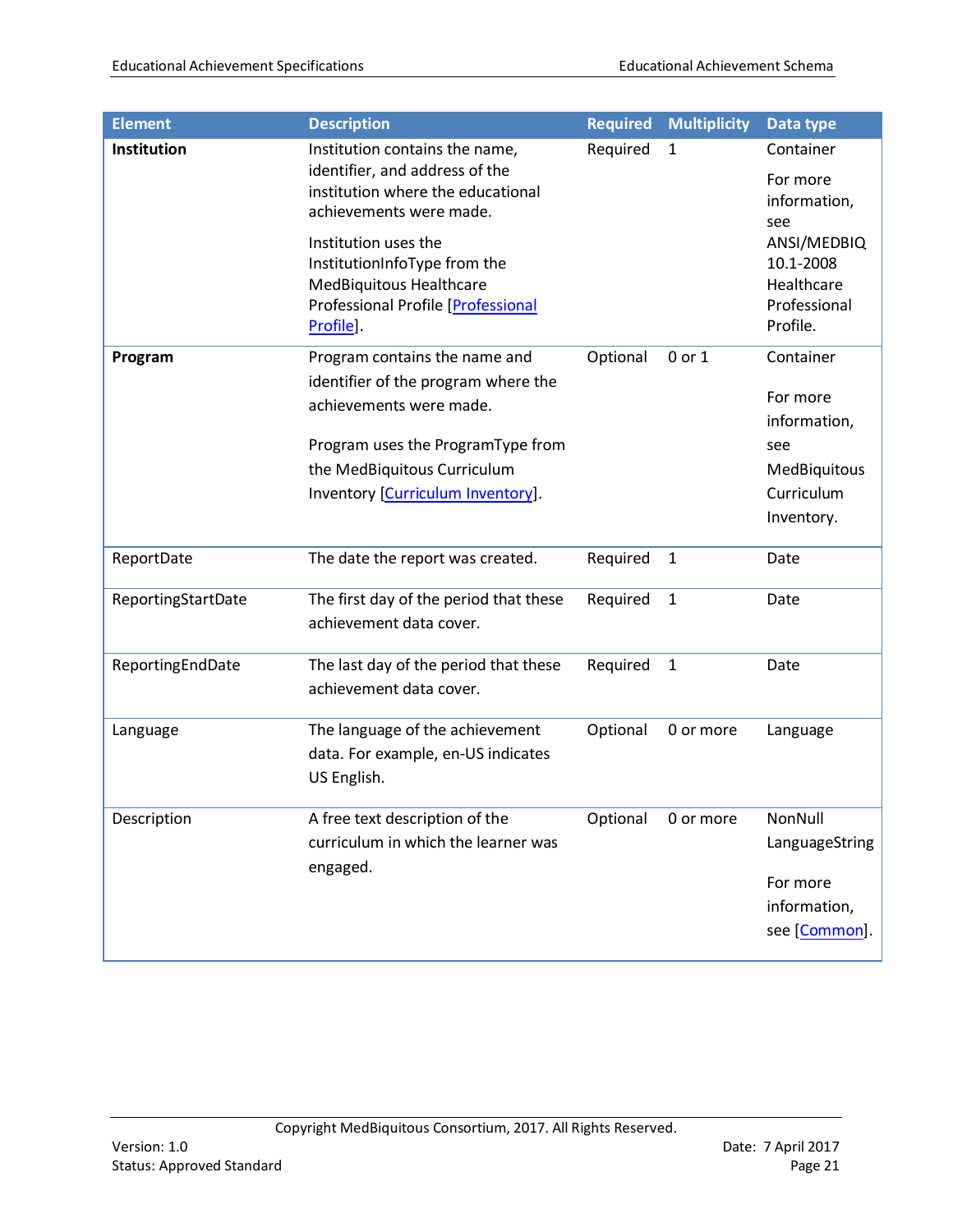| Element | Description | Required | Multiplicity | Data type |
|---|---|---|---|---|
| **Institution** | Institution contains the name, identifier, and address of the institution where the educational achievements were made.<br><br>Institution uses the InstitutionInfoType from the MedBiquitous Healthcare Professional Profile [Professional Profile]. | Required | 1 | Container<br><br>For more information, see ANSI/MEDBIQ 10.1-2008 Healthcare Professional Profile. |
| **Program** | Program contains the name and identifier of the program where the achievements were made.<br><br>Program uses the ProgramType from the MedBiquitous Curriculum Inventory [Curriculum Inventory]. | Optional | 0 or 1 | Container<br><br>For more information, see MedBiquitous Curriculum Inventory. |
| ReportDate | The date the report was created. | Required | 1 | Date |
| ReportingStartDate | The first day of the period that these achievement data cover. | Required | 1 | Date |
| ReportingEndDate | The last day of the period that these achievement data cover. | Required | 1 | Date |
| Language | The language of the achievement data. For example, en-US indicates US English. | Optional | 0 or more | Language |
| Description | A free text description of the curriculum in which the learner was engaged. | Optional | 0 or more | NonNull LanguageString<br><br>For more information, see [Common]. |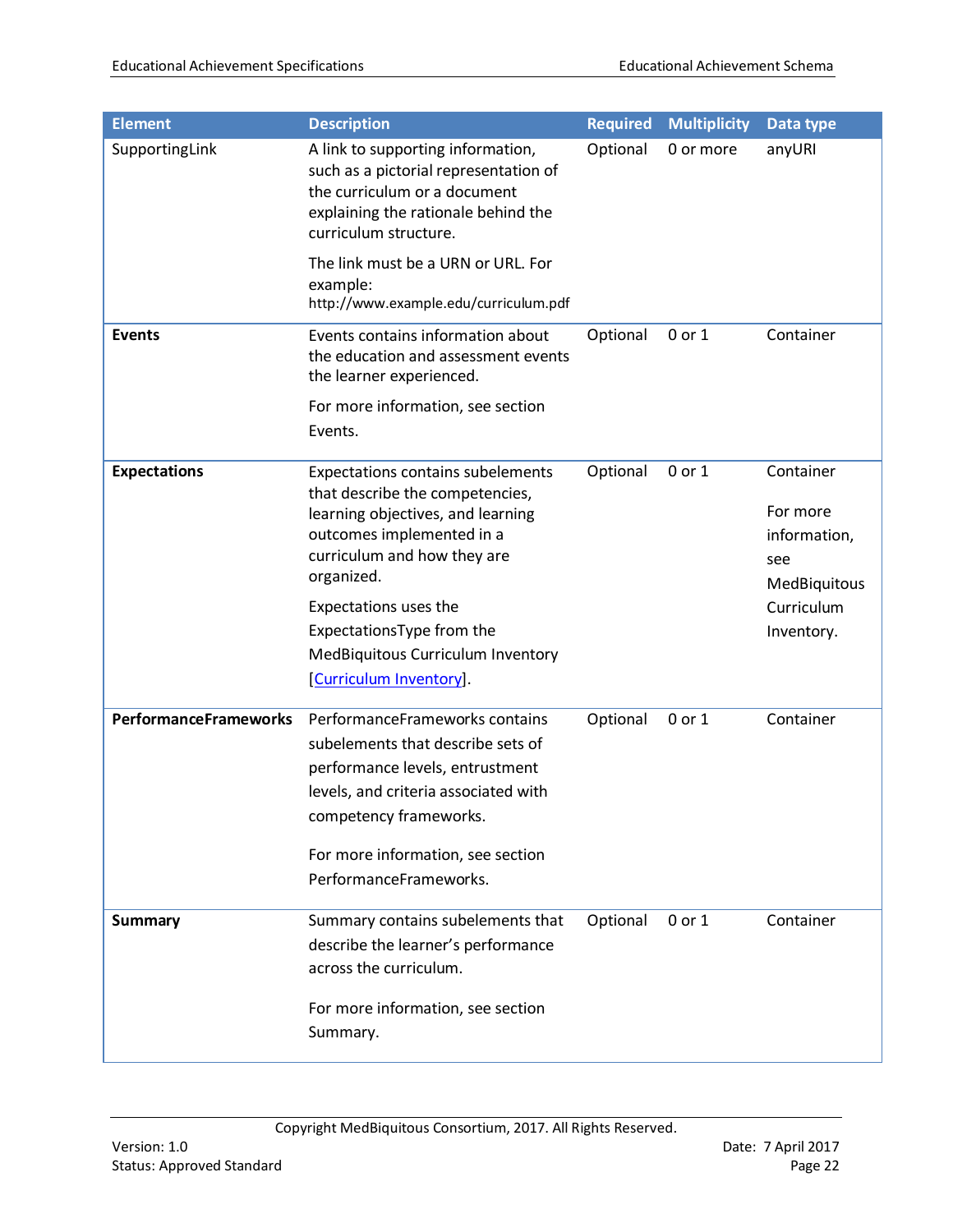| Element | Description | Required | Multiplicity | Data type |
|---|---|---|---|---|
| SupportingLink | A link to supporting information, such as a pictorial representation of the curriculum or a document explaining the rationale behind the curriculum structure. The link must be a URN or URL. For example: http://www.example.edu/curriculum.pdf | Optional | 0 or more | anyURI |
| **Events** | Events contains information about the education and assessment events the learner experienced. For more information, see section Events. | Optional | 0 or 1 | Container |
| **Expectations** | Expectations contains subelements that describe the competencies, learning objectives, and learning outcomes implemented in a curriculum and how they are organized. Expectations uses the ExpectationsType from the MedBiquitous Curriculum Inventory [Curriculum Inventory]. | Optional | 0 or 1 | Container For more information, see MedBiquitous Curriculum Inventory. |
| **PerformanceFrameworks** | PerformanceFrameworks contains subelements that describe sets of performance levels, entrustment levels, and criteria associated with competency frameworks. For more information, see section PerformanceFrameworks. | Optional | 0 or 1 | Container |
| **Summary** | Summary contains subelements that describe the learner's performance across the curriculum. For more information, see section Summary. | Optional | 0 or 1 | Container |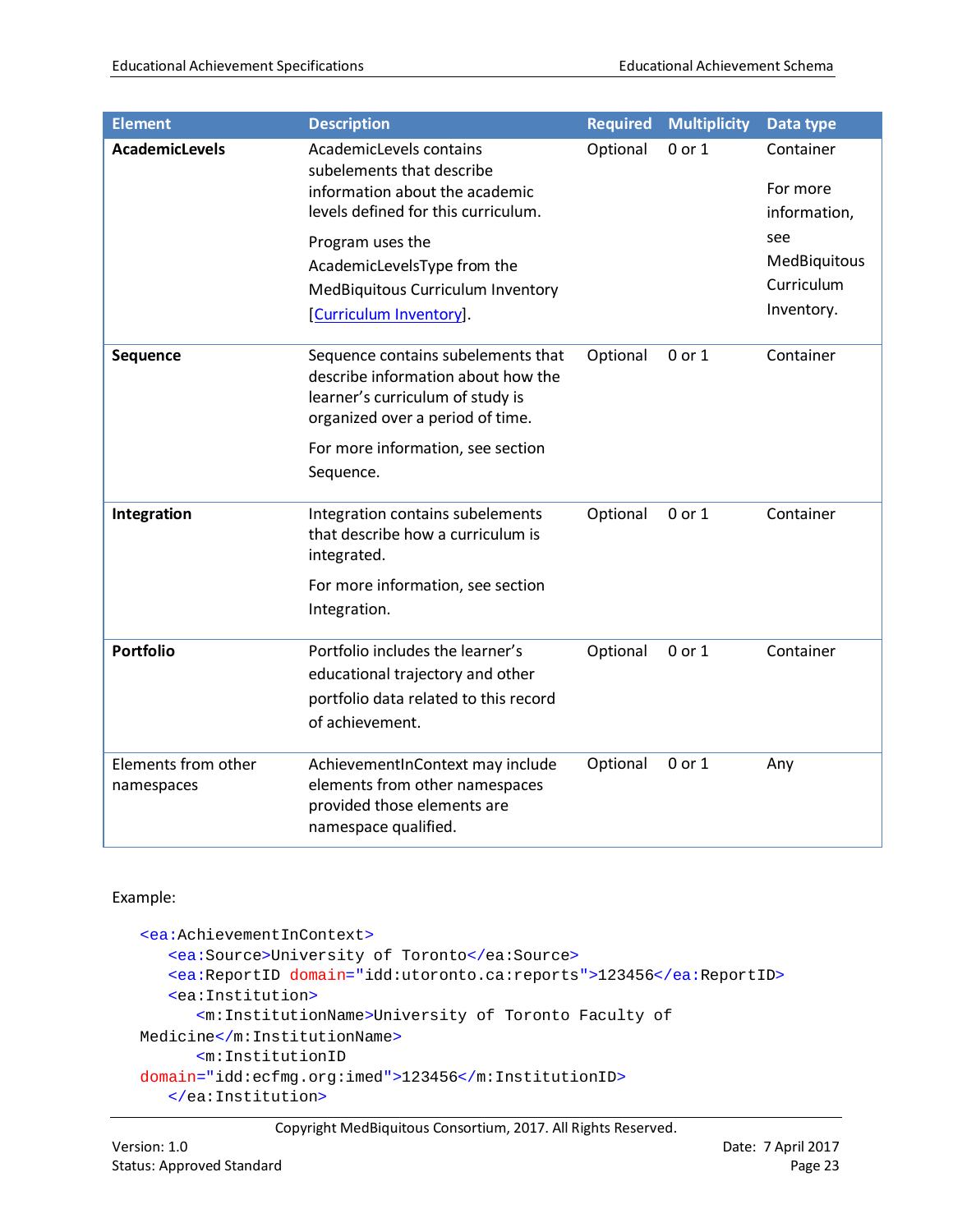| Element | Description | Required | Multiplicity | Data type |
|---|---|---|---|---|
| **AcademicLevels** | AcademicLevels contains subelements that describe information about the academic levels defined for this curriculum.<br><br>Program uses the AcademicLevelsType from the MedBiquitous Curriculum Inventory [Curriculum Inventory]. | Optional | 0 or 1 | Container<br><br>For more information, see MedBiquitous Curriculum Inventory. |
| **Sequence** | Sequence contains subelements that describe information about how the learner's curriculum of study is organized over a period of time.<br><br>For more information, see section Sequence. | Optional | 0 or 1 | Container |
| **Integration** | Integration contains subelements that describe how a curriculum is integrated.<br><br>For more information, see section Integration. | Optional | 0 or 1 | Container |
| **Portfolio** | Portfolio includes the learner's educational trajectory and other portfolio data related to this record of achievement. | Optional | 0 or 1 | Container |
| Elements from other namespaces | AchievementInContext may include elements from other namespaces provided those elements are namespace qualified. | Optional | 0 or 1 | Any |

Example:

```
<ea:AchievementInContext>
   <ea:Source>University of Toronto</ea:Source>
   <ea:ReportID domain="idd:utoronto.ca:reports">123456</ea:ReportID>
   <ea:Institution>
      <m:InstitutionName>University of Toronto Faculty of
Medicine</m:InstitutionName>
      <m:InstitutionID
domain="idd:ecfmg.org:imed">123456</m:InstitutionID>
   </ea:Institution>
```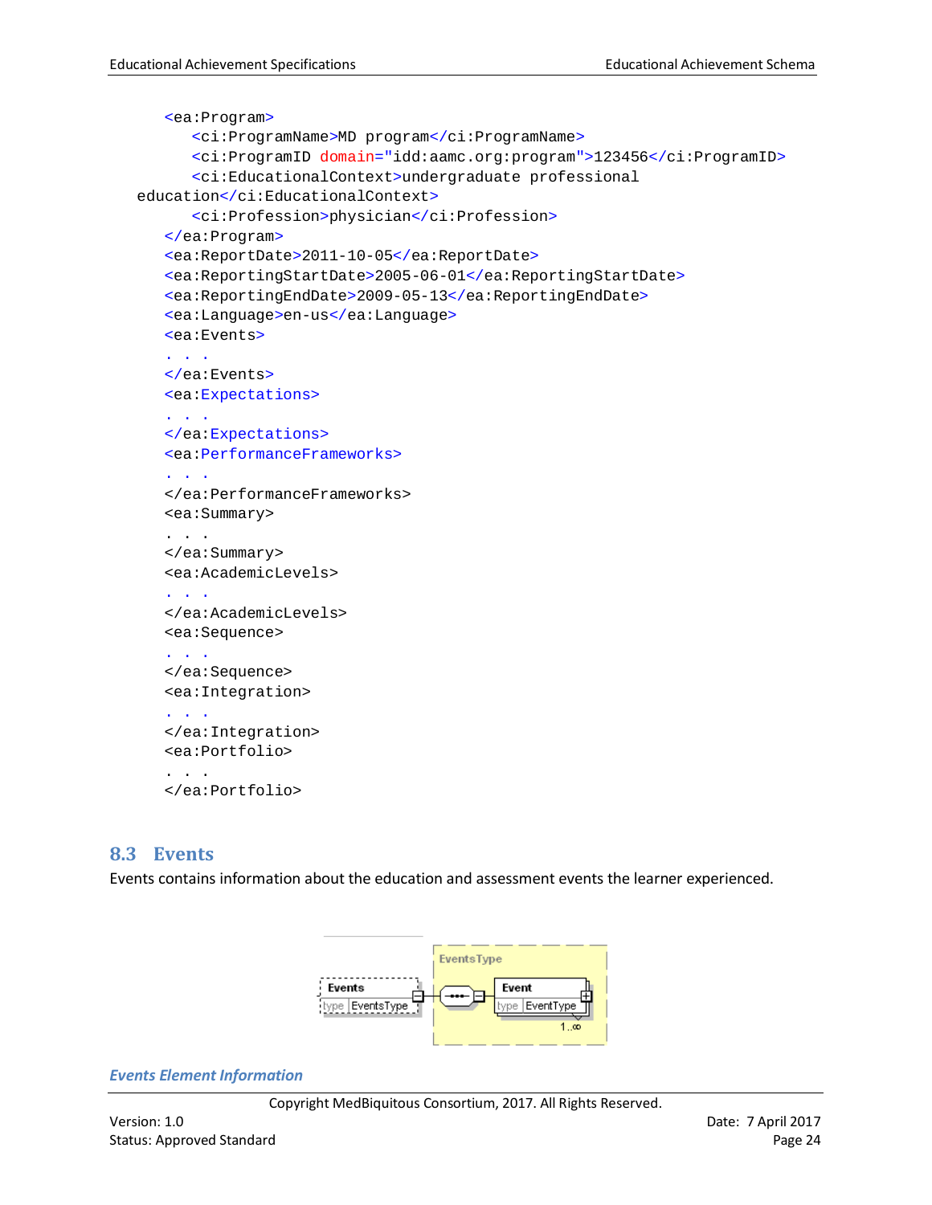```
    <ea:Program>
       <ci:ProgramName>MD program</ci:ProgramName>
       <ci:ProgramID domain="idd:aamc.org:program">123456</ci:ProgramID>
       <ci:EducationalContext>undergraduate professional
 education</ci:EducationalContext>
       <ci:Profession>physician</ci:Profession>
    </ea:Program>
    <ea:ReportDate>2011-10-05</ea:ReportDate>
    <ea:ReportingStartDate>2005-06-01</ea:ReportingStartDate>
    <ea:ReportingEndDate>2009-05-13</ea:ReportingEndDate>
    <ea:Language>en-us</ea:Language>
    <ea:Events>
    . . .
    </ea:Events>
    <ea:Expectations>
    . . .
    </ea:Expectations>
    <ea:PerformanceFrameworks>
    . . .
    </ea:PerformanceFrameworks>
    <ea:Summary>
    . . .
    </ea:Summary>
    <ea:AcademicLevels>
    . . .
    </ea:AcademicLevels>
    <ea:Sequence>
    . . .
    </ea:Sequence>
    <ea:Integration>
    . . .
    </ea:Integration>
    <ea:Portfolio>
    . . .
    </ea:Portfolio>
```

## 8.3 Events

Events contains information about the education and assessment events the learner experienced.

Events | type EventsType — EventsType: Event | type EventType | 1..∞

### *Events Element Information*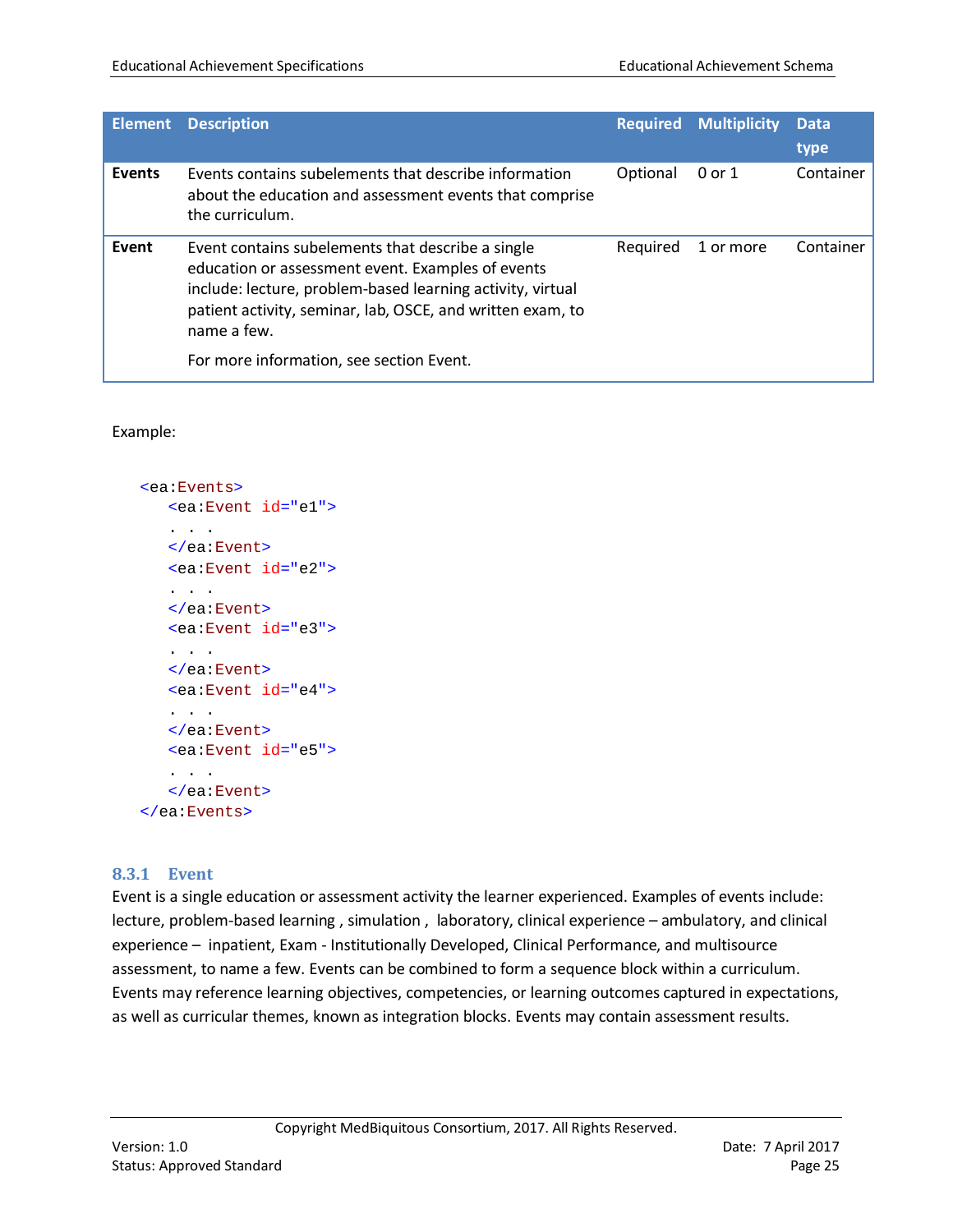| Element | Description | Required | Multiplicity | Data type |
|---|---|---|---|---|
| **Events** | Events contains subelements that describe information about the education and assessment events that comprise the curriculum. | Optional | 0 or 1 | Container |
| **Event** | Event contains subelements that describe a single education or assessment event. Examples of events include: lecture, problem-based learning activity, virtual patient activity, seminar, lab, OSCE, and written exam, to name a few.<br><br>For more information, see section Event. | Required | 1 or more | Container |

Example:

```
<ea:Events>
   <ea:Event id="e1">
   . . .
   </ea:Event>
   <ea:Event id="e2">
   . . .
   </ea:Event>
   <ea:Event id="e3">
   . . .
   </ea:Event>
   <ea:Event id="e4">
   . . .
   </ea:Event>
   <ea:Event id="e5">
   . . .
   </ea:Event>
</ea:Events>
```

### 8.3.1 Event

Event is a single education or assessment activity the learner experienced. Examples of events include: lecture, problem-based learning , simulation , laboratory, clinical experience – ambulatory, and clinical experience – inpatient, Exam - Institutionally Developed, Clinical Performance, and multisource assessment, to name a few. Events can be combined to form a sequence block within a curriculum. Events may reference learning objectives, competencies, or learning outcomes captured in expectations, as well as curricular themes, known as integration blocks. Events may contain assessment results.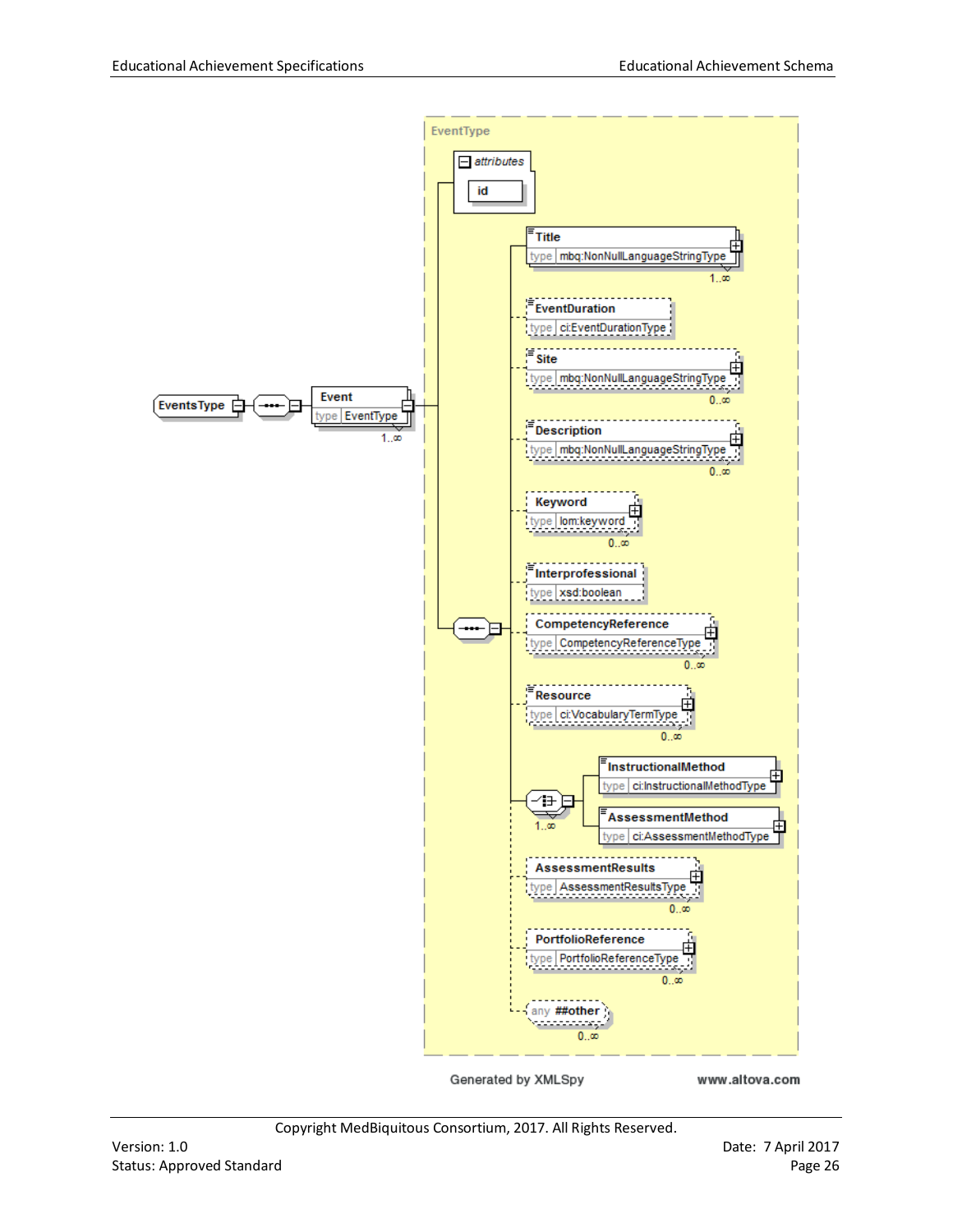EventsType — Event (type EventType, 1..∞)

EventType

attributes

- id

Sequence:

- Title — type mbq:NonNullLanguageStringType (1..∞)
- EventDuration — type ci:EventDurationType
- Site — type mbq:NonNullLanguageStringType (0..∞)
- Description — type mbq:NonNullLanguageStringType (0..∞)
- Keyword — type lom:keyword (0..∞)
- Interprofessional — type xsd:boolean
- CompetencyReference — type CompetencyReferenceType (0..∞)
- Resource — type ci:VocabularyTermType (0..∞)
- Choice (1..∞):
  - InstructionalMethod — type ci:InstructionalMethodType
  - AssessmentMethod — type ci:AssessmentMethodType
- AssessmentResults — type AssessmentResultsType (0..∞)
- PortfolioReference — type PortfolioReferenceType (0..∞)
- any ##other (0..∞)

Generated by XMLSpy www.altova.com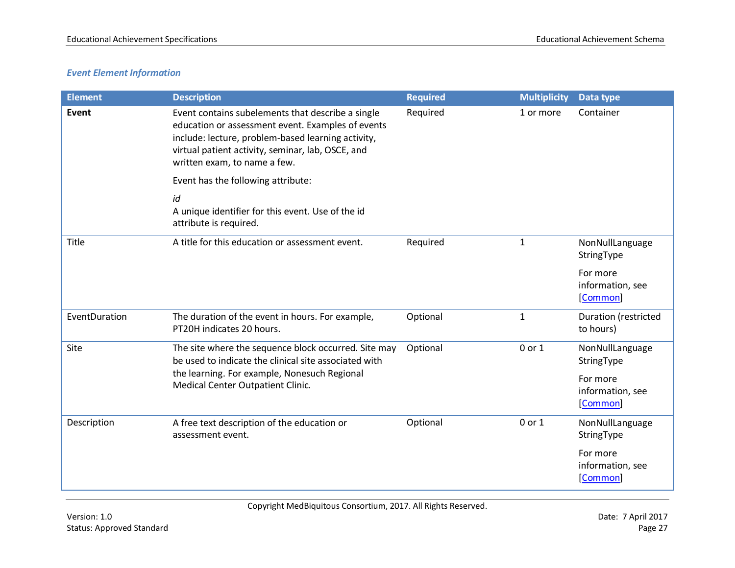### *Event Element Information*

| Element | Description | Required | Multiplicity | Data type |
|---|---|---|---|---|
| **Event** | Event contains subelements that describe a single education or assessment event. Examples of events include: lecture, problem-based learning activity, virtual patient activity, seminar, lab, OSCE, and written exam, to name a few.<br><br>Event has the following attribute:<br><br>*id*<br>A unique identifier for this event. Use of the id attribute is required. | Required | 1 or more | Container |
| Title | A title for this education or assessment event. | Required | 1 | NonNullLanguage StringType<br><br>For more information, see [Common] |
| EventDuration | The duration of the event in hours. For example, PT20H indicates 20 hours. | Optional | 1 | Duration (restricted to hours) |
| Site | The site where the sequence block occurred. Site may be used to indicate the clinical site associated with the learning. For example, Nonesuch Regional Medical Center Outpatient Clinic. | Optional | 0 or 1 | NonNullLanguage StringType<br><br>For more information, see [Common] |
| Description | A free text description of the education or assessment event. | Optional | 0 or 1 | NonNullLanguage StringType<br><br>For more information, see [Common] |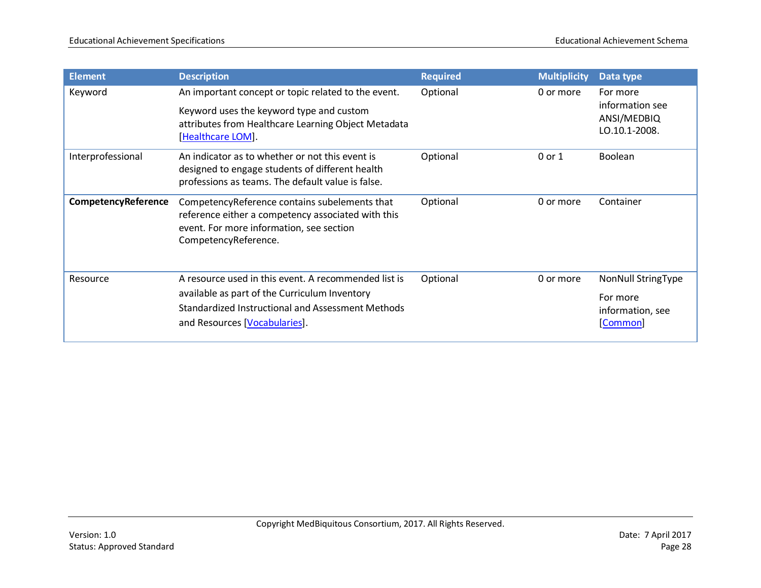| Element | Description | Required | Multiplicity | Data type |
|---|---|---|---|---|
| Keyword | An important concept or topic related to the event.<br><br>Keyword uses the keyword type and custom attributes from Healthcare Learning Object Metadata [Healthcare LOM]. | Optional | 0 or more | For more information see ANSI/MEDBIQ LO.10.1-2008. |
| Interprofessional | An indicator as to whether or not this event is designed to engage students of different health professions as teams. The default value is false. | Optional | 0 or 1 | Boolean |
| **CompetencyReference** | CompetencyReference contains subelements that reference either a competency associated with this event. For more information, see section CompetencyReference. | Optional | 0 or more | Container |
| Resource | A resource used in this event. A recommended list is available as part of the Curriculum Inventory Standardized Instructional and Assessment Methods and Resources [Vocabularies]. | Optional | 0 or more | NonNull StringType<br><br>For more information, see [Common] |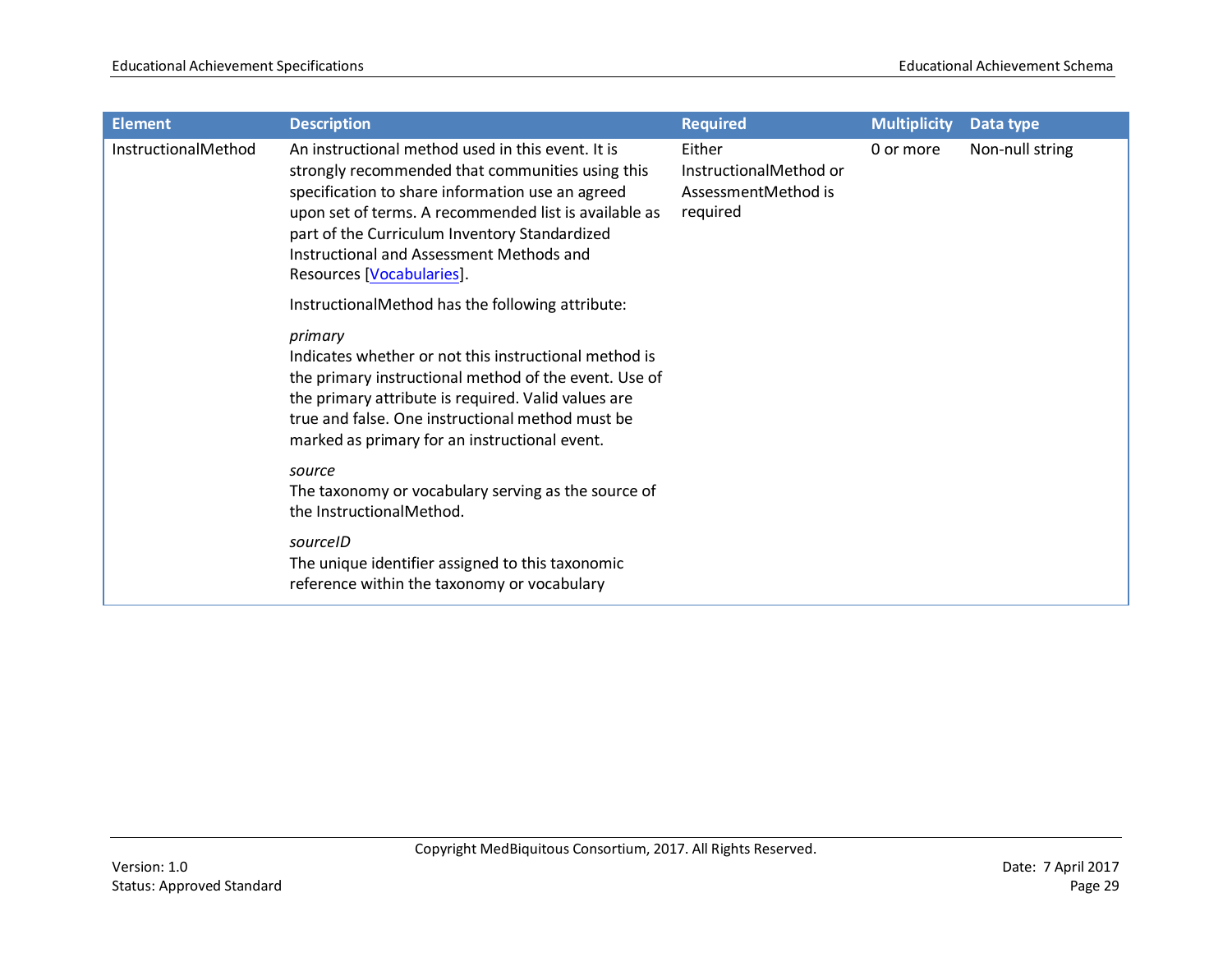| Element | Description | Required | Multiplicity | Data type |
| --- | --- | --- | --- | --- |
| InstructionalMethod | An instructional method used in this event. It is strongly recommended that communities using this specification to share information use an agreed upon set of terms. A recommended list is available as part of the Curriculum Inventory Standardized Instructional and Assessment Methods and Resources [Vocabularies].<br><br>InstructionalMethod has the following attribute:<br><br>*primary*<br>Indicates whether or not this instructional method is the primary instructional method of the event. Use of the primary attribute is required. Valid values are true and false. One instructional method must be marked as primary for an instructional event.<br><br>*source*<br>The taxonomy or vocabulary serving as the source of the InstructionalMethod.<br><br>*sourceID*<br>The unique identifier assigned to this taxonomic reference within the taxonomy or vocabulary | Either InstructionalMethod or AssessmentMethod is required | 0 or more | Non-null string |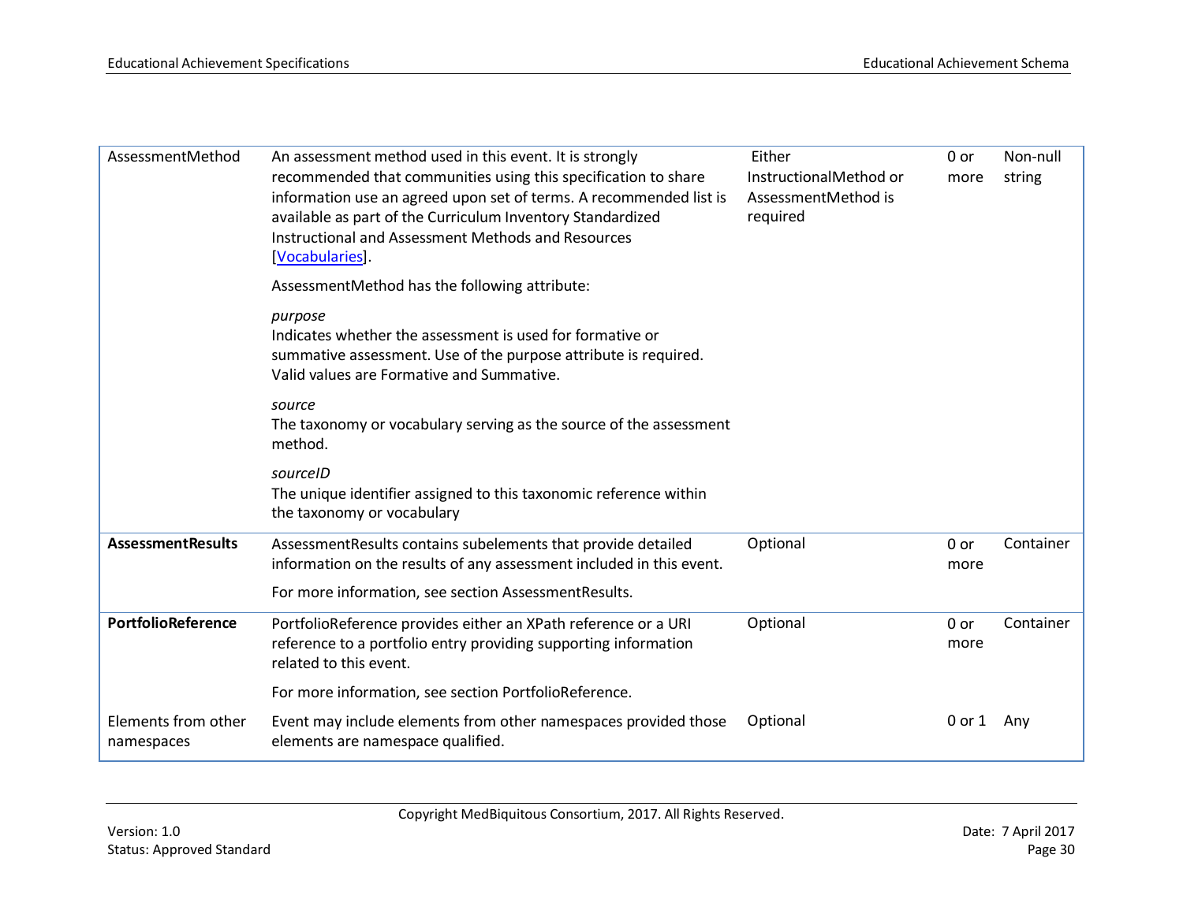| AssessmentMethod | An assessment method used in this event. It is strongly recommended that communities using this specification to share information use an agreed upon set of terms. A recommended list is available as part of the Curriculum Inventory Standardized Instructional and Assessment Methods and Resources [Vocabularies].<br><br>AssessmentMethod has the following attribute:<br><br>*purpose*<br>Indicates whether the assessment is used for formative or summative assessment. Use of the purpose attribute is required. Valid values are Formative and Summative.<br><br>*source*<br>The taxonomy or vocabulary serving as the source of the assessment method.<br><br>*sourceID*<br>The unique identifier assigned to this taxonomic reference within the taxonomy or vocabulary | Either InstructionalMethod or AssessmentMethod is required | 0 or more | Non-null string |
|---|---|---|---|---|
| **AssessmentResults** | AssessmentResults contains subelements that provide detailed information on the results of any assessment included in this event.<br><br>For more information, see section AssessmentResults. | Optional | 0 or more | Container |
| **PortfolioReference** | PortfolioReference provides either an XPath reference or a URI reference to a portfolio entry providing supporting information related to this event.<br><br>For more information, see section PortfolioReference. | Optional | 0 or more | Container |
| Elements from other namespaces | Event may include elements from other namespaces provided those elements are namespace qualified. | Optional | 0 or 1 | Any |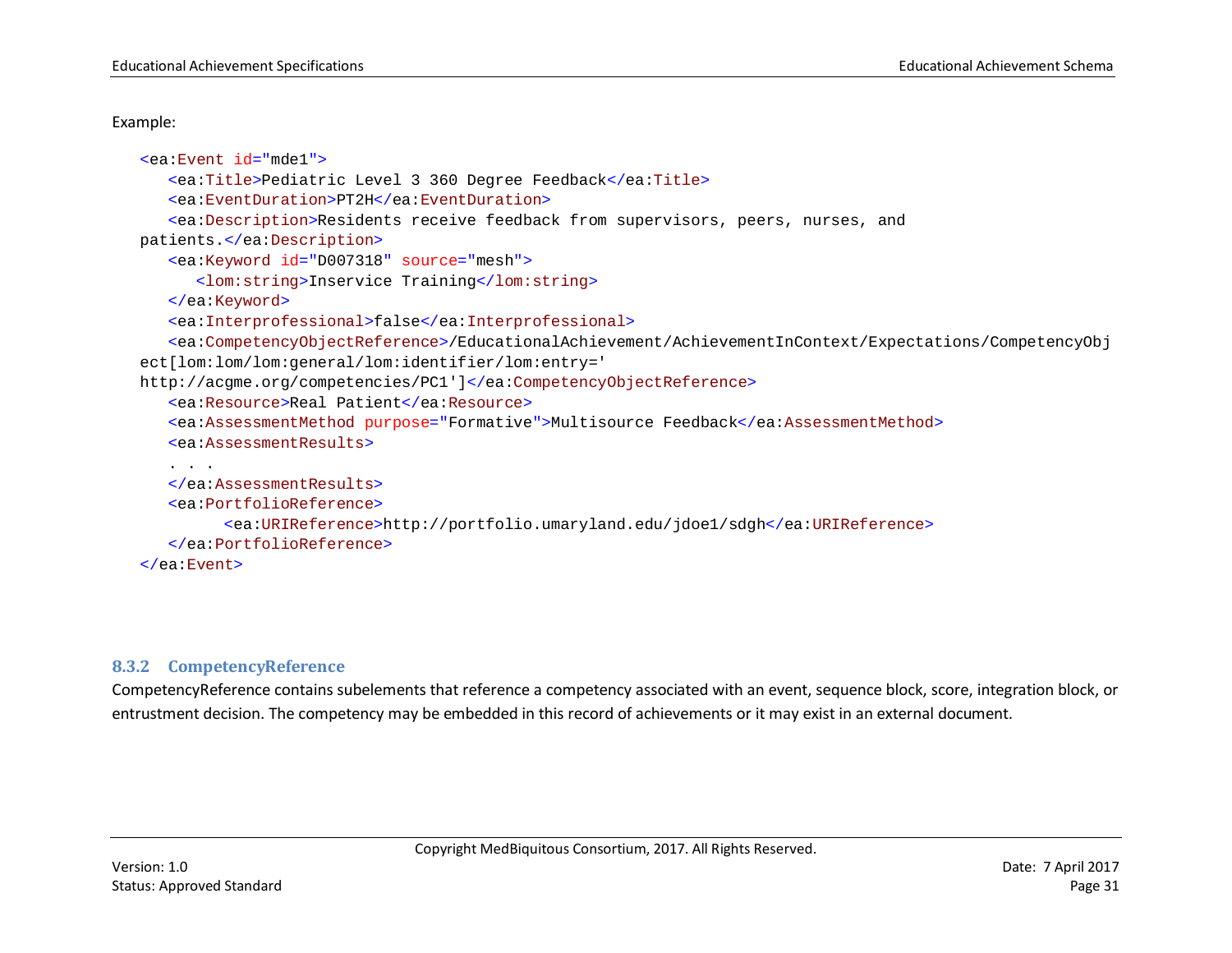Example:

```
<ea:Event id="mde1">
   <ea:Title>Pediatric Level 3 360 Degree Feedback</ea:Title>
   <ea:EventDuration>PT2H</ea:EventDuration>
   <ea:Description>Residents receive feedback from supervisors, peers, nurses, and
patients.</ea:Description>
   <ea:Keyword id="D007318" source="mesh">
      <lom:string>Inservice Training</lom:string>
   </ea:Keyword>
   <ea:Interprofessional>false</ea:Interprofessional>
   <ea:CompetencyObjectReference>/EducationalAchievement/AchievementInContext/Expectations/CompetencyObj
ect[lom:lom/lom:general/lom:identifier/lom:entry='
http://acgme.org/competencies/PC1']</ea:CompetencyObjectReference>
   <ea:Resource>Real Patient</ea:Resource>
   <ea:AssessmentMethod purpose="Formative">Multisource Feedback</ea:AssessmentMethod>
   <ea:AssessmentResults>
   . . .
   </ea:AssessmentResults>
   <ea:PortfolioReference>
         <ea:URIReference>http://portfolio.umaryland.edu/jdoe1/sdgh</ea:URIReference>
   </ea:PortfolioReference>
</ea:Event>
```

### 8.3.2 CompetencyReference

CompetencyReference contains subelements that reference a competency associated with an event, sequence block, score, integration block, or entrustment decision. The competency may be embedded in this record of achievements or it may exist in an external document.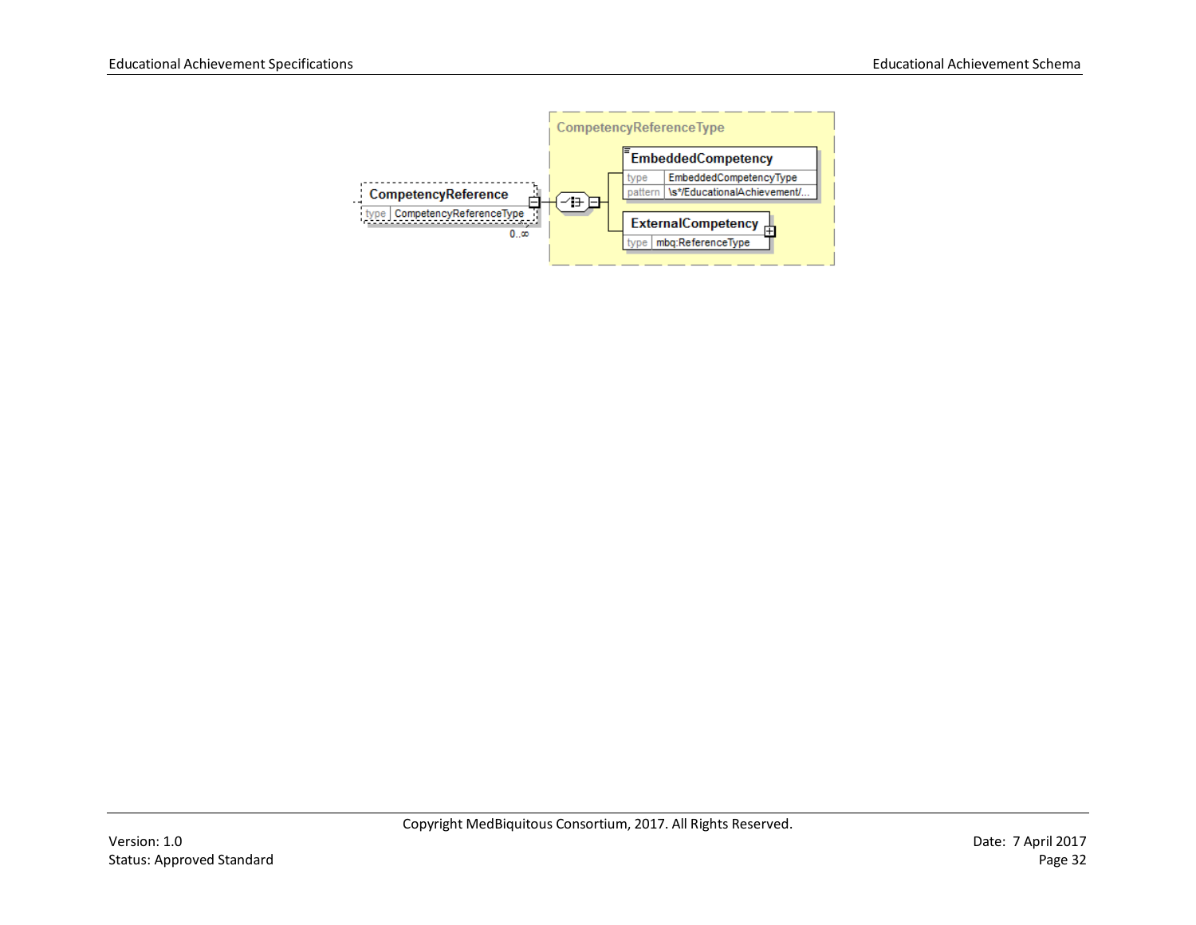CompetencyReferenceType

CompetencyReference
type CompetencyReferenceType
0..∞

EmbeddedCompetency
type EmbeddedCompetencyType
pattern \s*/EducationalAchievement/...

ExternalCompetency
type mbq:ReferenceType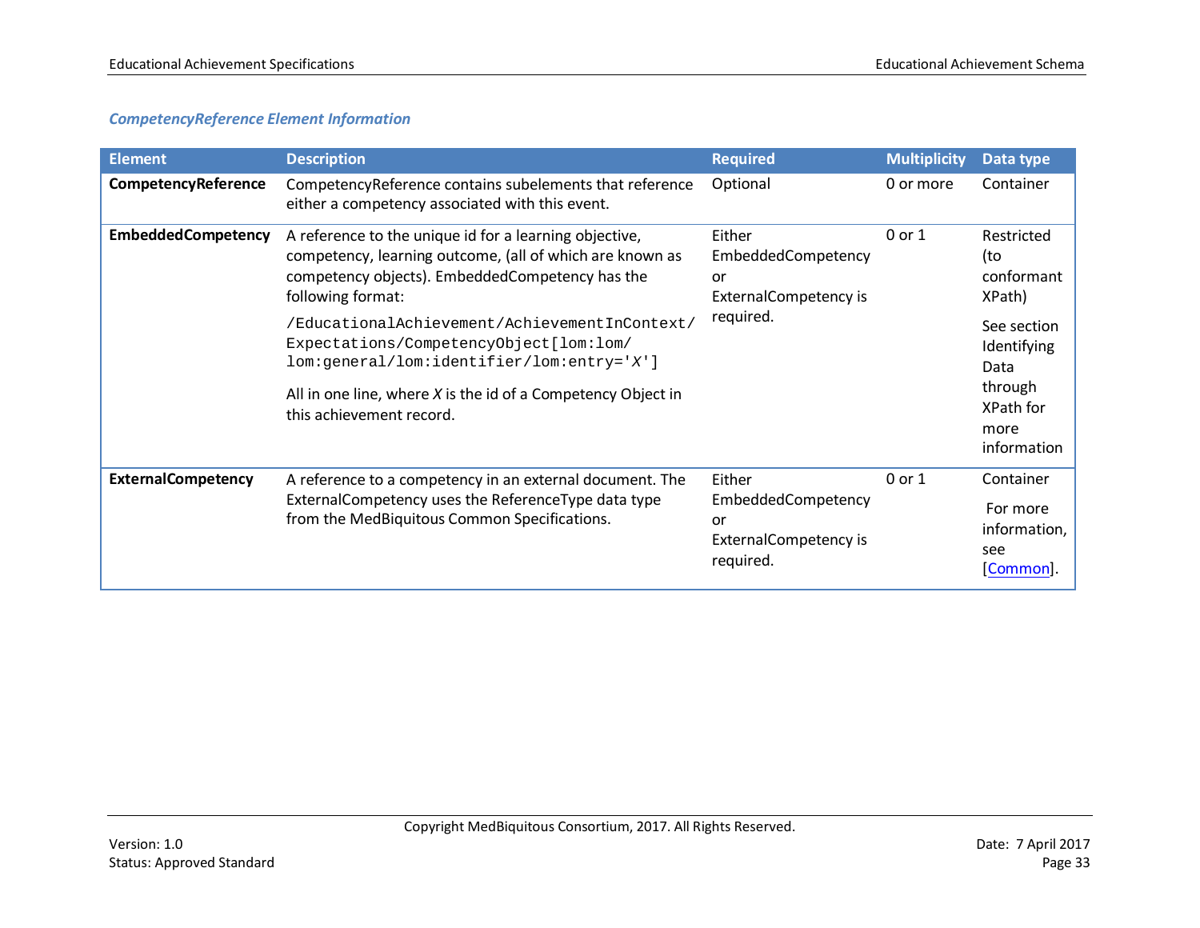### *CompetencyReference Element Information*

| Element | Description | Required | Multiplicity | Data type |
|---|---|---|---|---|
| **CompetencyReference** | CompetencyReference contains subelements that reference either a competency associated with this event. | Optional | 0 or more | Container |
| **EmbeddedCompetency** | A reference to the unique id for a learning objective, competency, learning outcome, (all of which are known as competency objects). EmbeddedCompetency has the following format: `/EducationalAchievement/AchievementInContext/Expectations/CompetencyObject[lom:lom/lom:general/lom:identifier/lom:entry='X']` All in one line, where *X* is the id of a Competency Object in this achievement record. | Either EmbeddedCompetency or ExternalCompetency is required. | 0 or 1 | Restricted (to conformant XPath) See section Identifying Data through XPath for more information |
| **ExternalCompetency** | A reference to a competency in an external document. The ExternalCompetency uses the ReferenceType data type from the MedBiquitous Common Specifications. | Either EmbeddedCompetency or ExternalCompetency is required. | 0 or 1 | Container For more information, see [Common]. |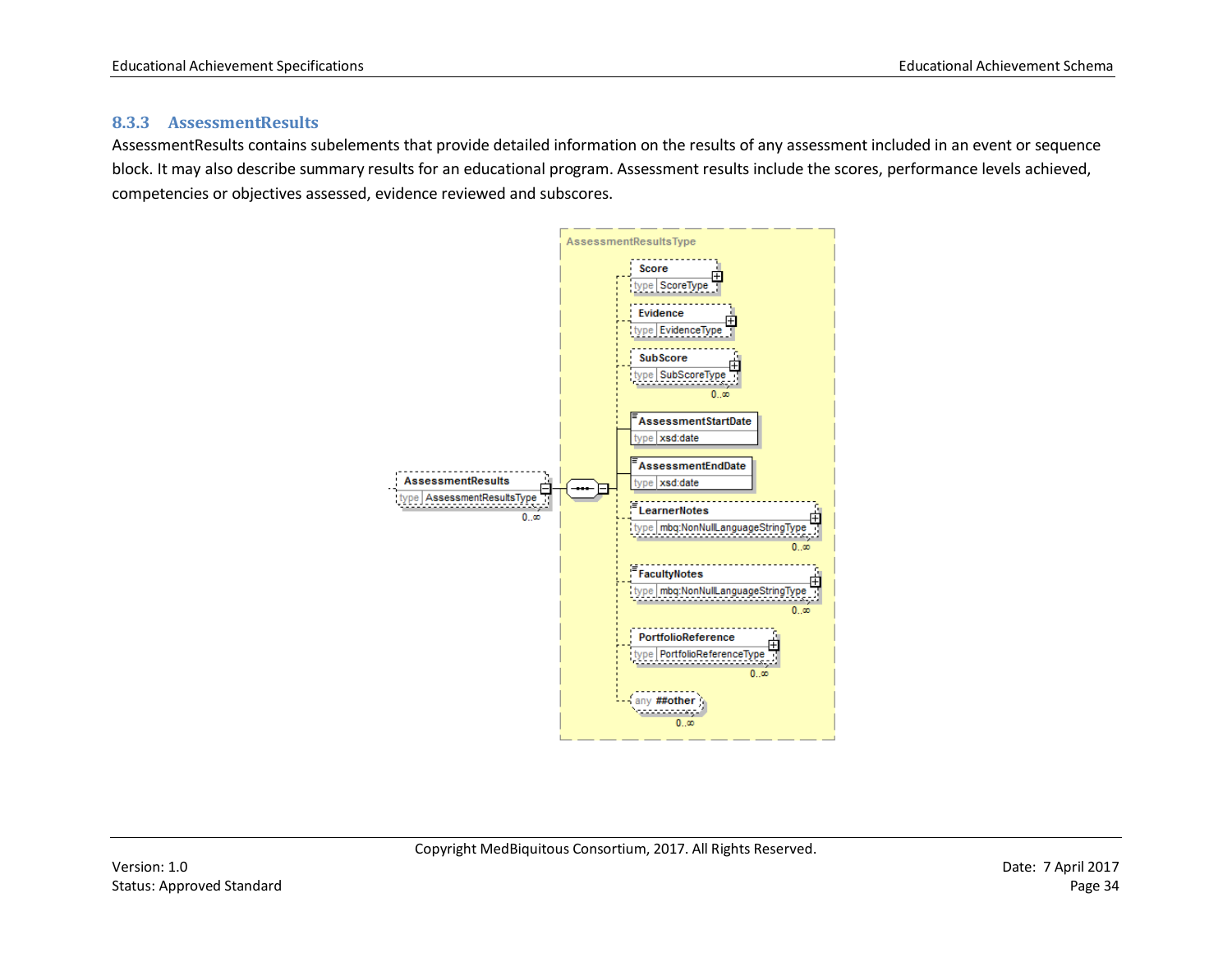### 8.3.3 AssessmentResults

AssessmentResults contains subelements that provide detailed information on the results of any assessment included in an event or sequence block. It may also describe summary results for an educational program. Assessment results include the scores, performance levels achieved, competencies or objectives assessed, evidence reviewed and subscores.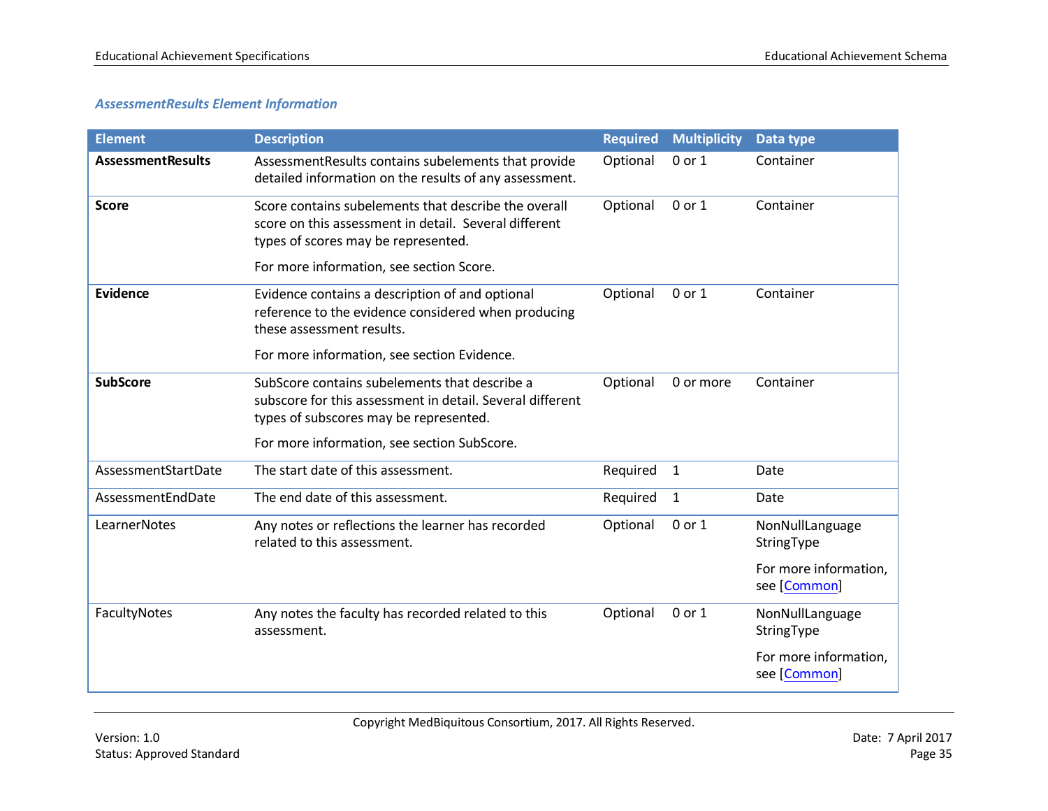### *AssessmentResults Element Information*

| Element | Description | Required | Multiplicity | Data type |
|---|---|---|---|---|
| **AssessmentResults** | AssessmentResults contains subelements that provide detailed information on the results of any assessment. | Optional | 0 or 1 | Container |
| **Score** | Score contains subelements that describe the overall score on this assessment in detail. Several different types of scores may be represented.<br><br>For more information, see section Score. | Optional | 0 or 1 | Container |
| **Evidence** | Evidence contains a description of and optional reference to the evidence considered when producing these assessment results.<br><br>For more information, see section Evidence. | Optional | 0 or 1 | Container |
| **SubScore** | SubScore contains subelements that describe a subscore for this assessment in detail. Several different types of subscores may be represented.<br><br>For more information, see section SubScore. | Optional | 0 or more | Container |
| AssessmentStartDate | The start date of this assessment. | Required | 1 | Date |
| AssessmentEndDate | The end date of this assessment. | Required | 1 | Date |
| LearnerNotes | Any notes or reflections the learner has recorded related to this assessment. | Optional | 0 or 1 | NonNullLanguage StringType<br><br>For more information, see [Common] |
| FacultyNotes | Any notes the faculty has recorded related to this assessment. | Optional | 0 or 1 | NonNullLanguage StringType<br><br>For more information, see [Common] |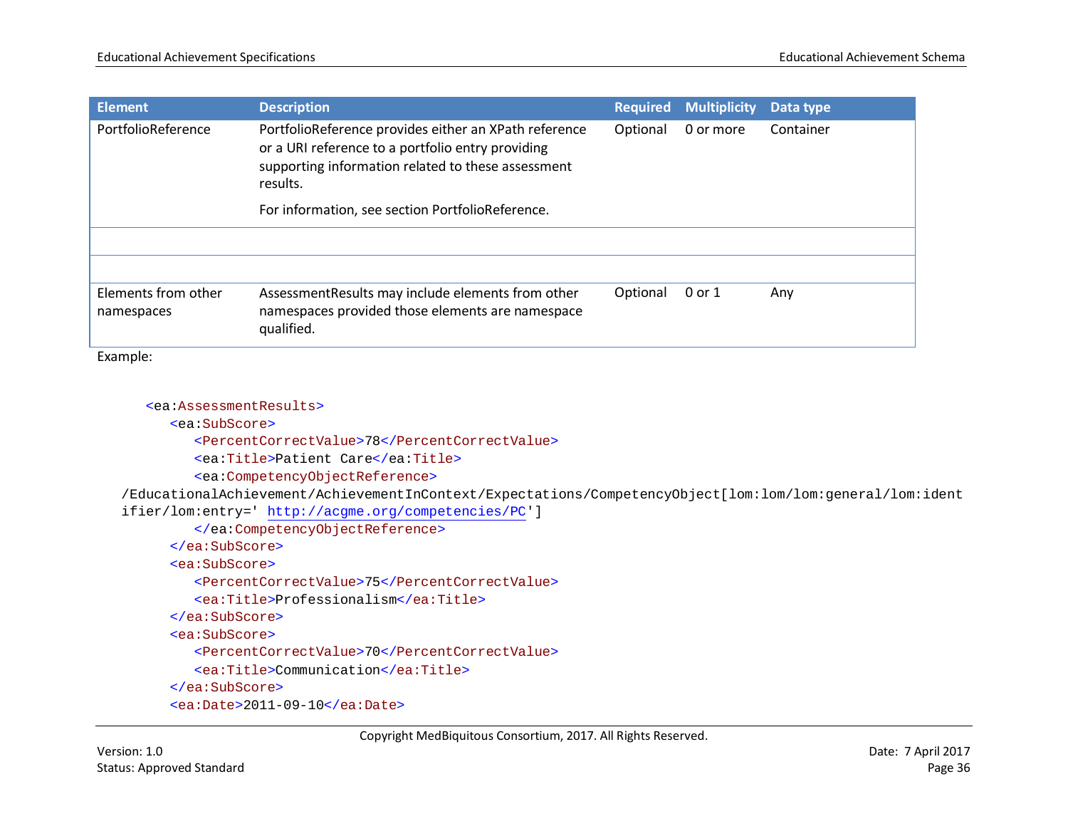| Element | Description | Required | Multiplicity | Data type |
|---|---|---|---|---|
| PortfolioReference | PortfolioReference provides either an XPath reference or a URI reference to a portfolio entry providing supporting information related to these assessment results.<br><br>For information, see section PortfolioReference. | Optional | 0 or more | Container |
| | | | | |
| | | | | |
| Elements from other namespaces | AssessmentResults may include elements from other namespaces provided those elements are namespace qualified. | Optional | 0 or 1 | Any |

Example:

```
<ea:AssessmentResults>
   <ea:SubScore>
      <PercentCorrectValue>78</PercentCorrectValue>
      <ea:Title>Patient Care</ea:Title>
      <ea:CompetencyObjectReference>
/EducationalAchievement/AchievementInContext/Expectations/CompetencyObject[lom:lom/lom:general/lom:ident
ifier/lom:entry=' http://acgme.org/competencies/PC']
      </ea:CompetencyObjectReference>
   </ea:SubScore>
   <ea:SubScore>
      <PercentCorrectValue>75</PercentCorrectValue>
      <ea:Title>Professionalism</ea:Title>
   </ea:SubScore>
   <ea:SubScore>
      <PercentCorrectValue>70</PercentCorrectValue>
      <ea:Title>Communication</ea:Title>
   </ea:SubScore>
   <ea:Date>2011-09-10</ea:Date>
```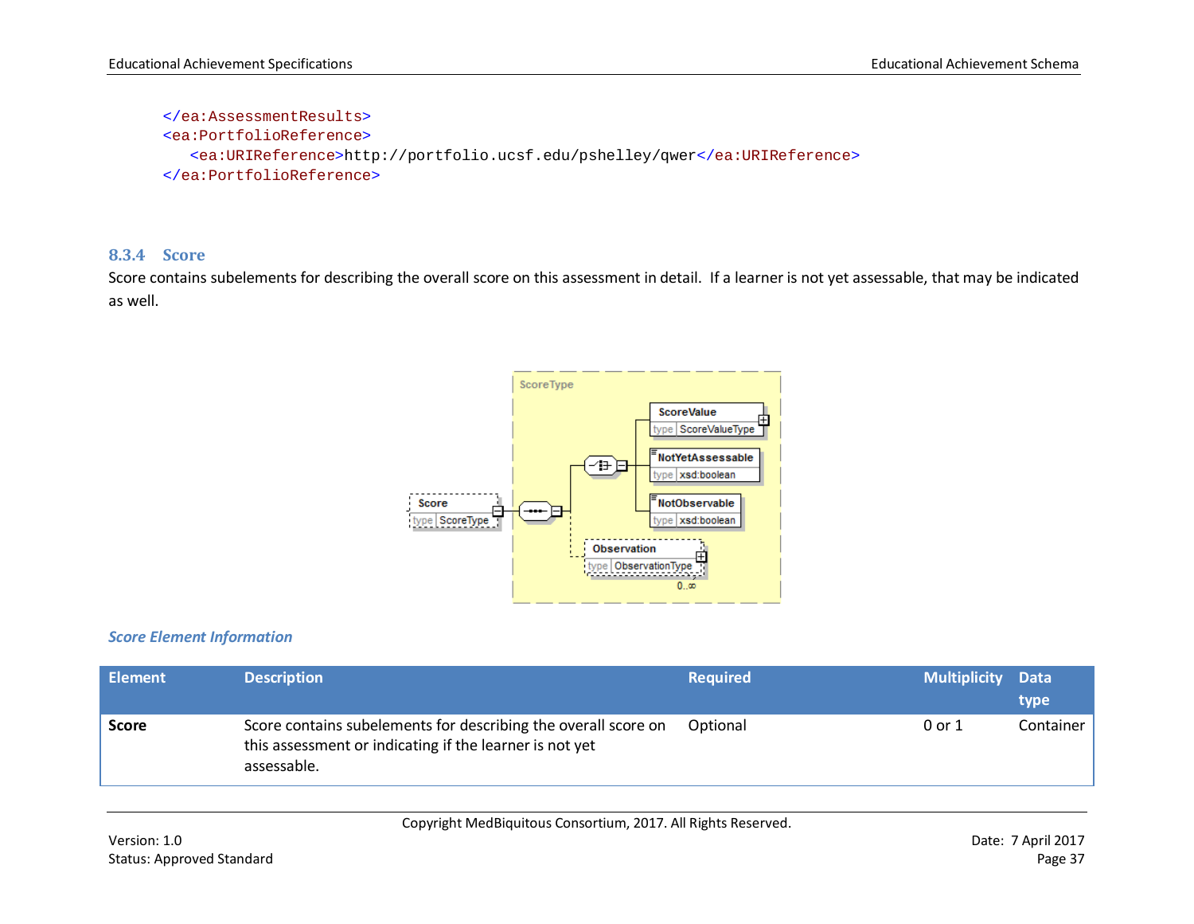```
</ea:AssessmentResults>
<ea:PortfolioReference>
   <ea:URIReference>http://portfolio.ucsf.edu/pshelley/qwer</ea:URIReference>
</ea:PortfolioReference>
```

### 8.3.4 Score

Score contains subelements for describing the overall score on this assessment in detail. If a learner is not yet assessable, that may be indicated as well.

*Score Element Information*

| Element | Description | Required | Multiplicity | Data type |
|---|---|---|---|---|
| **Score** | Score contains subelements for describing the overall score on this assessment or indicating if the learner is not yet assessable. | Optional | 0 or 1 | Container |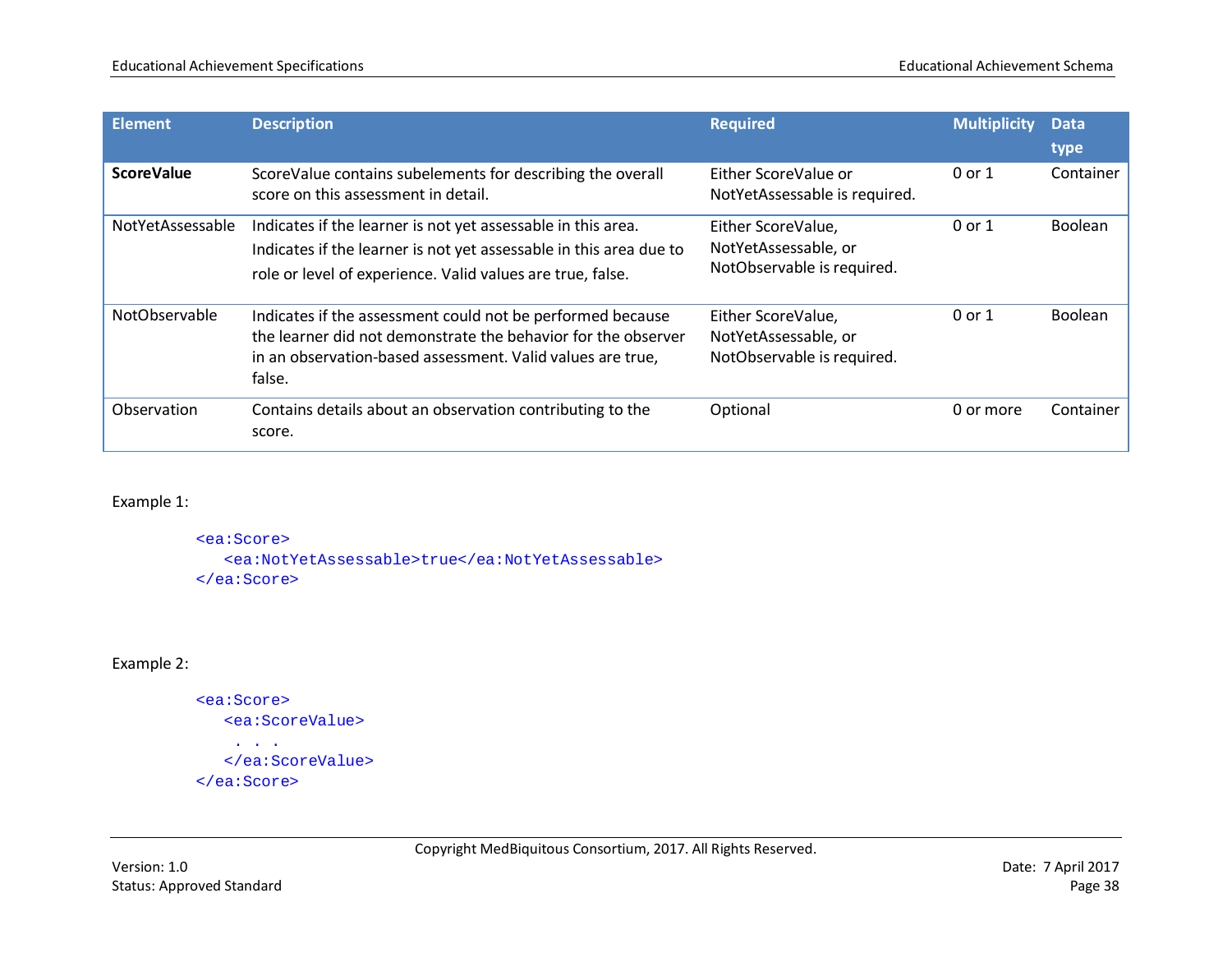| Element | Description | Required | Multiplicity | Data type |
|---|---|---|---|---|
| **ScoreValue** | ScoreValue contains subelements for describing the overall score on this assessment in detail. | Either ScoreValue or NotYetAssessable is required. | 0 or 1 | Container |
| NotYetAssessable | Indicates if the learner is not yet assessable in this area. Indicates if the learner is not yet assessable in this area due to role or level of experience. Valid values are true, false. | Either ScoreValue, NotYetAssessable, or NotObservable is required. | 0 or 1 | Boolean |
| NotObservable | Indicates if the assessment could not be performed because the learner did not demonstrate the behavior for the observer in an observation-based assessment. Valid values are true, false. | Either ScoreValue, NotYetAssessable, or NotObservable is required. | 0 or 1 | Boolean |
| Observation | Contains details about an observation contributing to the score. | Optional | 0 or more | Container |

Example 1:

```
<ea:Score>
   <ea:NotYetAssessable>true</ea:NotYetAssessable>
</ea:Score>
```

Example 2:

```
<ea:Score>
   <ea:ScoreValue>
    . . .
   </ea:ScoreValue>
</ea:Score>
```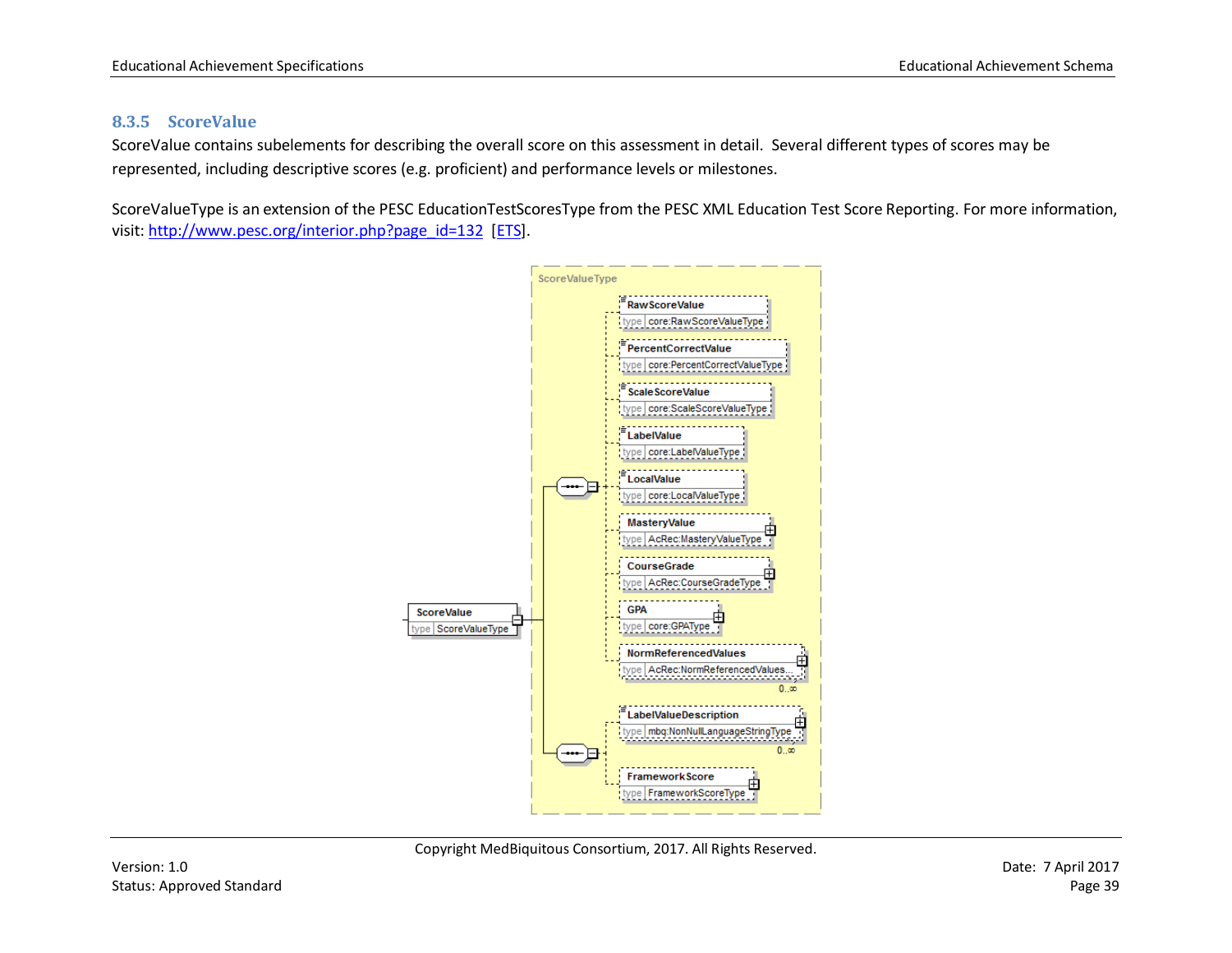### 8.3.5 ScoreValue

ScoreValue contains subelements for describing the overall score on this assessment in detail. Several different types of scores may be represented, including descriptive scores (e.g. proficient) and performance levels or milestones.

ScoreValueType is an extension of the PESC EducationTestScoresType from the PESC XML Education Test Score Reporting. For more information, visit: http://www.pesc.org/interior.php?page_id=132 [ETS].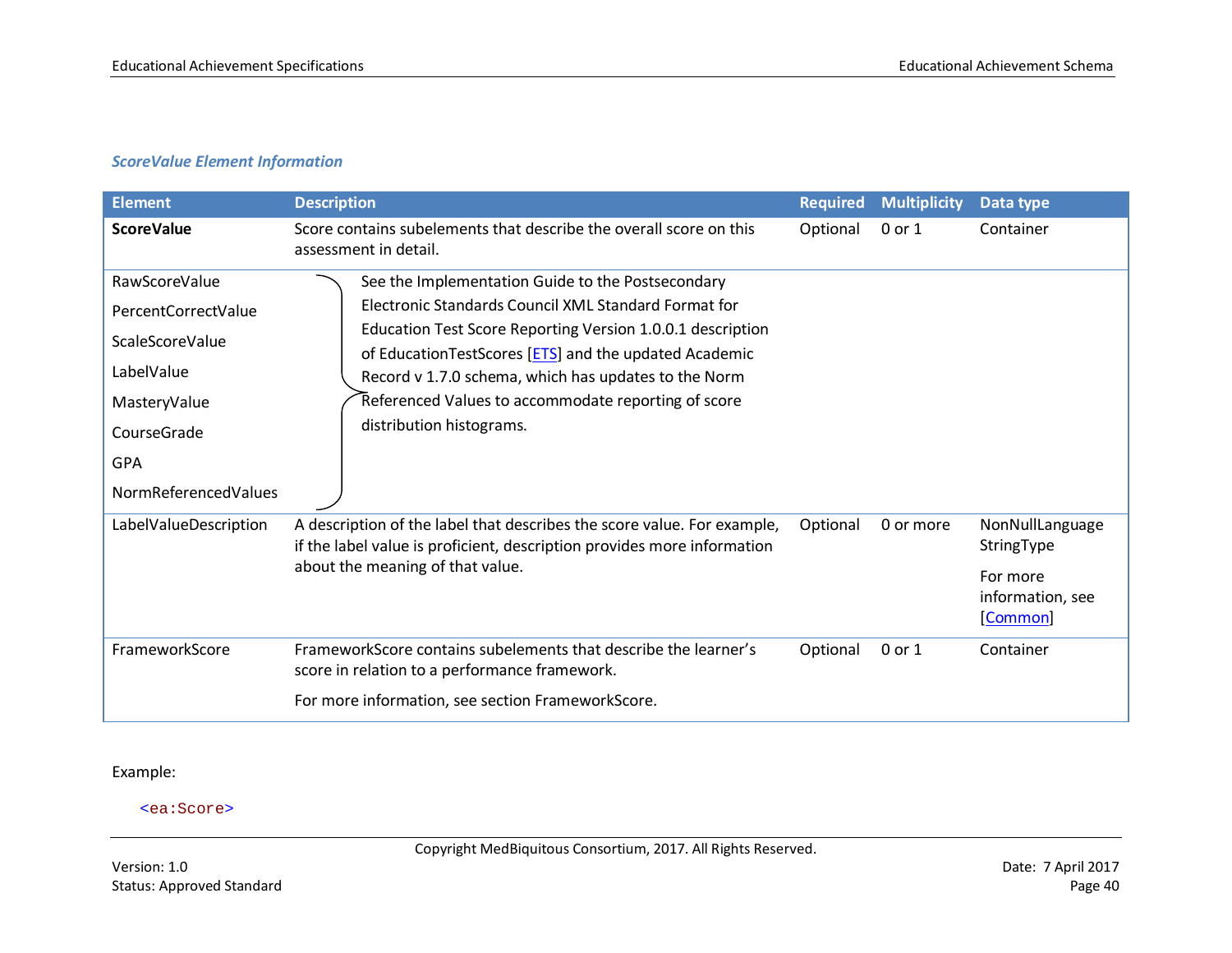### *ScoreValue Element Information*

| Element | Description | Required | Multiplicity | Data type |
| --- | --- | --- | --- | --- |
| **ScoreValue** | Score contains subelements that describe the overall score on this assessment in detail. | Optional | 0 or 1 | Container |
| RawScoreValue<br>PercentCorrectValue<br>ScaleScoreValue<br>LabelValue<br>MasteryValue<br>CourseGrade<br>GPA<br>NormReferencedValues | See the Implementation Guide to the Postsecondary Electronic Standards Council XML Standard Format for Education Test Score Reporting Version 1.0.0.1 description of EducationTestScores [ETS] and the updated Academic Record v 1.7.0 schema, which has updates to the Norm Referenced Values to accommodate reporting of score distribution histograms. | | | |
| LabelValueDescription | A description of the label that describes the score value. For example, if the label value is proficient, description provides more information about the meaning of that value. | Optional | 0 or more | NonNullLanguage StringType<br><br>For more information, see [Common] |
| FrameworkScore | FrameworkScore contains subelements that describe the learner's score in relation to a performance framework.<br><br>For more information, see section FrameworkScore. | Optional | 0 or 1 | Container |

Example:

```
<ea:Score>
```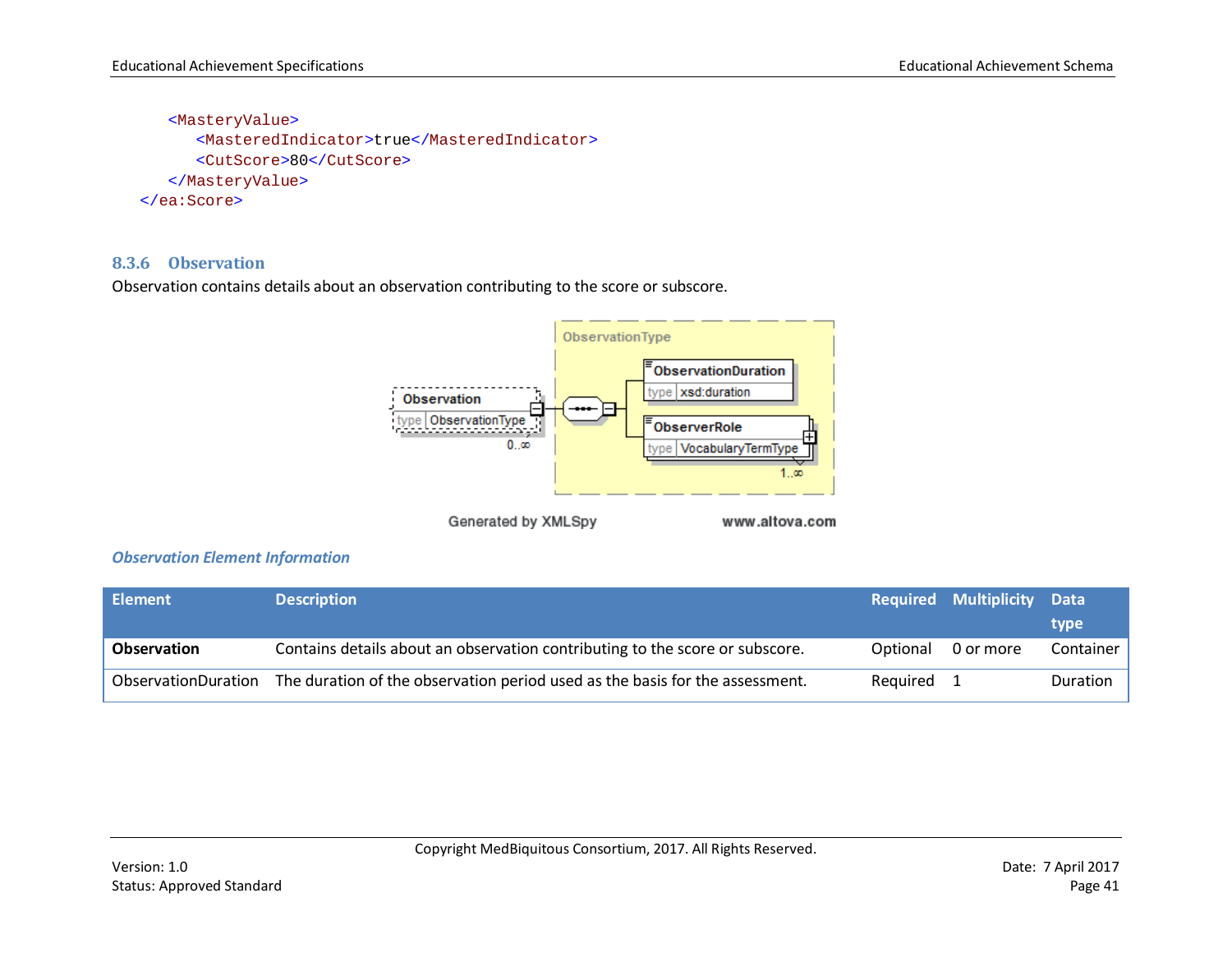```
    <MasteryValue>
      <MasteredIndicator>true</MasteredIndicator>
      <CutScore>80</CutScore>
    </MasteryValue>
  </ea:Score>
```

### 8.3.6 Observation

Observation contains details about an observation contributing to the score or subscore.

*Observation Element Information*

| Element | Description | Required | Multiplicity | Data type |
|---|---|---|---|---|
| **Observation** | Contains details about an observation contributing to the score or subscore. | Optional | 0 or more | Container |
| ObservationDuration | The duration of the observation period used as the basis for the assessment. | Required | 1 | Duration |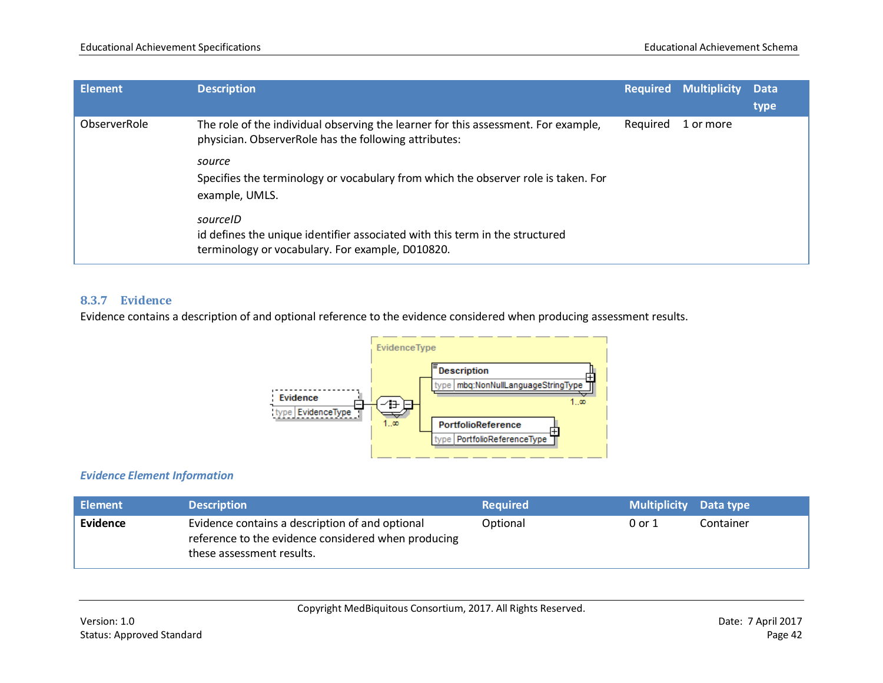| Element | Description | Required | Multiplicity | Data type |
|---|---|---|---|---|
| ObserverRole | The role of the individual observing the learner for this assessment. For example, physician. ObserverRole has the following attributes:<br><br>*source*<br>Specifies the terminology or vocabulary from which the observer role is taken. For example, UMLS.<br><br>*sourceID*<br>id defines the unique identifier associated with this term in the structured terminology or vocabulary. For example, D010820. | Required | 1 or more | |

### 8.3.7 Evidence

Evidence contains a description of and optional reference to the evidence considered when producing assessment results.

***Evidence Element Information***

| Element | Description | Required | Multiplicity | Data type |
|---|---|---|---|---|
| **Evidence** | Evidence contains a description of and optional reference to the evidence considered when producing these assessment results. | Optional | 0 or 1 | Container |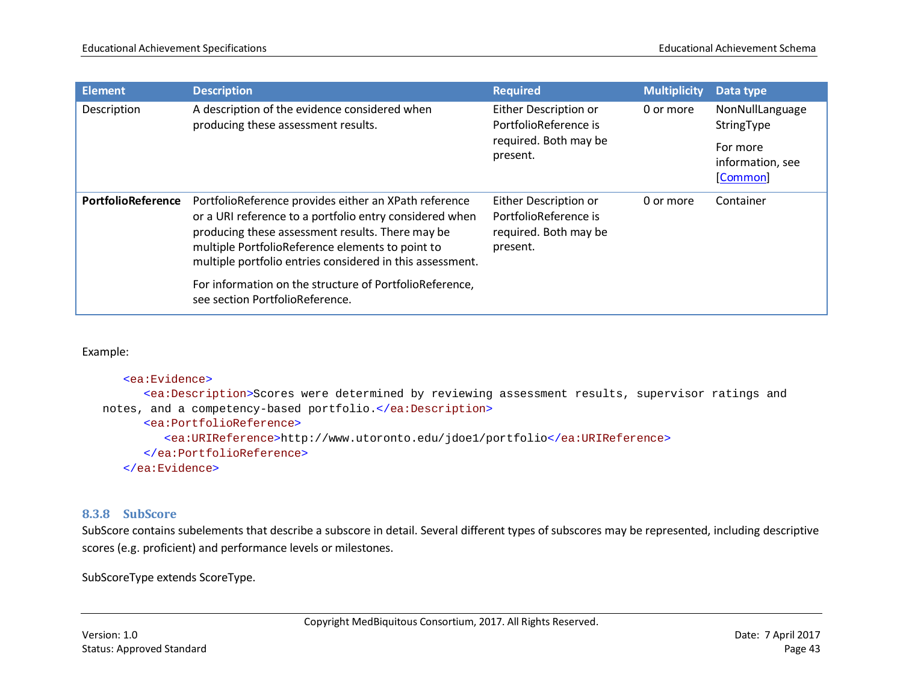| Element | Description | Required | Multiplicity | Data type |
|---|---|---|---|---|
| Description | A description of the evidence considered when producing these assessment results. | Either Description or PortfolioReference is required. Both may be present. | 0 or more | NonNullLanguage StringType<br><br>For more information, see [Common] |
| **PortfolioReference** | PortfolioReference provides either an XPath reference or a URI reference to a portfolio entry considered when producing these assessment results. There may be multiple PortfolioReference elements to point to multiple portfolio entries considered in this assessment.<br><br>For information on the structure of PortfolioReference, see section PortfolioReference. | Either Description or PortfolioReference is required. Both may be present. | 0 or more | Container |

Example:

```
<ea:Evidence>
   <ea:Description>Scores were determined by reviewing assessment results, supervisor ratings and notes, and a competency-based portfolio.</ea:Description>
   <ea:PortfolioReference>
      <ea:URIReference>http://www.utoronto.edu/jdoe1/portfolio</ea:URIReference>
   </ea:PortfolioReference>
</ea:Evidence>
```

### 8.3.8 SubScore

SubScore contains subelements that describe a subscore in detail. Several different types of subscores may be represented, including descriptive scores (e.g. proficient) and performance levels or milestones.

SubScoreType extends ScoreType.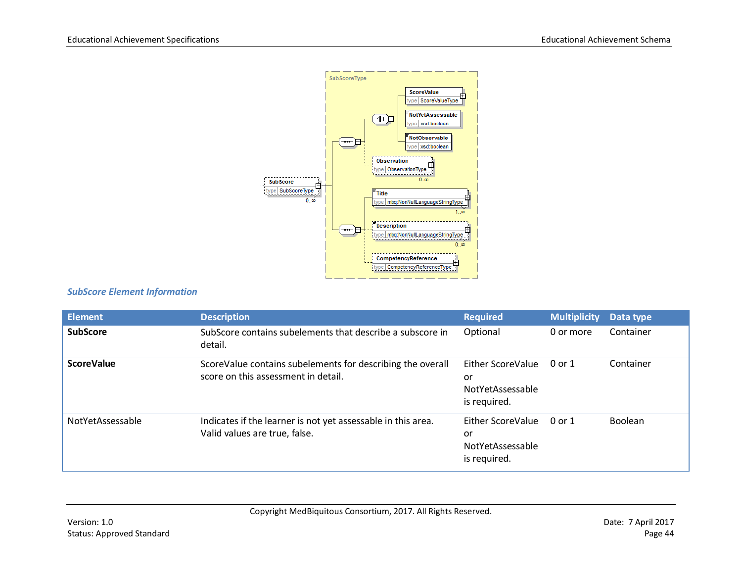## SubScore Element Information

| Element | Description | Required | Multiplicity | Data type |
|---|---|---|---|---|
| **SubScore** | SubScore contains subelements that describe a subscore in detail. | Optional | 0 or more | Container |
| **ScoreValue** | ScoreValue contains subelements for describing the overall score on this assessment in detail. | Either ScoreValue or NotYetAssessable is required. | 0 or 1 | Container |
| NotYetAssessable | Indicates if the learner is not yet assessable in this area. Valid values are true, false. | Either ScoreValue or NotYetAssessable is required. | 0 or 1 | Boolean |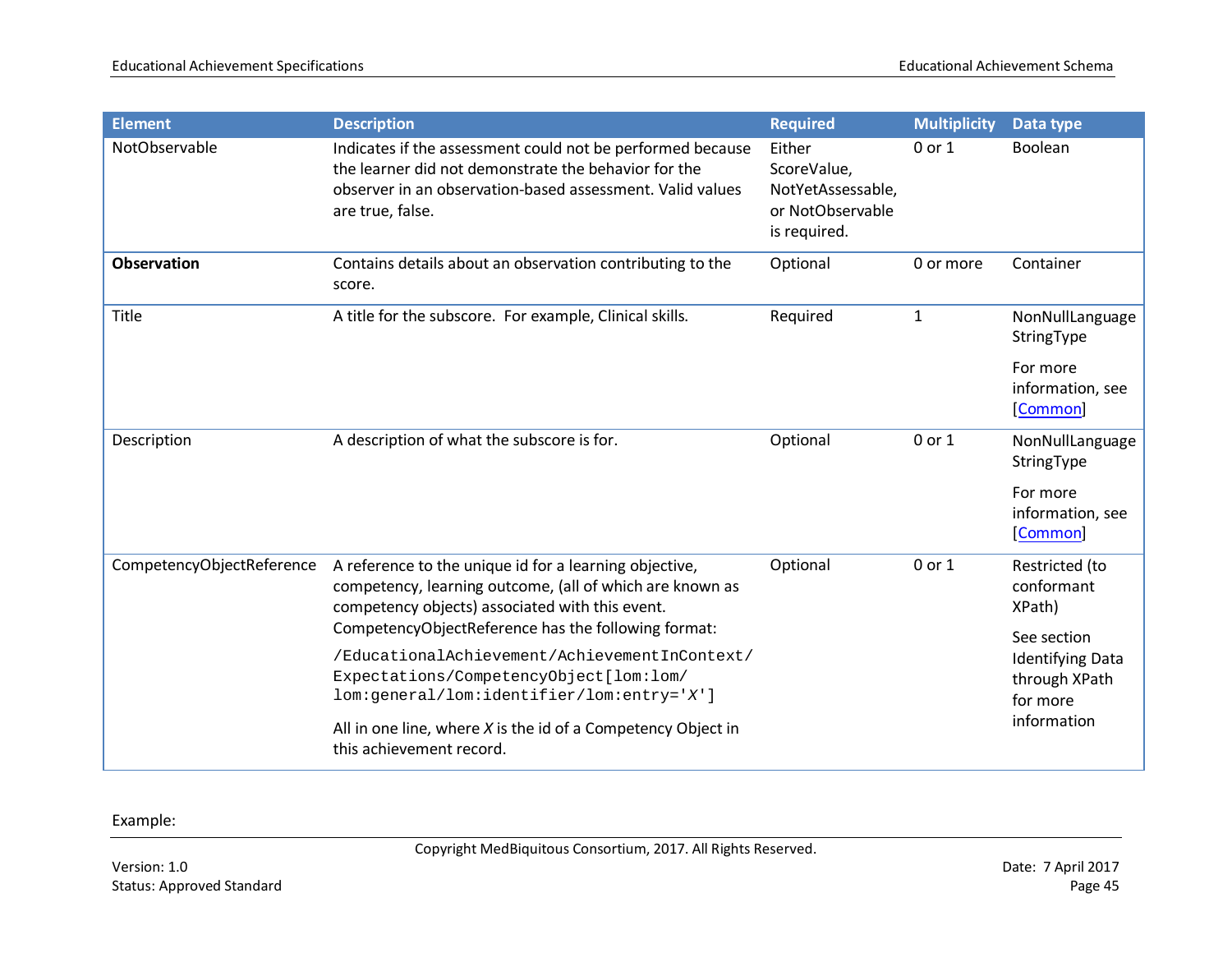| Element | Description | Required | Multiplicity | Data type |
|---|---|---|---|---|
| NotObservable | Indicates if the assessment could not be performed because the learner did not demonstrate the behavior for the observer in an observation-based assessment. Valid values are true, false. | Either ScoreValue, NotYetAssessable, or NotObservable is required. | 0 or 1 | Boolean |
| **Observation** | Contains details about an observation contributing to the score. | Optional | 0 or more | Container |
| Title | A title for the subscore. For example, Clinical skills. | Required | 1 | NonNullLanguage StringType<br><br>For more information, see [Common] |
| Description | A description of what the subscore is for. | Optional | 0 or 1 | NonNullLanguage StringType<br><br>For more information, see [Common] |
| CompetencyObjectReference | A reference to the unique id for a learning objective, competency, learning outcome, (all of which are known as competency objects) associated with this event. CompetencyObjectReference has the following format:<br><br>`/EducationalAchievement/AchievementInContext/Expectations/CompetencyObject[lom:lom/lom:general/lom:identifier/lom:entry='X']`<br><br>All in one line, where *X* is the id of a Competency Object in this achievement record. | Optional | 0 or 1 | Restricted (to conformant XPath)<br><br>See section Identifying Data through XPath for more information |

Example: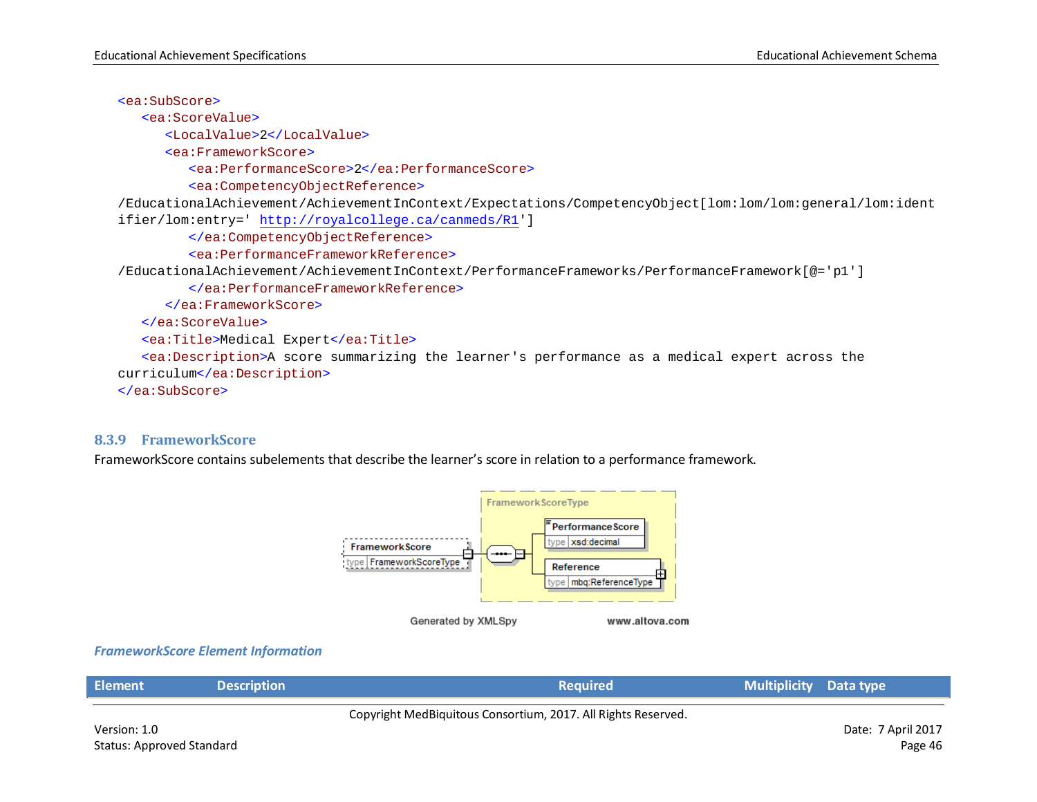```
<ea:SubScore>
   <ea:ScoreValue>
      <LocalValue>2</LocalValue>
      <ea:FrameworkScore>
         <ea:PerformanceScore>2</ea:PerformanceScore>
         <ea:CompetencyObjectReference>
/EducationalAchievement/AchievementInContext/Expectations/CompetencyObject[lom:lom/lom:general/lom:identifier/lom:entry=' http://royalcollege.ca/canmeds/R1']
         </ea:CompetencyObjectReference>
         <ea:PerformanceFrameworkReference>
/EducationalAchievement/AchievementInContext/PerformanceFrameworks/PerformanceFramework[@='p1']
         </ea:PerformanceFrameworkReference>
      </ea:FrameworkScore>
   </ea:ScoreValue>
   <ea:Title>Medical Expert</ea:Title>
   <ea:Description>A score summarizing the learner's performance as a medical expert across the curriculum</ea:Description>
</ea:SubScore>
```

### 8.3.9 FrameworkScore

FrameworkScore contains subelements that describe the learner's score in relation to a performance framework.

FrameworkScoreType

FrameworkScore type FrameworkScoreType

PerformanceScore type xsd:decimal

Reference type mbq:ReferenceType

Generated by XMLSpy www.altova.com

*FrameworkScore Element Information*

| Element | Description | Required | Multiplicity | Data type |
|---|---|---|---|---|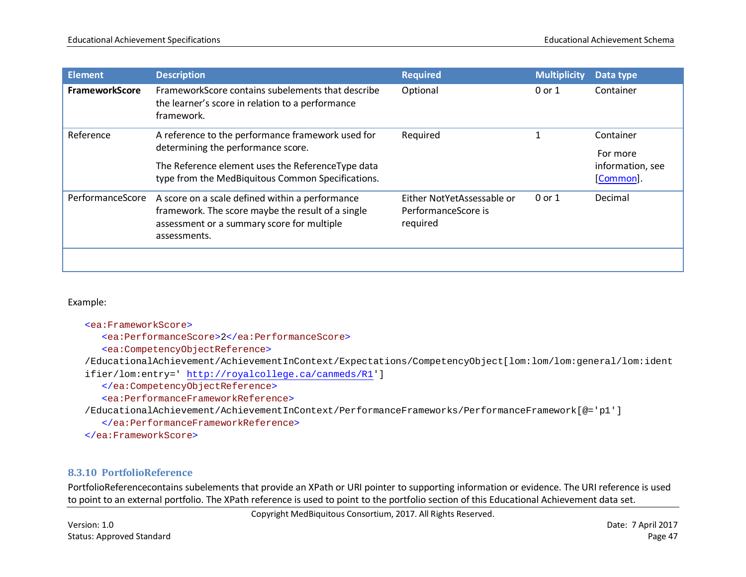| Element | Description | Required | Multiplicity | Data type |
|---|---|---|---|---|
| **FrameworkScore** | FrameworkScore contains subelements that describe the learner’s score in relation to a performance framework. | Optional | 0 or 1 | Container |
| Reference | A reference to the performance framework used for determining the performance score.<br><br>The Reference element uses the ReferenceType data type from the MedBiquitous Common Specifications. | Required | 1 | Container<br><br>For more information, see [Common]. |
| PerformanceScore | A score on a scale defined within a performance framework. The score maybe the result of a single assessment or a summary score for multiple assessments. | Either NotYetAssessable or PerformanceScore is required | 0 or 1 | Decimal |
| | | | | |

Example:

```
<ea:FrameworkScore>
   <ea:PerformanceScore>2</ea:PerformanceScore>
   <ea:CompetencyObjectReference>
/EducationalAchievement/AchievementInContext/Expectations/CompetencyObject[lom:lom/lom:general/lom:ident
ifier/lom:entry=' http://royalcollege.ca/canmeds/R1']
   </ea:CompetencyObjectReference>
   <ea:PerformanceFrameworkReference>
/EducationalAchievement/AchievementInContext/PerformanceFrameworks/PerformanceFramework[@='p1']
   </ea:PerformanceFrameworkReference>
</ea:FrameworkScore>
```

### 8.3.10 PortfolioReference

PortfolioReferencecontains subelements that provide an XPath or URI pointer to supporting information or evidence. The URI reference is used to point to an external portfolio. The XPath reference is used to point to the portfolio section of this Educational Achievement data set.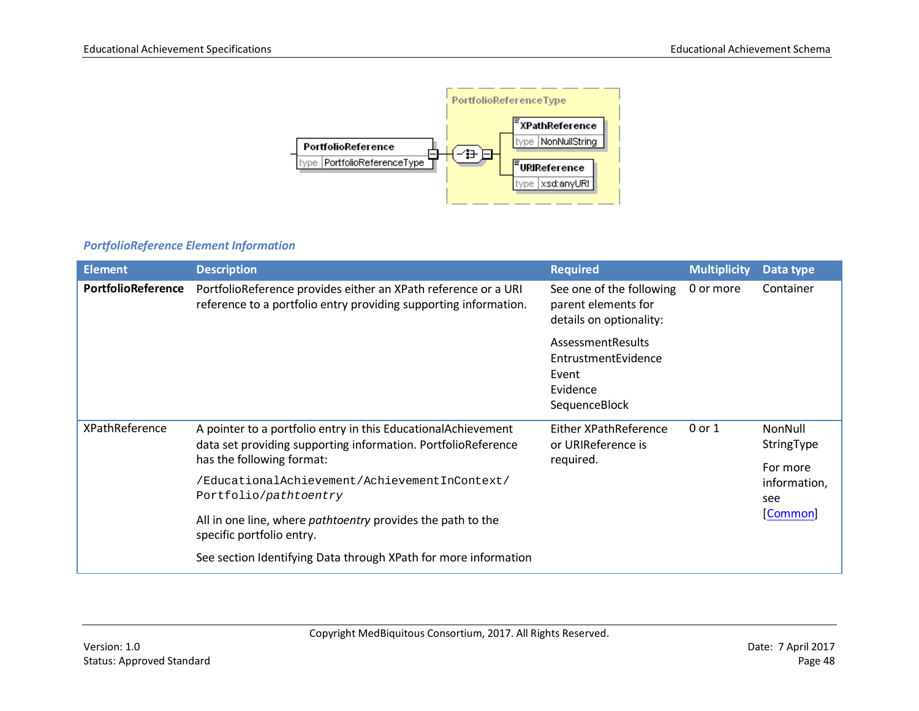PortfolioReference
type PortfolioReferenceType

PortfolioReferenceType
XPathReference
type NonNullString
URIReference
type xsd:anyURI

### *PortfolioReference Element Information*

| Element | Description | Required | Multiplicity | Data type |
| --- | --- | --- | --- | --- |
| **PortfolioReference** | PortfolioReference provides either an XPath reference or a URI reference to a portfolio entry providing supporting information. | See one of the following parent elements for details on optionality:<br><br>AssessmentResults<br>EntrustmentEvidence<br>Event<br>Evidence<br>SequenceBlock | 0 or more | Container |
| XPathReference | A pointer to a portfolio entry in this EducationalAchievement data set providing supporting information. PortfolioReference has the following format:<br><br>`/EducationalAchievement/AchievementInContext/Portfolio/`*`pathtoentry`*<br><br>All in one line, where *pathtoentry* provides the path to the specific portfolio entry.<br><br>See section Identifying Data through XPath for more information | Either XPathReference or URIReference is required. | 0 or 1 | NonNull StringType<br><br>For more information, see [Common] |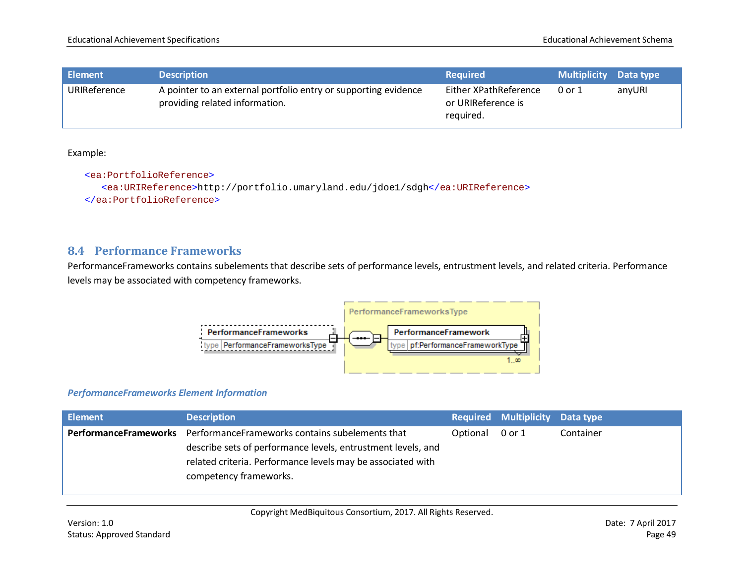| Element | Description | Required | Multiplicity | Data type |
|---|---|---|---|---|
| URIReference | A pointer to an external portfolio entry or supporting evidence providing related information. | Either XPathReference or URIReference is required. | 0 or 1 | anyURI |

Example:

```
<ea:PortfolioReference>
   <ea:URIReference>http://portfolio.umaryland.edu/jdoe1/sdgh</ea:URIReference>
</ea:PortfolioReference>
```

## 8.4 Performance Frameworks

PerformanceFrameworks contains subelements that describe sets of performance levels, entrustment levels, and related criteria. Performance levels may be associated with competency frameworks.

*PerformanceFrameworks Element Information*

| Element | Description | Required | Multiplicity | Data type |
|---|---|---|---|---|
| **PerformanceFrameworks** | PerformanceFrameworks contains subelements that describe sets of performance levels, entrustment levels, and related criteria. Performance levels may be associated with competency frameworks. | Optional | 0 or 1 | Container |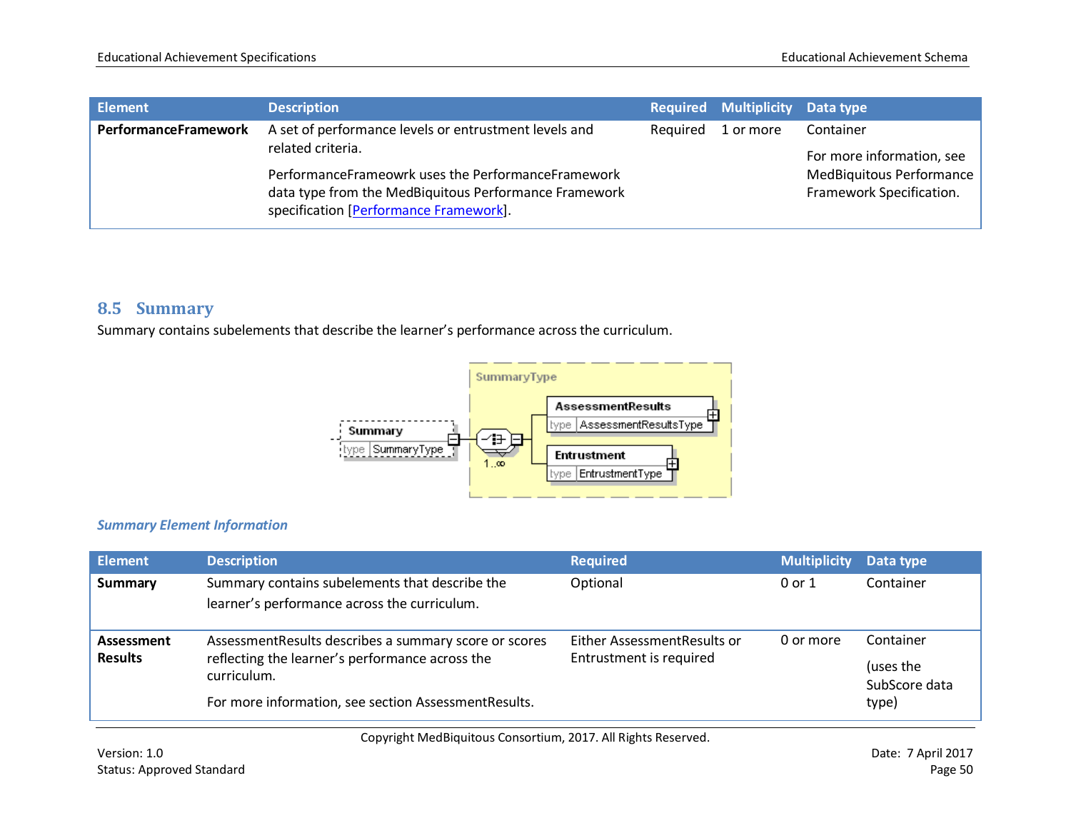| Element | Description | Required | Multiplicity | Data type |
|---|---|---|---|---|
| **PerformanceFramework** | A set of performance levels or entrustment levels and related criteria.<br><br>PerformanceFrameowrk uses the PerformanceFramework data type from the MedBiquitous Performance Framework specification [Performance Framework]. | Required | 1 or more | Container<br><br>For more information, see MedBiquitous Performance Framework Specification. |

## 8.5 Summary

Summary contains subelements that describe the learner's performance across the curriculum.

### *Summary Element Information*

| Element | Description | Required | Multiplicity | Data type |
|---|---|---|---|---|
| **Summary** | Summary contains subelements that describe the learner's performance across the curriculum. | Optional | 0 or 1 | Container |
| **Assessment Results** | AssessmentResults describes a summary score or scores reflecting the learner's performance across the curriculum.<br><br>For more information, see section AssessmentResults. | Either AssessmentResults or Entrustment is required | 0 or more | Container<br><br>(uses the SubScore data type) |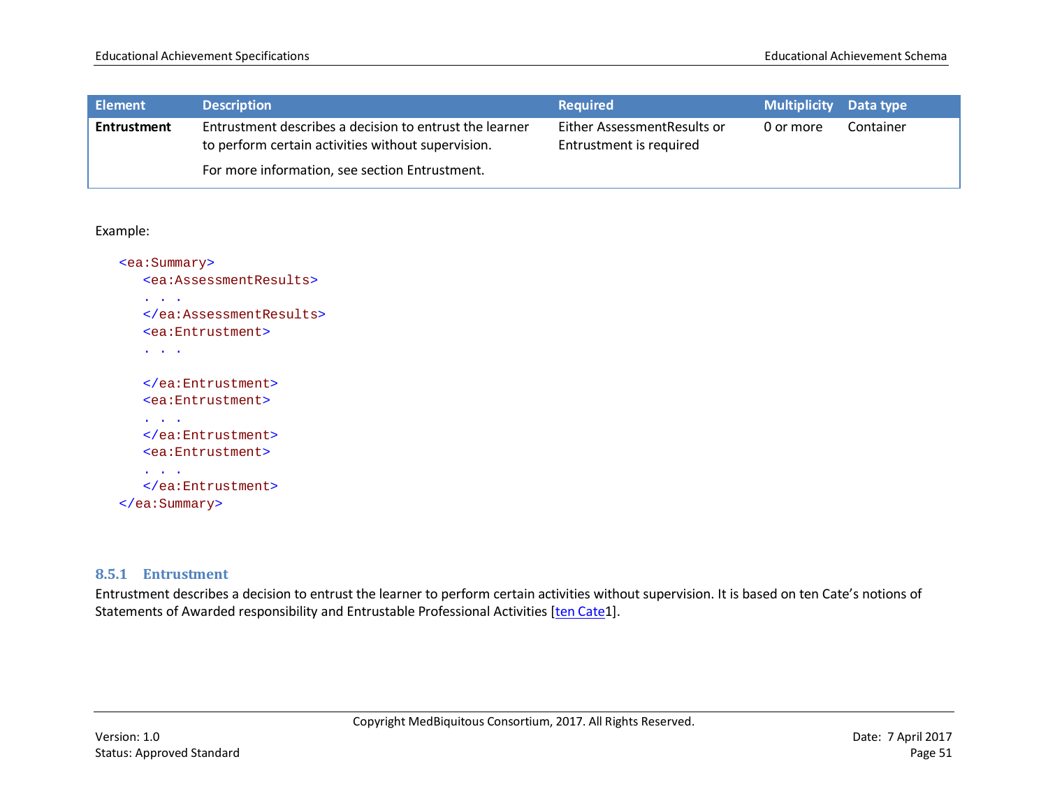| Element | Description | Required | Multiplicity | Data type |
| --- | --- | --- | --- | --- |
| **Entrustment** | Entrustment describes a decision to entrust the learner to perform certain activities without supervision.<br><br>For more information, see section Entrustment. | Either AssessmentResults or Entrustment is required | 0 or more | Container |

Example:

```
<ea:Summary>
   <ea:AssessmentResults>
   . . .
   </ea:AssessmentResults>
   <ea:Entrustment>
   . . .

   </ea:Entrustment>
   <ea:Entrustment>
   . . .
   </ea:Entrustment>
   <ea:Entrustment>
   . . .
   </ea:Entrustment>
</ea:Summary>
```

### 8.5.1 Entrustment

Entrustment describes a decision to entrust the learner to perform certain activities without supervision. It is based on ten Cate's notions of Statements of Awarded responsibility and Entrustable Professional Activities [ten Cate1].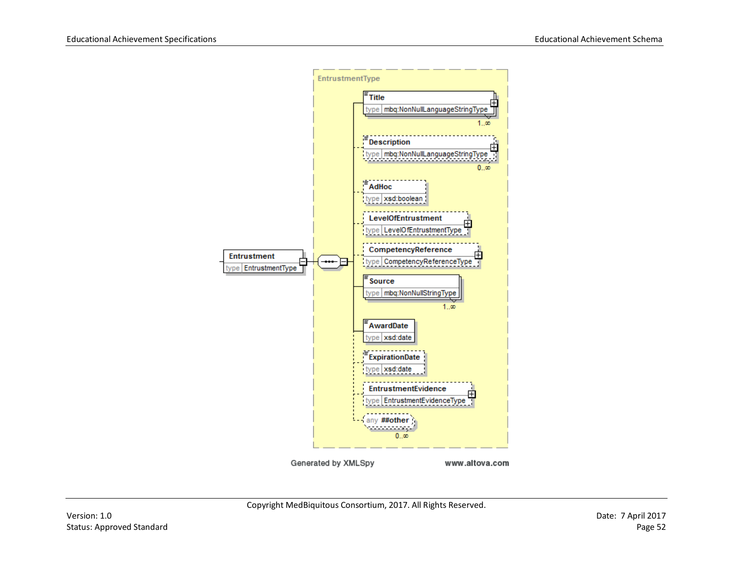EntrustmentType

- Entrustment (type EntrustmentType)
  - Title — type mbq:NonNullLanguageStringType — 1..∞
  - Description — type mbq:NonNullLanguageStringType — 0..∞
  - AdHoc — type xsd:boolean
  - LevelOfEntrustment — type LevelOfEntrustmentType
  - CompetencyReference — type CompetencyReferenceType
  - Source — type mbq:NonNullStringType — 1..∞
  - AwardDate — type xsd:date
  - ExpirationDate — type xsd:date
  - EntrustmentEvidence — type EntrustmentEvidenceType
  - any ##other — 0..∞

Generated by XMLSpy www.altova.com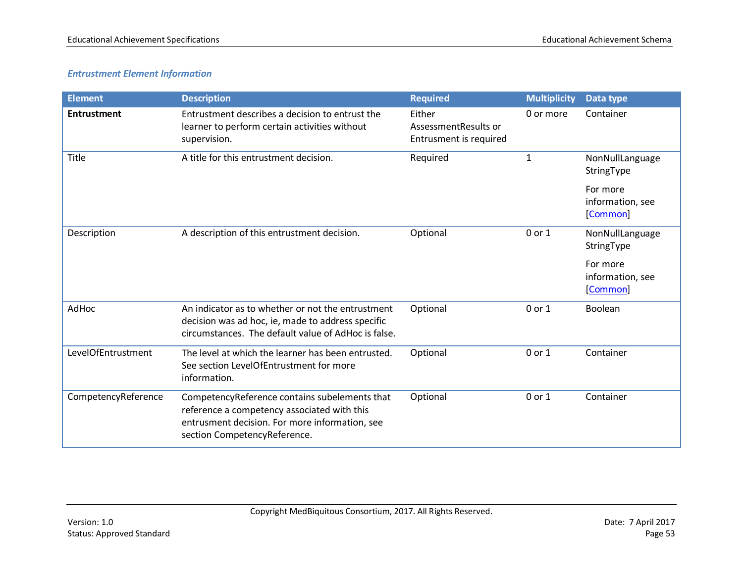### *Entrustment Element Information*

| Element | Description | Required | Multiplicity | Data type |
| --- | --- | --- | --- | --- |
| **Entrustment** | Entrustment describes a decision to entrust the learner to perform certain activities without supervision. | Either AssessmentResults or Entrusment is required | 0 or more | Container |
| Title | A title for this entrustment decision. | Required | 1 | NonNullLanguage StringType<br><br>For more information, see [Common] |
| Description | A description of this entrustment decision. | Optional | 0 or 1 | NonNullLanguage StringType<br><br>For more information, see [Common] |
| AdHoc | An indicator as to whether or not the entrustment decision was ad hoc, ie, made to address specific circumstances. The default value of AdHoc is false. | Optional | 0 or 1 | Boolean |
| LevelOfEntrustment | The level at which the learner has been entrusted. See section LevelOfEntrustment for more information. | Optional | 0 or 1 | Container |
| CompetencyReference | CompetencyReference contains subelements that reference a competency associated with this entrusment decision. For more information, see section CompetencyReference. | Optional | 0 or 1 | Container |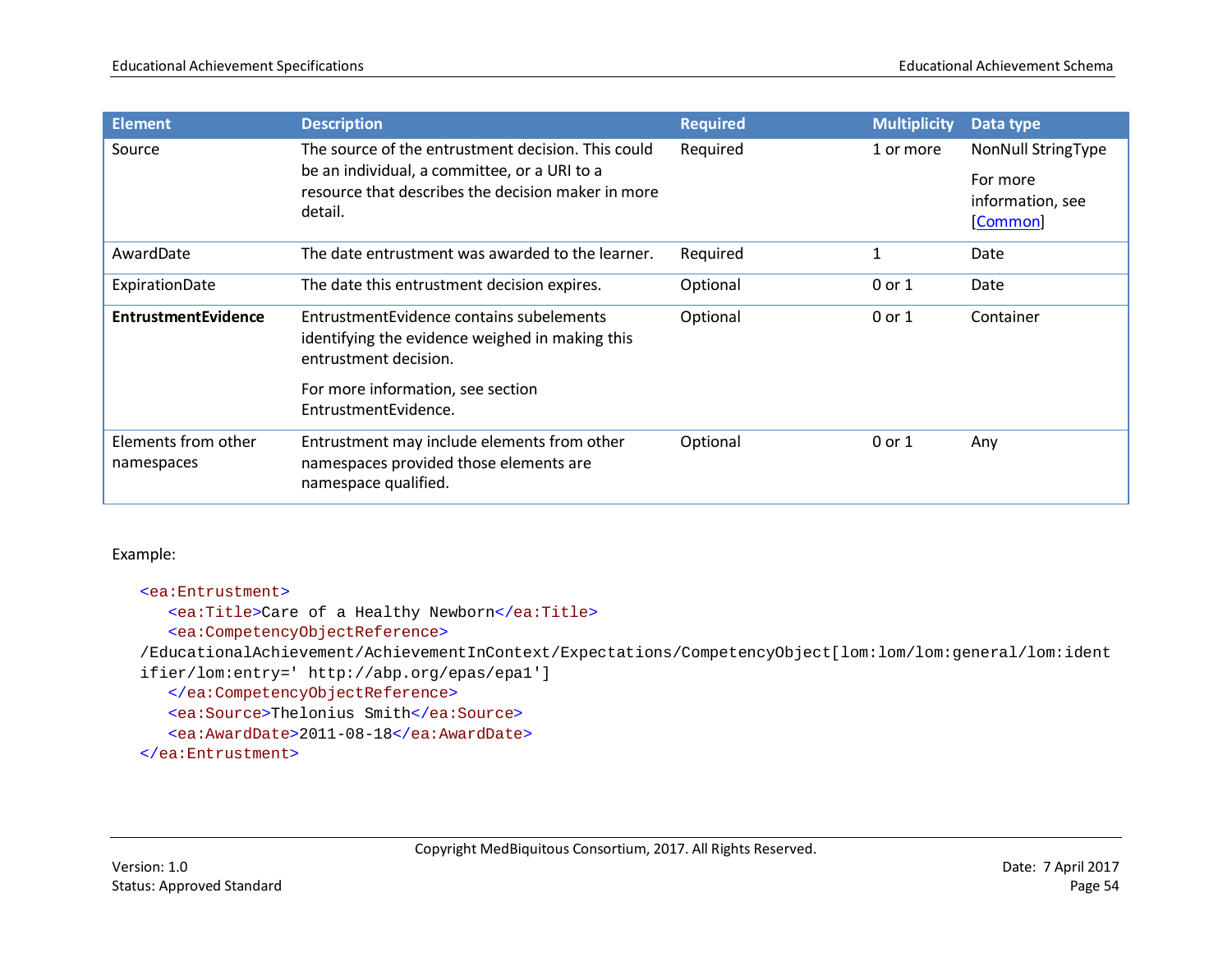| Element | Description | Required | Multiplicity | Data type |
|---|---|---|---|---|
| Source | The source of the entrustment decision. This could be an individual, a committee, or a URI to a resource that describes the decision maker in more detail. | Required | 1 or more | NonNull StringType<br><br>For more information, see [Common] |
| AwardDate | The date entrustment was awarded to the learner. | Required | 1 | Date |
| ExpirationDate | The date this entrustment decision expires. | Optional | 0 or 1 | Date |
| **EntrustmentEvidence** | EntrustmentEvidence contains subelements identifying the evidence weighed in making this entrustment decision.<br><br>For more information, see section EntrustmentEvidence. | Optional | 0 or 1 | Container |
| Elements from other namespaces | Entrustment may include elements from other namespaces provided those elements are namespace qualified. | Optional | 0 or 1 | Any |

Example:

```
<ea:Entrustment>
   <ea:Title>Care of a Healthy Newborn</ea:Title>
   <ea:CompetencyObjectReference>
/EducationalAchievement/AchievementInContext/Expectations/CompetencyObject[lom:lom/lom:general/lom:ident
ifier/lom:entry=' http://abp.org/epas/epa1']
   </ea:CompetencyObjectReference>
   <ea:Source>Thelonius Smith</ea:Source>
   <ea:AwardDate>2011-08-18</ea:AwardDate>
</ea:Entrustment>
```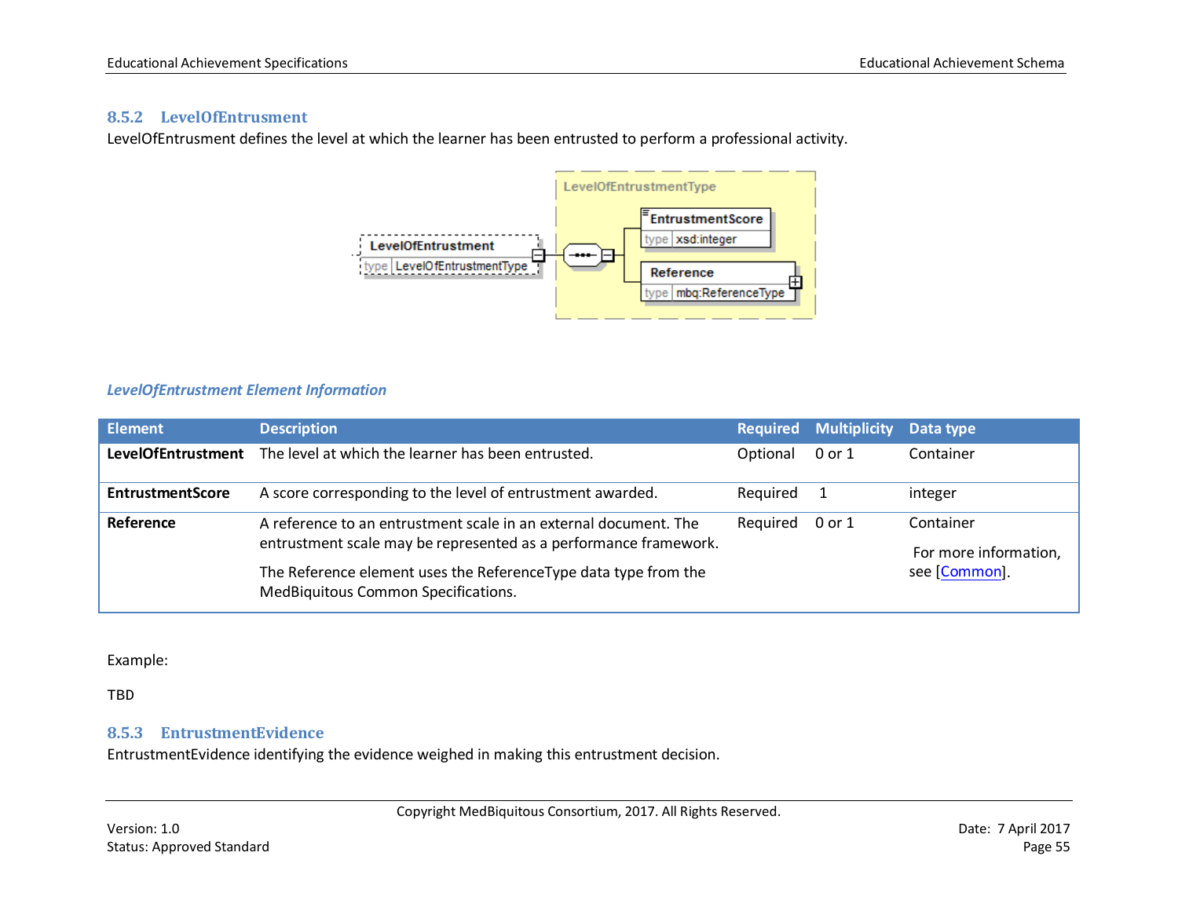### 8.5.2 LevelOfEntrusment

LevelOfEntrusment defines the level at which the learner has been entrusted to perform a professional activity.

*LevelOfEntrustment Element Information*

| Element | Description | Required | Multiplicity | Data type |
|---|---|---|---|---|
| **LevelOfEntrustment** | The level at which the learner has been entrusted. | Optional | 0 or 1 | Container |
| **EntrustmentScore** | A score corresponding to the level of entrustment awarded. | Required | 1 | integer |
| **Reference** | A reference to an entrustment scale in an external document. The entrustment scale may be represented as a performance framework. The Reference element uses the ReferenceType data type from the MedBiquitous Common Specifications. | Required | 0 or 1 | Container For more information, see [Common]. |

Example:

TBD

### 8.5.3 EntrustmentEvidence

EntrustmentEvidence identifying the evidence weighed in making this entrustment decision.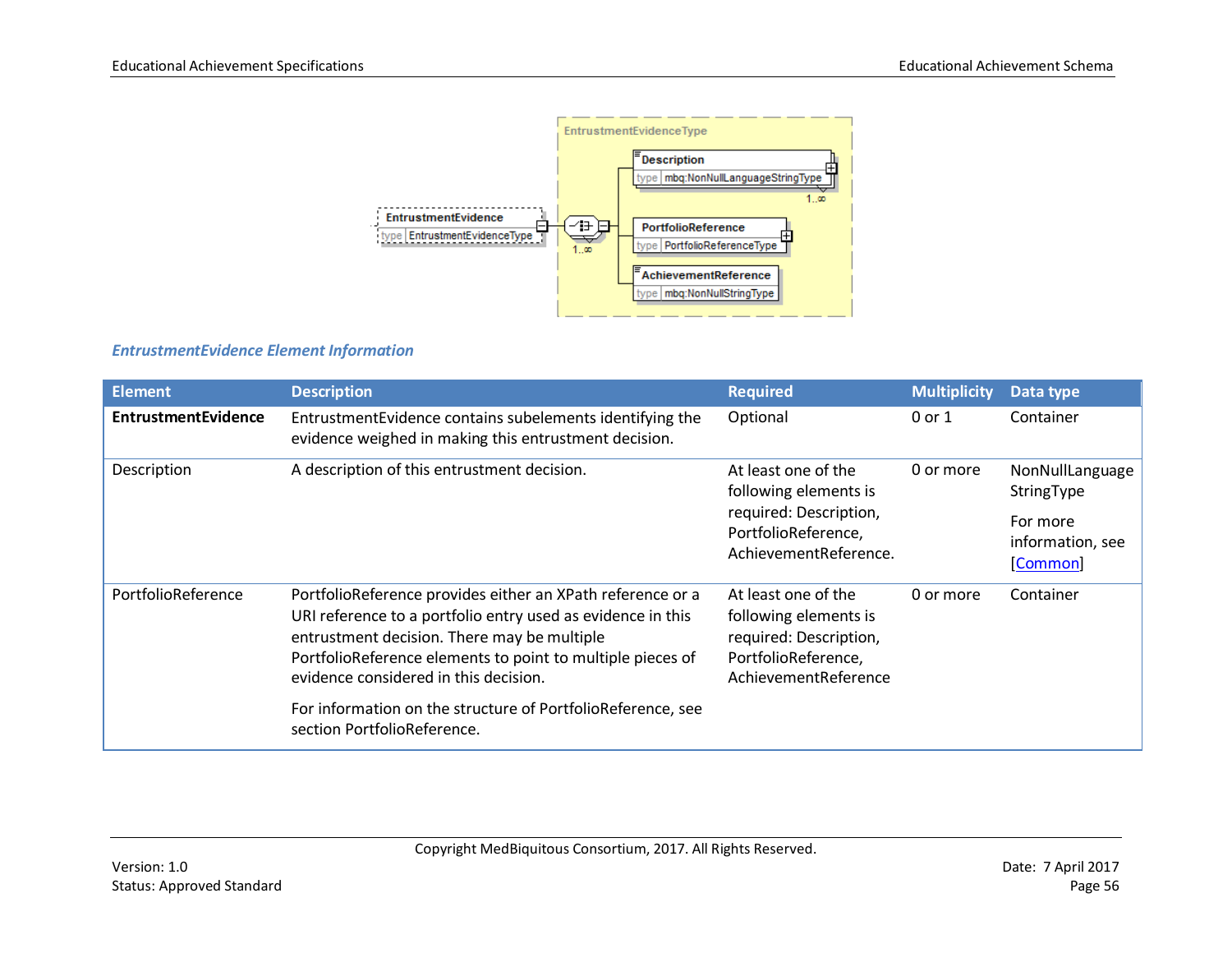### *EntrustmentEvidence Element Information*

| Element | Description | Required | Multiplicity | Data type |
|---|---|---|---|---|
| **EntrustmentEvidence** | EntrustmentEvidence contains subelements identifying the evidence weighed in making this entrustment decision. | Optional | 0 or 1 | Container |
| Description | A description of this entrustment decision. | At least one of the following elements is required: Description, PortfolioReference, AchievementReference. | 0 or more | NonNullLanguage StringType<br><br>For more information, see [Common] |
| PortfolioReference | PortfolioReference provides either an XPath reference or a URI reference to a portfolio entry used as evidence in this entrustment decision. There may be multiple PortfolioReference elements to point to multiple pieces of evidence considered in this decision.<br><br>For information on the structure of PortfolioReference, see section PortfolioReference. | At least one of the following elements is required: Description, PortfolioReference, AchievementReference | 0 or more | Container |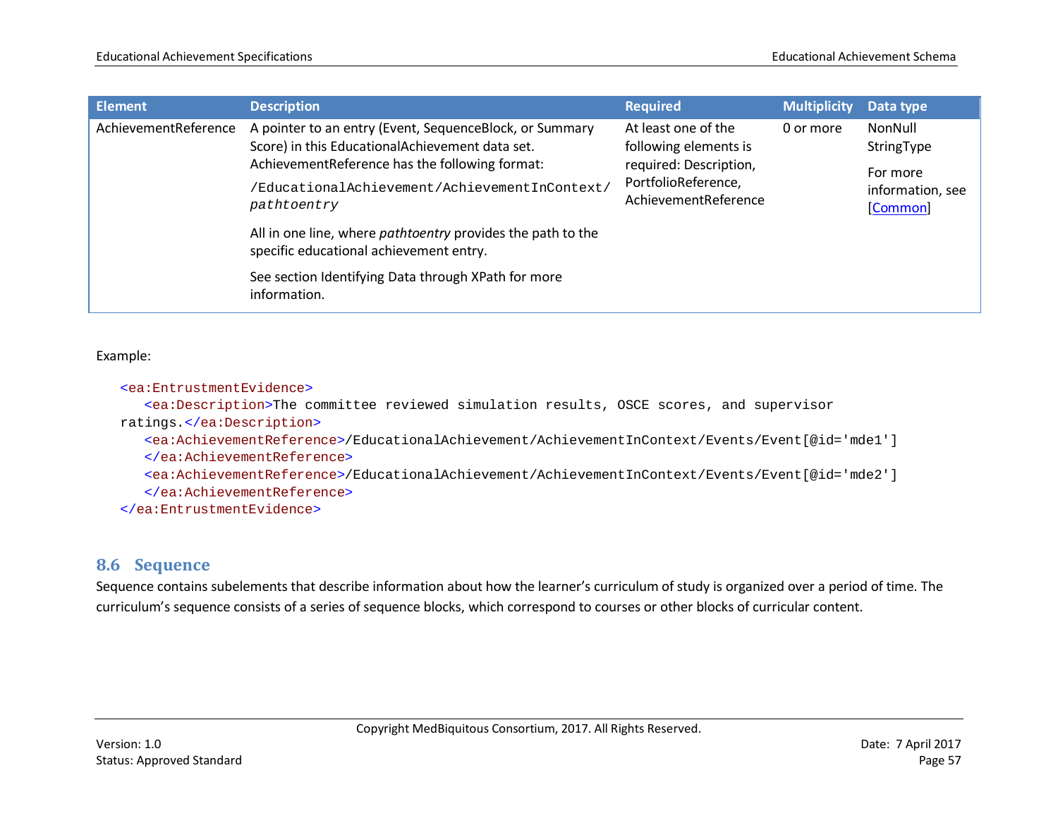| Element | Description | Required | Multiplicity | Data type |
|---|---|---|---|---|
| AchievementReference | A pointer to an entry (Event, SequenceBlock, or Summary Score) in this EducationalAchievement data set. AchievementReference has the following format:<br><br>`/EducationalAchievement/AchievementInContext/pathtoentry`<br><br>All in one line, where *pathtoentry* provides the path to the specific educational achievement entry.<br><br>See section Identifying Data through XPath for more information. | At least one of the following elements is required: Description, PortfolioReference, AchievementReference | 0 or more | NonNull StringType<br><br>For more information, see [Common] |

Example:

```
<ea:EntrustmentEvidence>
   <ea:Description>The committee reviewed simulation results, OSCE scores, and supervisor
ratings.</ea:Description>
   <ea:AchievementReference>/EducationalAchievement/AchievementInContext/Events/Event[@id='mde1']
   </ea:AchievementReference>
   <ea:AchievementReference>/EducationalAchievement/AchievementInContext/Events/Event[@id='mde2']
   </ea:AchievementReference>
</ea:EntrustmentEvidence>
```

## 8.6 Sequence

Sequence contains subelements that describe information about how the learner's curriculum of study is organized over a period of time. The curriculum's sequence consists of a series of sequence blocks, which correspond to courses or other blocks of curricular content.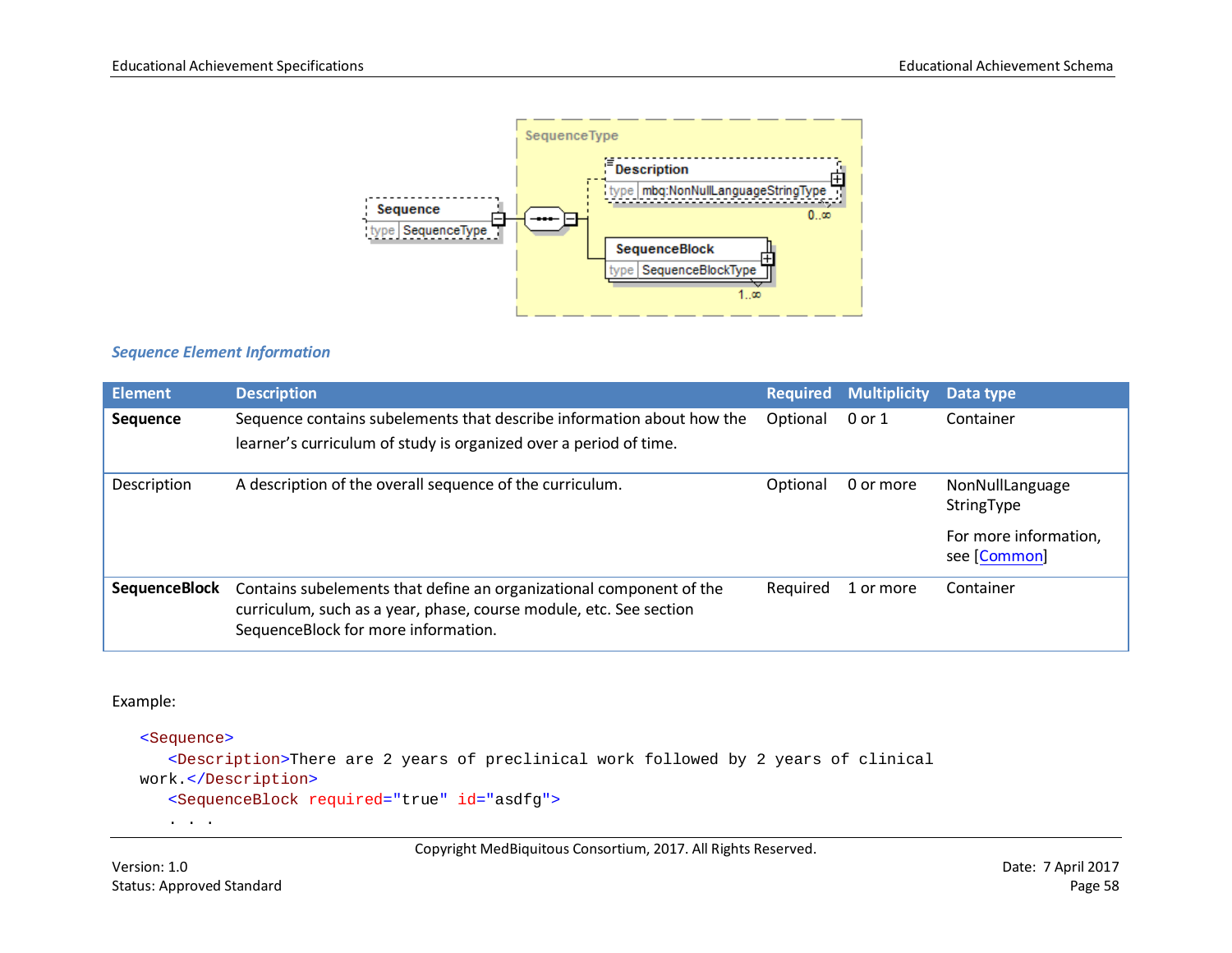### Sequence Element Information

| Element | Description | Required | Multiplicity | Data type |
|---|---|---|---|---|
| **Sequence** | Sequence contains subelements that describe information about how the learner's curriculum of study is organized over a period of time. | Optional | 0 or 1 | Container |
| Description | A description of the overall sequence of the curriculum. | Optional | 0 or more | NonNullLanguage StringType<br><br>For more information, see [Common] |
| **SequenceBlock** | Contains subelements that define an organizational component of the curriculum, such as a year, phase, course module, etc. See section SequenceBlock for more information. | Required | 1 or more | Container |

Example:

```
<Sequence>
   <Description>There are 2 years of preclinical work followed by 2 years of clinical
work.</Description>
   <SequenceBlock required="true" id="asdfg">
   . . .
```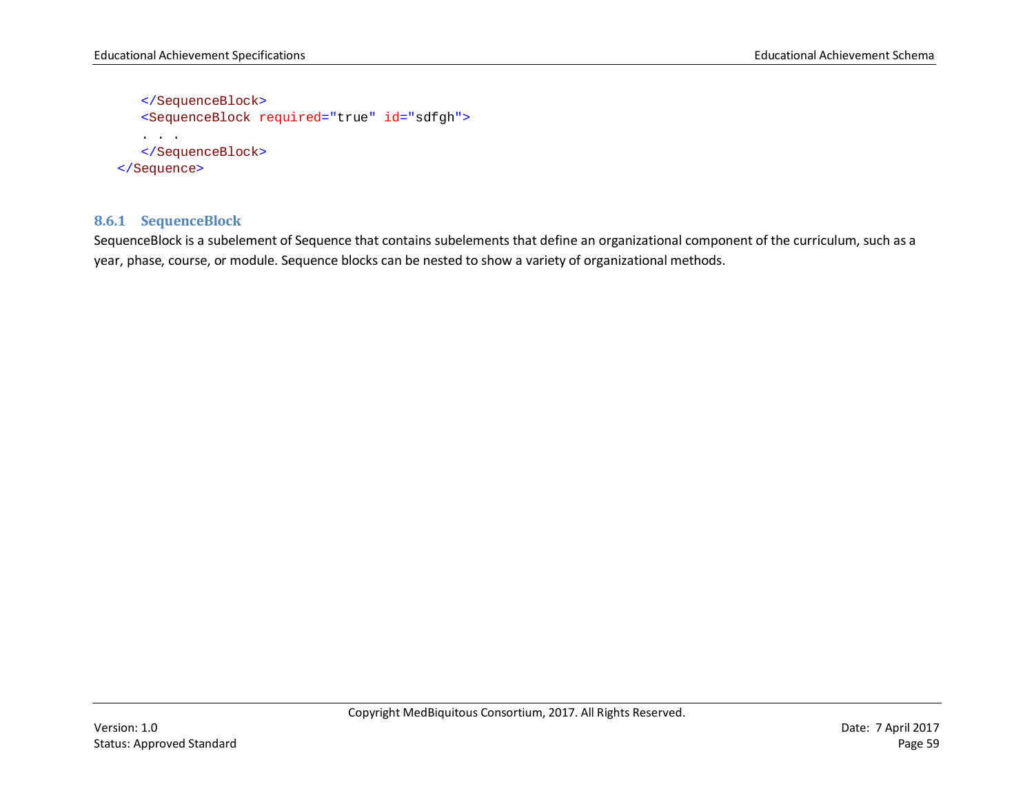```xml
    </SequenceBlock>
    <SequenceBlock required="true" id="sdfgh">
    . . .
    </SequenceBlock>
</Sequence>
```

### 8.6.1 SequenceBlock

SequenceBlock is a subelement of Sequence that contains subelements that define an organizational component of the curriculum, such as a year, phase, course, or module. Sequence blocks can be nested to show a variety of organizational methods.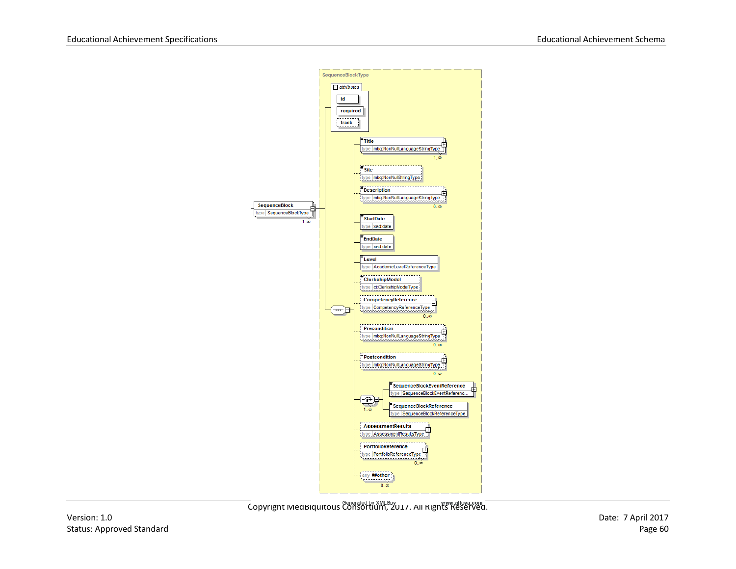SequenceBlockType

attributes

- id
- required
- track

SequenceBlock
type SequenceBlockType
1..∞

- Title — type mbo:NonNullLanguageStringType — 1..∞
- Site — type mbo:NonNullStringType
- Description — type mbo:NonNullLanguageStringType — 0..∞
- StartDate — type xsd:date
- EndDate — type xsd:date
- Level — type AcademicLevelReferenceType
- ClerkshipModel — type cl:ClerkshipModelType
- CompetencyReference — type CompetencyReferenceType — 0..∞
- Precondition — type mbo:NonNullLanguageStringType — 0..∞
- Postcondition — type mbo:NonNullLanguageStringType — 0..∞
- 1..∞
  - SequenceBlockEventReference — type SequenceBlockEventReferenc...
  - SequenceBlockReference — type SequenceBlockReferenceType
- AssessmentResults — type AssessmentResultsType
- PortfolioReference — type PortfolioReferenceType — 0..∞
- any ##other — 0..∞

Generated by XMLSpy www.altova.com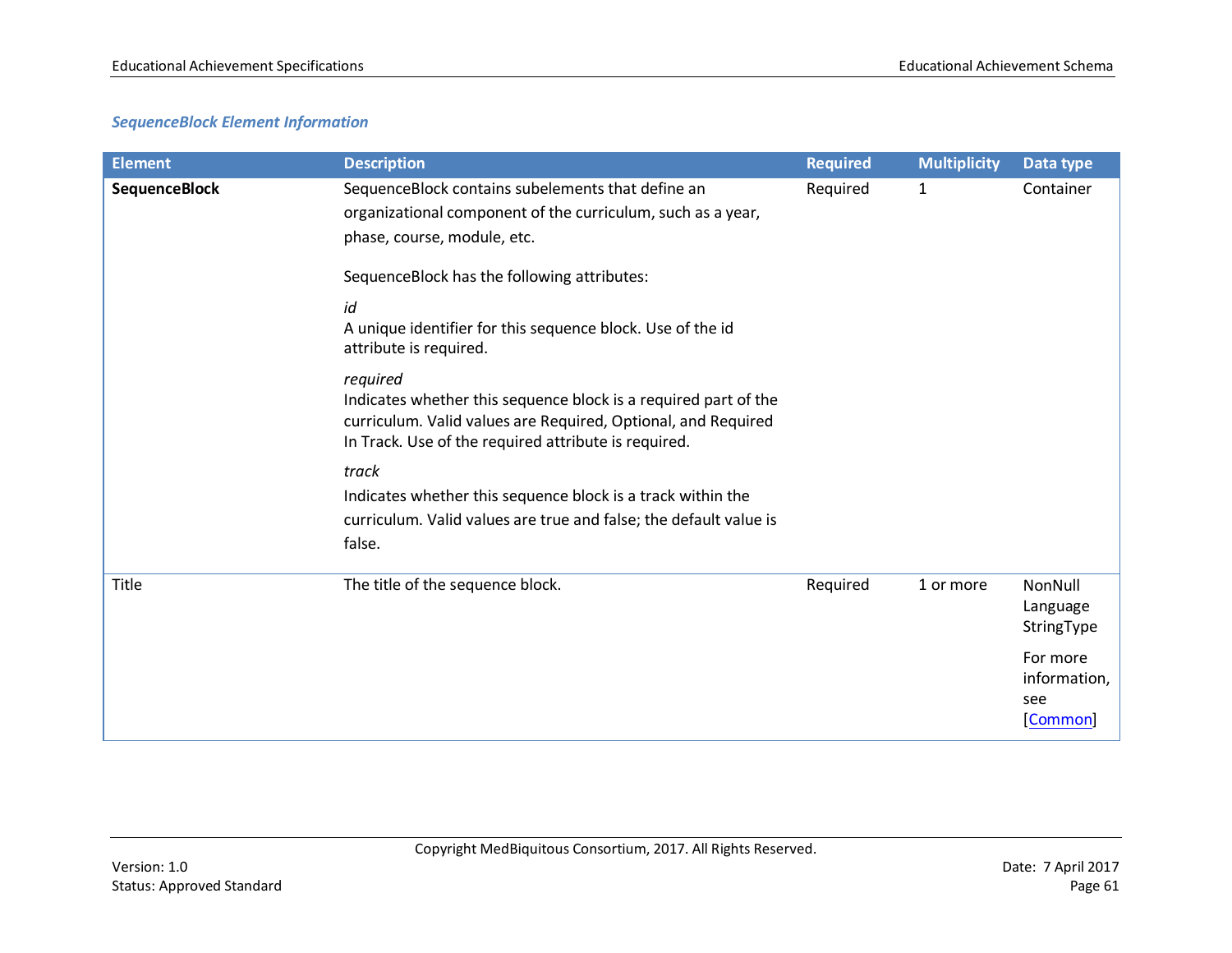### *SequenceBlock Element Information*

| Element | Description | Required | Multiplicity | Data type |
|---|---|---|---|---|
| **SequenceBlock** | SequenceBlock contains subelements that define an organizational component of the curriculum, such as a year, phase, course, module, etc.<br><br>SequenceBlock has the following attributes:<br><br>*id*<br>A unique identifier for this sequence block. Use of the id attribute is required.<br><br>*required*<br>Indicates whether this sequence block is a required part of the curriculum. Valid values are Required, Optional, and Required In Track. Use of the required attribute is required.<br><br>*track*<br>Indicates whether this sequence block is a track within the curriculum. Valid values are true and false; the default value is false. | Required | 1 | Container |
| Title | The title of the sequence block. | Required | 1 or more | NonNull Language StringType<br><br>For more information, see [Common] |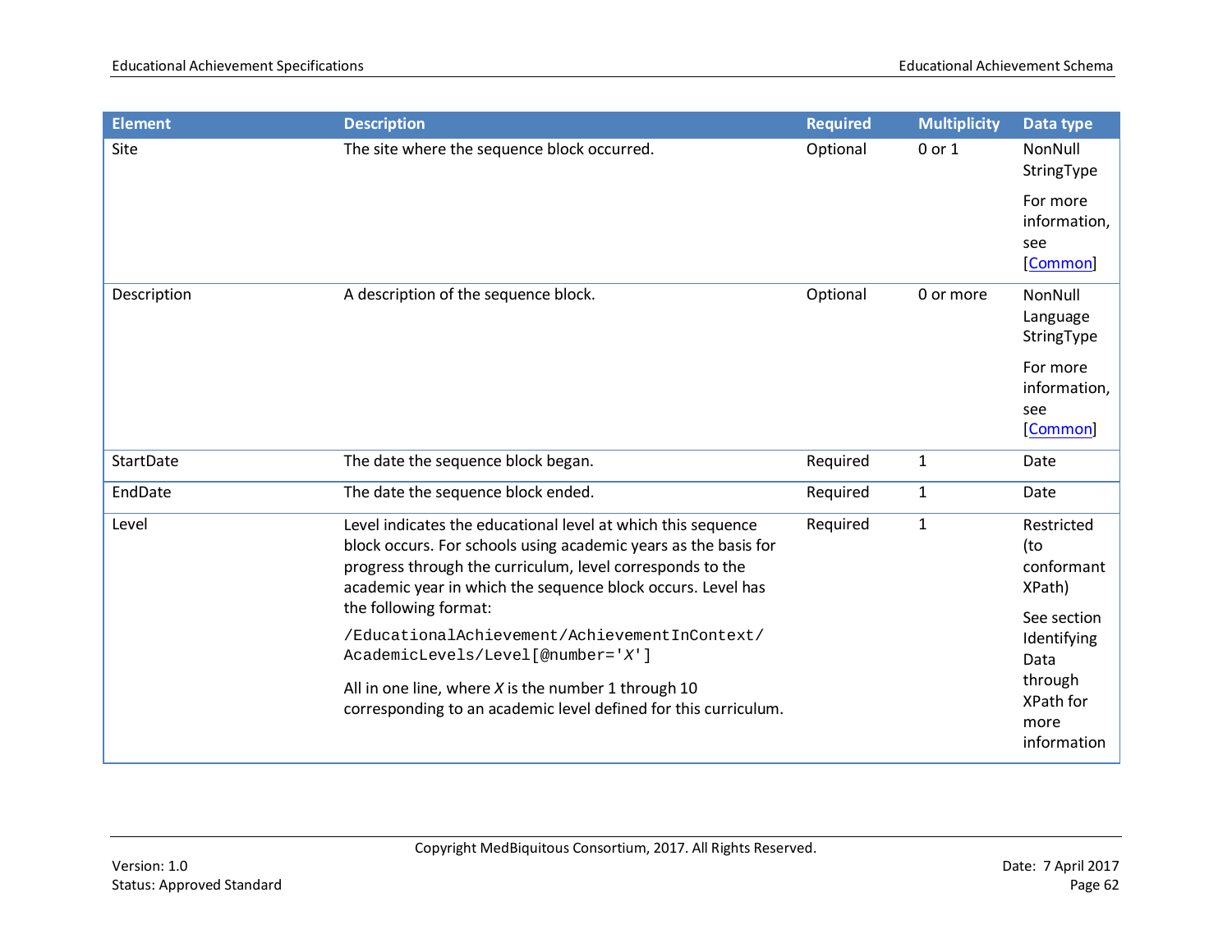| Element | Description | Required | Multiplicity | Data type |
|---|---|---|---|---|
| Site | The site where the sequence block occurred. | Optional | 0 or 1 | NonNull StringType<br><br>For more information, see [Common] |
| Description | A description of the sequence block. | Optional | 0 or more | NonNull Language StringType<br><br>For more information, see [Common] |
| StartDate | The date the sequence block began. | Required | 1 | Date |
| EndDate | The date the sequence block ended. | Required | 1 | Date |
| Level | Level indicates the educational level at which this sequence block occurs. For schools using academic years as the basis for progress through the curriculum, level corresponds to the academic year in which the sequence block occurs. Level has the following format:<br><br>`/EducationalAchievement/AchievementInContext/AcademicLevels/Level[@number='X']`<br><br>All in one line, where *X* is the number 1 through 10 corresponding to an academic level defined for this curriculum. | Required | 1 | Restricted (to conformant XPath)<br><br>See section Identifying Data through XPath for more information |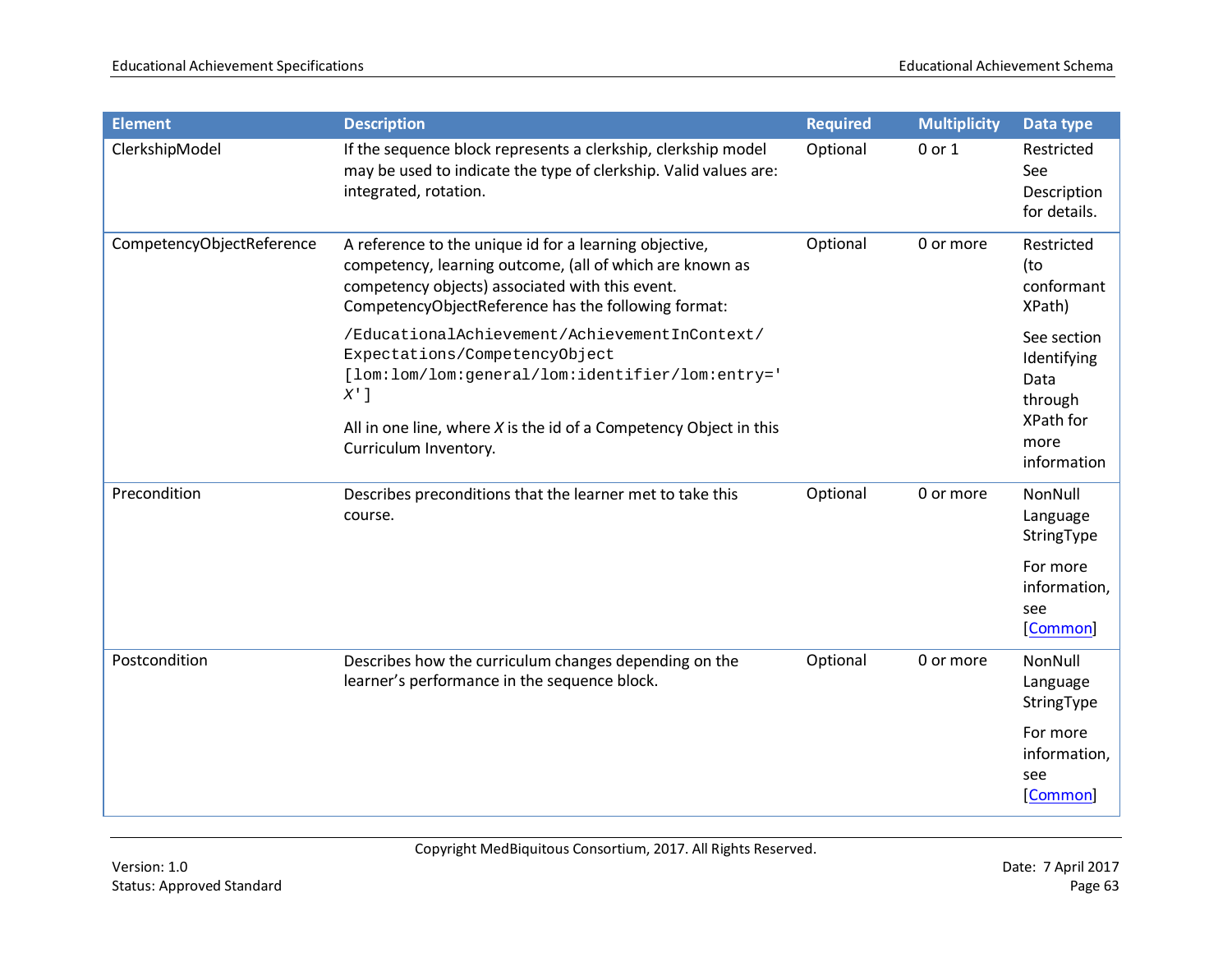| Element | Description | Required | Multiplicity | Data type |
|---|---|---|---|---|
| ClerkshipModel | If the sequence block represents a clerkship, clerkship model may be used to indicate the type of clerkship. Valid values are: integrated, rotation. | Optional | 0 or 1 | Restricted See Description for details. |
| CompetencyObjectReference | A reference to the unique id for a learning objective, competency, learning outcome, (all of which are known as competency objects) associated with this event. CompetencyObjectReference has the following format: `/EducationalAchievement/AchievementInContext/Expectations/CompetencyObject[lom:lom/lom:general/lom:identifier/lom:entry='X']` All in one line, where *X* is the id of a Competency Object in this Curriculum Inventory. | Optional | 0 or more | Restricted (to conformant XPath) See section Identifying Data through XPath for more information |
| Precondition | Describes preconditions that the learner met to take this course. | Optional | 0 or more | NonNull Language StringType For more information, see [Common] |
| Postcondition | Describes how the curriculum changes depending on the learner's performance in the sequence block. | Optional | 0 or more | NonNull Language StringType For more information, see [Common] |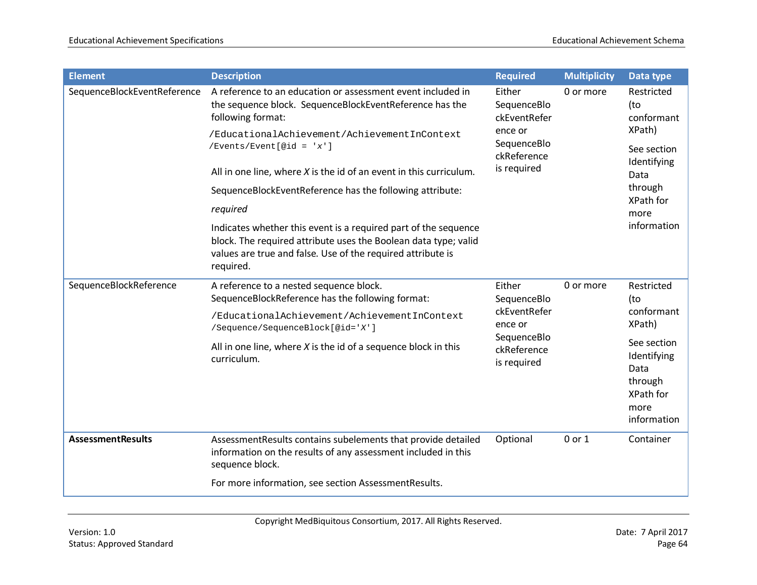| Element | Description | Required | Multiplicity | Data type |
|---|---|---|---|---|
| SequenceBlockEventReference | A reference to an education or assessment event included in the sequence block. SequenceBlockEventReference has the following format: `/EducationalAchievement/AchievementInContext /Events/Event[@id = 'x']` All in one line, where *X* is the id of an event in this curriculum. SequenceBlockEventReference has the following attribute: *required* Indicates whether this event is a required part of the sequence block. The required attribute uses the Boolean data type; valid values are true and false. Use of the required attribute is required. | Either SequenceBlockEventReference or SequenceBlockReference is required | 0 or more | Restricted (to conformant XPath) See section Identifying Data through XPath for more information |
| SequenceBlockReference | A reference to a nested sequence block. SequenceBlockReference has the following format: `/EducationalAchievement/AchievementInContext /Sequence/SequenceBlock[@id='X']` All in one line, where *X* is the id of a sequence block in this curriculum. | Either SequenceBlockEventReference or SequenceBlockReference is required | 0 or more | Restricted (to conformant XPath) See section Identifying Data through XPath for more information |
| **AssessmentResults** | AssessmentResults contains subelements that provide detailed information on the results of any assessment included in this sequence block. For more information, see section AssessmentResults. | Optional | 0 or 1 | Container |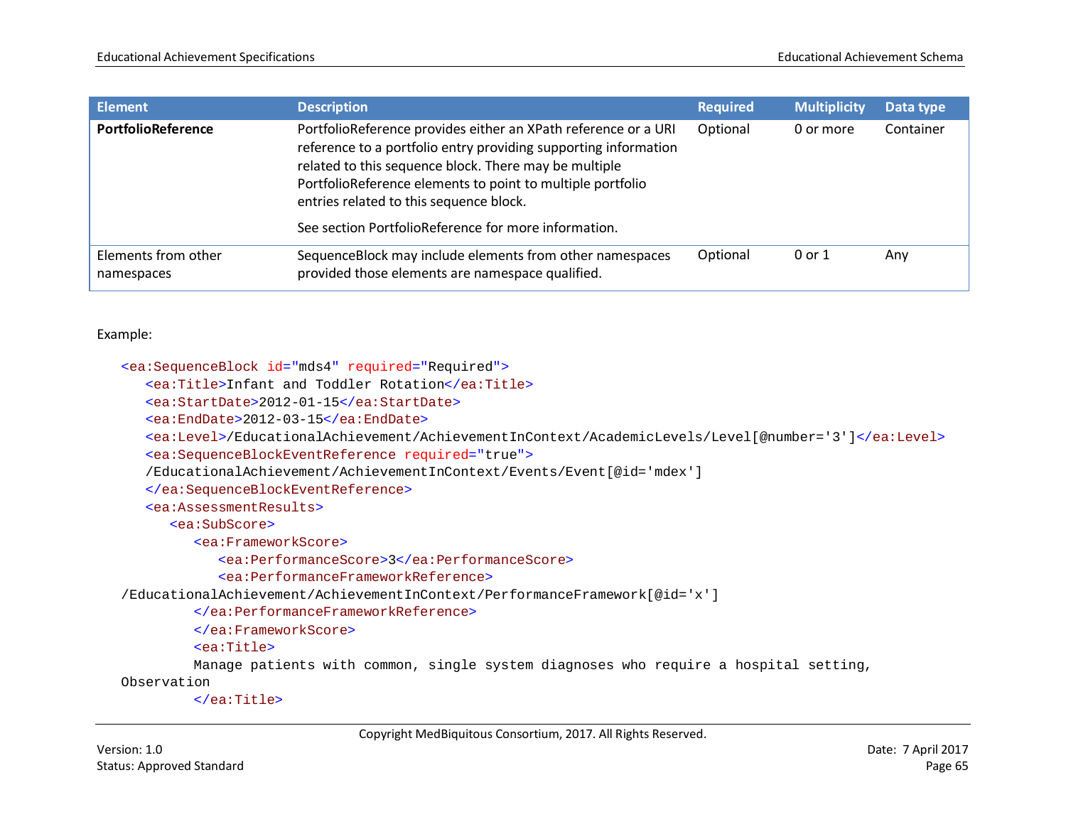| Element | Description | Required | Multiplicity | Data type |
| --- | --- | --- | --- | --- |
| **PortfolioReference** | PortfolioReference provides either an XPath reference or a URI reference to a portfolio entry providing supporting information related to this sequence block. There may be multiple PortfolioReference elements to point to multiple portfolio entries related to this sequence block. See section PortfolioReference for more information. | Optional | 0 or more | Container |
| Elements from other namespaces | SequenceBlock may include elements from other namespaces provided those elements are namespace qualified. | Optional | 0 or 1 | Any |

Example:

```
<ea:SequenceBlock id="mds4" required="Required">
   <ea:Title>Infant and Toddler Rotation</ea:Title>
   <ea:StartDate>2012-01-15</ea:StartDate>
   <ea:EndDate>2012-03-15</ea:EndDate>
   <ea:Level>/EducationalAchievement/AchievementInContext/AcademicLevels/Level[@number='3']</ea:Level>
   <ea:SequenceBlockEventReference required="true">
   /EducationalAchievement/AchievementInContext/Events/Event[@id='mdex']
   </ea:SequenceBlockEventReference>
   <ea:AssessmentResults>
      <ea:SubScore>
         <ea:FrameworkScore>
            <ea:PerformanceScore>3</ea:PerformanceScore>
            <ea:PerformanceFrameworkReference>
/EducationalAchievement/AchievementInContext/PerformanceFramework[@id='x']
         </ea:PerformanceFrameworkReference>
         </ea:FrameworkScore>
         <ea:Title>
         Manage patients with common, single system diagnoses who require a hospital setting,
Observation
         </ea:Title>
```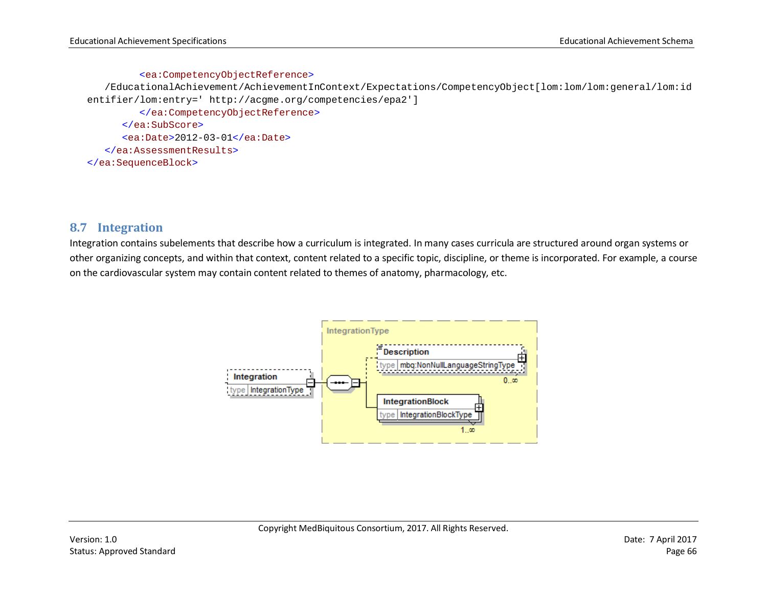```
        <ea:CompetencyObjectReference>
    /EducationalAchievement/AchievementInContext/Expectations/CompetencyObject[lom:lom/lom:general/lom:id
entifier/lom:entry=' http://acgme.org/competencies/epa2']
        </ea:CompetencyObjectReference>
      </ea:SubScore>
      <ea:Date>2012-03-01</ea:Date>
    </ea:AssessmentResults>
  </ea:SequenceBlock>
```

## 8.7 Integration

Integration contains subelements that describe how a curriculum is integrated. In many cases curricula are structured around organ systems or other organizing concepts, and within that context, content related to a specific topic, discipline, or theme is incorporated. For example, a course on the cardiovascular system may contain content related to themes of anatomy, pharmacology, etc.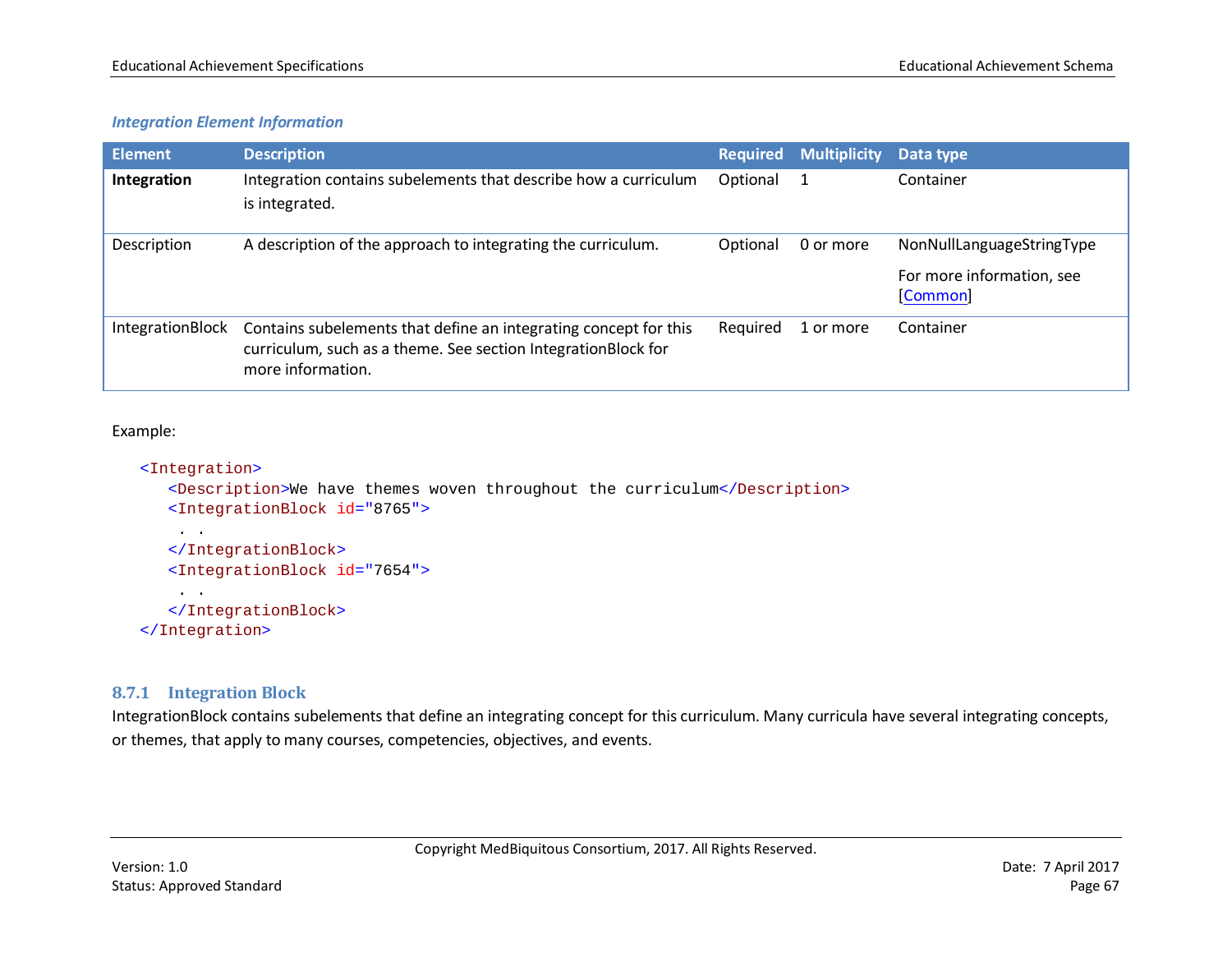*Integration Element Information*

| Element | Description | Required | Multiplicity | Data type |
|---|---|---|---|---|
| **Integration** | Integration contains subelements that describe how a curriculum is integrated. | Optional | 1 | Container |
| Description | A description of the approach to integrating the curriculum. | Optional | 0 or more | NonNullLanguageStringType<br><br>For more information, see [Common] |
| IntegrationBlock | Contains subelements that define an integrating concept for this curriculum, such as a theme. See section IntegrationBlock for more information. | Required | 1 or more | Container |

Example:

```
<Integration>
   <Description>We have themes woven throughout the curriculum</Description>
   <IntegrationBlock id="8765">
    . .
   </IntegrationBlock>
   <IntegrationBlock id="7654">
    . .
   </IntegrationBlock>
</Integration>
```

### 8.7.1 Integration Block

IntegrationBlock contains subelements that define an integrating concept for this curriculum. Many curricula have several integrating concepts, or themes, that apply to many courses, competencies, objectives, and events.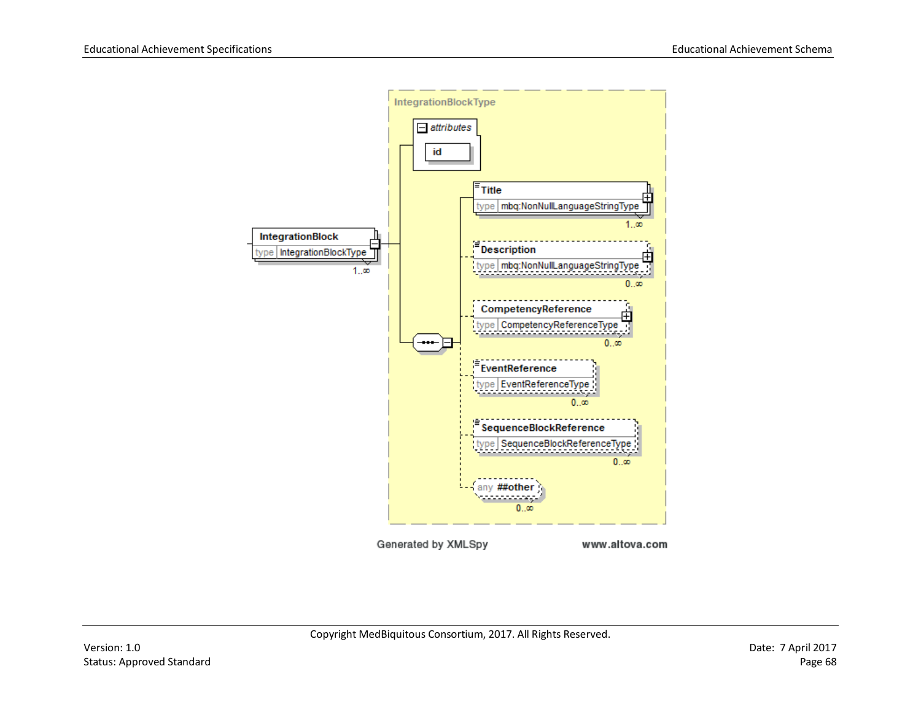IntegrationBlockType

*attributes*

id

IntegrationBlock
type IntegrationBlockType
1..∞

Title
type mbq:NonNullLanguageStringType
1..∞

Description
type mbq:NonNullLanguageStringType
0..∞

CompetencyReference
type CompetencyReferenceType
0..∞

EventReference
type EventReferenceType
0..∞

SequenceBlockReference
type SequenceBlockReferenceType
0..∞

any ##other
0..∞

Generated by XMLSpy www.altova.com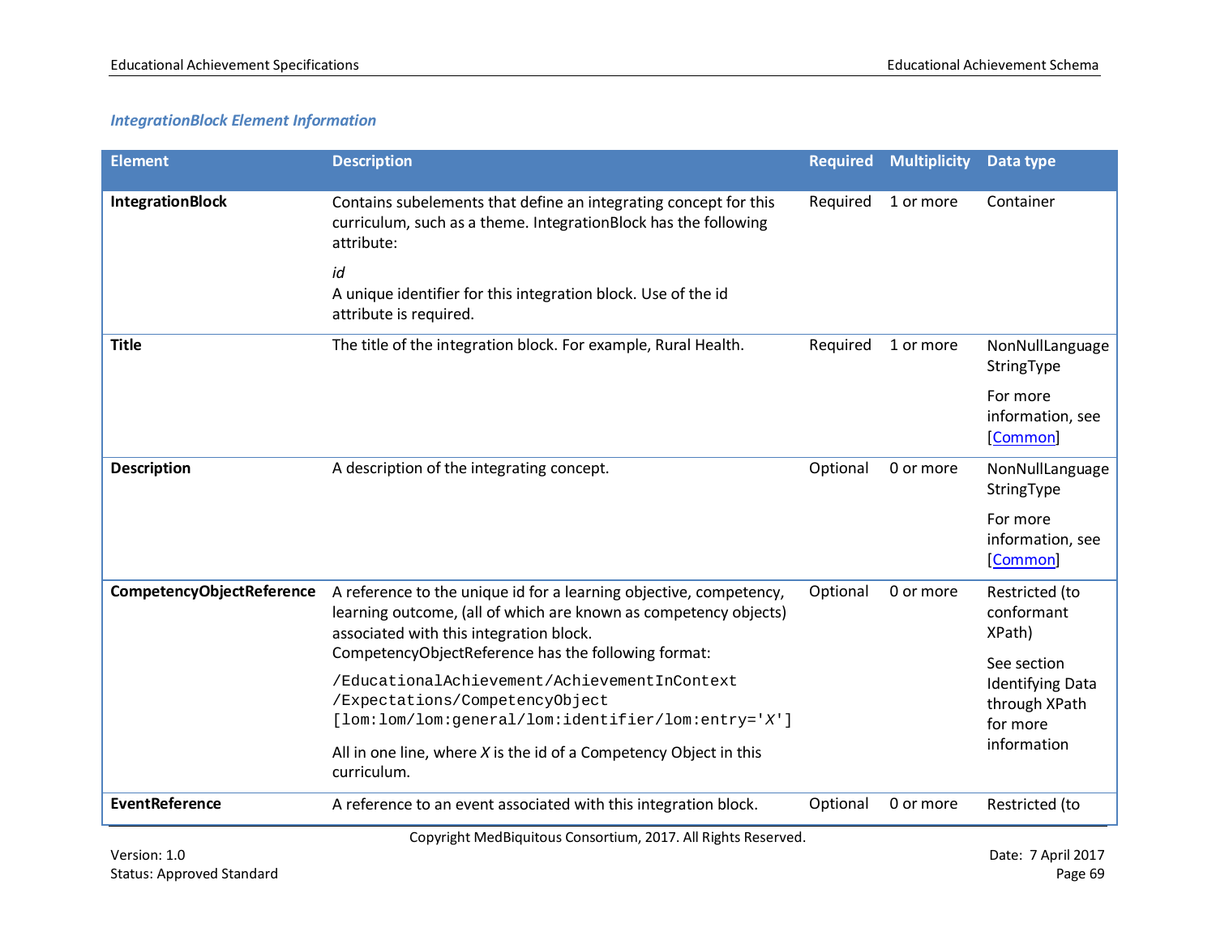### *IntegrationBlock Element Information*

| Element | Description | Required | Multiplicity | Data type |
|---|---|---|---|---|
| **IntegrationBlock** | Contains subelements that define an integrating concept for this curriculum, such as a theme. IntegrationBlock has the following attribute:<br><br>*id*<br>A unique identifier for this integration block. Use of the id attribute is required. | Required | 1 or more | Container |
| **Title** | The title of the integration block. For example, Rural Health. | Required | 1 or more | NonNullLanguage StringType<br><br>For more information, see [Common] |
| **Description** | A description of the integrating concept. | Optional | 0 or more | NonNullLanguage StringType<br><br>For more information, see [Common] |
| **CompetencyObjectReference** | A reference to the unique id for a learning objective, competency, learning outcome, (all of which are known as competency objects) associated with this integration block. CompetencyObjectReference has the following format:<br><br>`/EducationalAchievement/AchievementInContext /Expectations/CompetencyObject [lom:lom/lom:general/lom:identifier/lom:entry='X']`<br><br>All in one line, where *X* is the id of a Competency Object in this curriculum. | Optional | 0 or more | Restricted (to conformant XPath)<br><br>See section Identifying Data through XPath for more information |
| **EventReference** | A reference to an event associated with this integration block. | Optional | 0 or more | Restricted (to |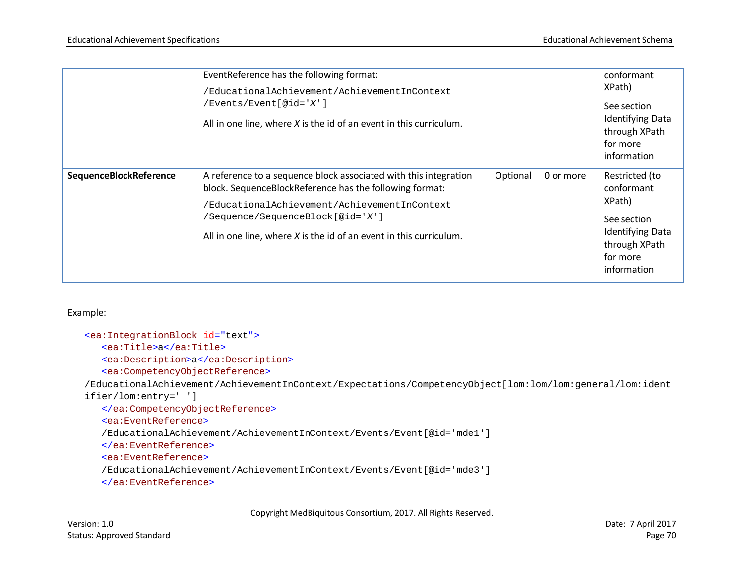| | | | | |
|---|---|---|---|---|
| | EventReference has the following format: `/EducationalAchievement/AchievementInContext /Events/Event[@id='X']` All in one line, where *X* is the id of an event in this curriculum. | | | conformant XPath) See section Identifying Data through XPath for more information |
| **SequenceBlockReference** | A reference to a sequence block associated with this integration block. SequenceBlockReference has the following format: `/EducationalAchievement/AchievementInContext /Sequence/SequenceBlock[@id='X']` All in one line, where *X* is the id of an event in this curriculum. | Optional | 0 or more | Restricted (to conformant XPath) See section Identifying Data through XPath for more information |

Example:

```
<ea:IntegrationBlock id="text">
   <ea:Title>a</ea:Title>
   <ea:Description>a</ea:Description>
   <ea:CompetencyObjectReference>
/EducationalAchievement/AchievementInContext/Expectations/CompetencyObject[lom:lom/lom:general/lom:ident
ifier/lom:entry=' ']
   </ea:CompetencyObjectReference>
   <ea:EventReference>
   /EducationalAchievement/AchievementInContext/Events/Event[@id='mde1']
   </ea:EventReference>
   <ea:EventReference>
   /EducationalAchievement/AchievementInContext/Events/Event[@id='mde3']
   </ea:EventReference>
```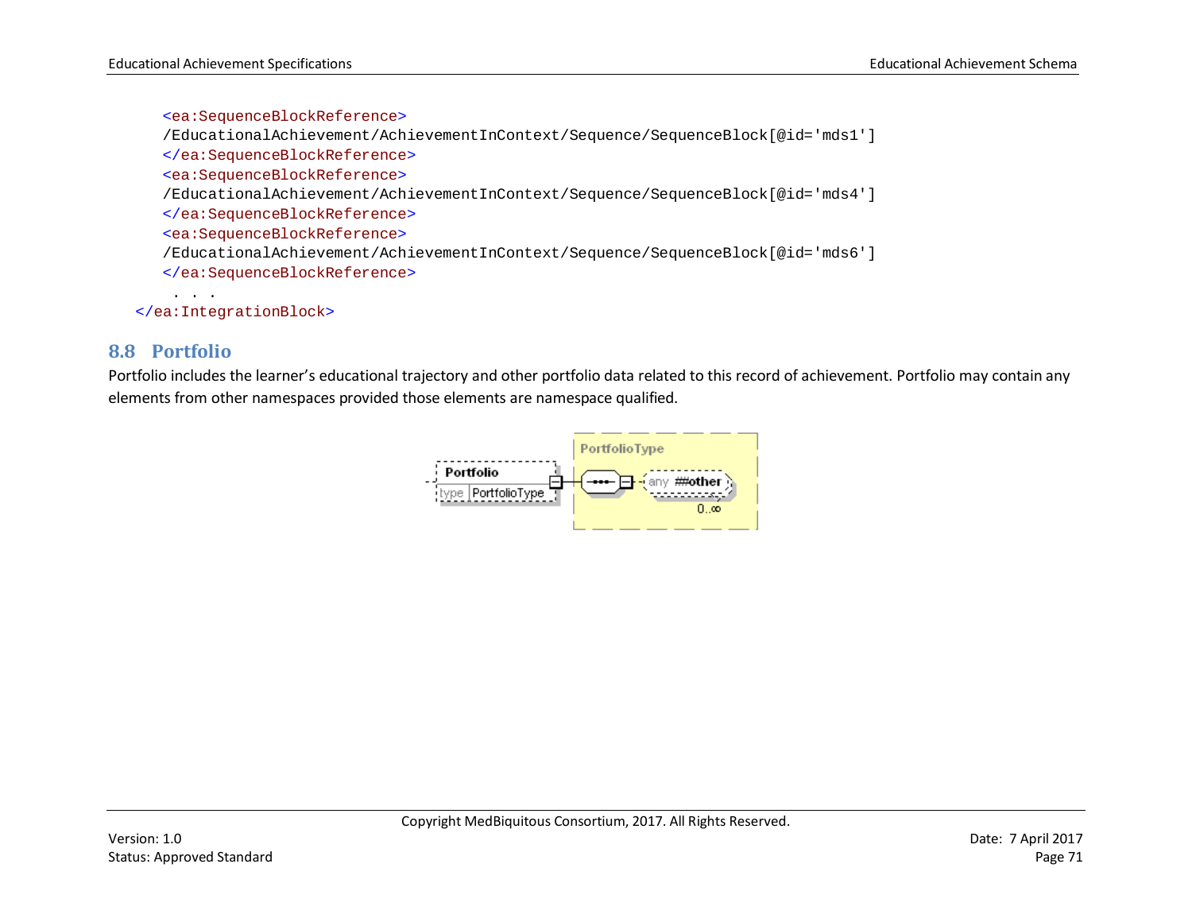```
    <ea:SequenceBlockReference>
    /EducationalAchievement/AchievementInContext/Sequence/SequenceBlock[@id='mds1']
    </ea:SequenceBlockReference>
    <ea:SequenceBlockReference>
    /EducationalAchievement/AchievementInContext/Sequence/SequenceBlock[@id='mds4']
    </ea:SequenceBlockReference>
    <ea:SequenceBlockReference>
    /EducationalAchievement/AchievementInContext/Sequence/SequenceBlock[@id='mds6']
    </ea:SequenceBlockReference>
     . . .
</ea:IntegrationBlock>
```

## 8.8 Portfolio

Portfolio includes the learner's educational trajectory and other portfolio data related to this record of achievement. Portfolio may contain any elements from other namespaces provided those elements are namespace qualified.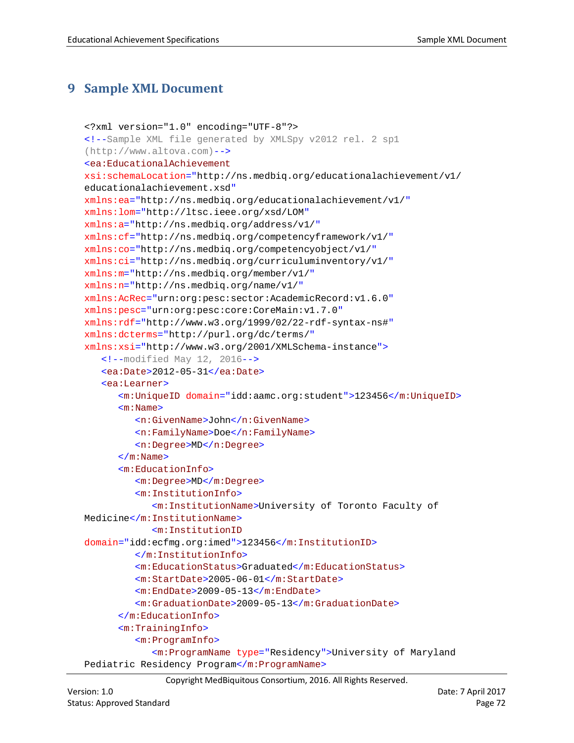# 9 Sample XML Document

```
<?xml version="1.0" encoding="UTF-8"?>
<!--Sample XML file generated by XMLSpy v2012 rel. 2 sp1
(http://www.altova.com)-->
<ea:EducationalAchievement
xsi:schemaLocation="http://ns.medbiq.org/educationalachievement/v1/
educationalachievement.xsd"
xmlns:ea="http://ns.medbiq.org/educationalachievement/v1/"
xmlns:lom="http://ltsc.ieee.org/xsd/LOM"
xmlns:a="http://ns.medbiq.org/address/v1/"
xmlns:cf="http://ns.medbiq.org/competencyframework/v1/"
xmlns:co="http://ns.medbiq.org/competencyobject/v1/"
xmlns:ci="http://ns.medbiq.org/curriculuminventory/v1/"
xmlns:m="http://ns.medbiq.org/member/v1/"
xmlns:n="http://ns.medbiq.org/name/v1/"
xmlns:AcRec="urn:org:pesc:sector:AcademicRecord:v1.6.0"
xmlns:pesc="urn:org:pesc:core:CoreMain:v1.7.0"
xmlns:rdf="http://www.w3.org/1999/02/22-rdf-syntax-ns#"
xmlns:dcterms="http://purl.org/dc/terms/"
xmlns:xsi="http://www.w3.org/2001/XMLSchema-instance">
   <!--modified May 12, 2016-->
   <ea:Date>2012-05-31</ea:Date>
   <ea:Learner>
      <m:UniqueID domain="idd:aamc.org:student">123456</m:UniqueID>
      <m:Name>
         <n:GivenName>John</n:GivenName>
         <n:FamilyName>Doe</n:FamilyName>
         <n:Degree>MD</n:Degree>
      </m:Name>
      <m:EducationInfo>
         <m:Degree>MD</m:Degree>
         <m:InstitutionInfo>
            <m:InstitutionName>University of Toronto Faculty of
Medicine</m:InstitutionName>
            <m:InstitutionID
domain="idd:ecfmg.org:imed">123456</m:InstitutionID>
         </m:InstitutionInfo>
         <m:EducationStatus>Graduated</m:EducationStatus>
         <m:StartDate>2005-06-01</m:StartDate>
         <m:EndDate>2009-05-13</m:EndDate>
         <m:GraduationDate>2009-05-13</m:GraduationDate>
      </m:EducationInfo>
      <m:TrainingInfo>
         <m:ProgramInfo>
            <m:ProgramName type="Residency">University of Maryland
Pediatric Residency Program</m:ProgramName>
```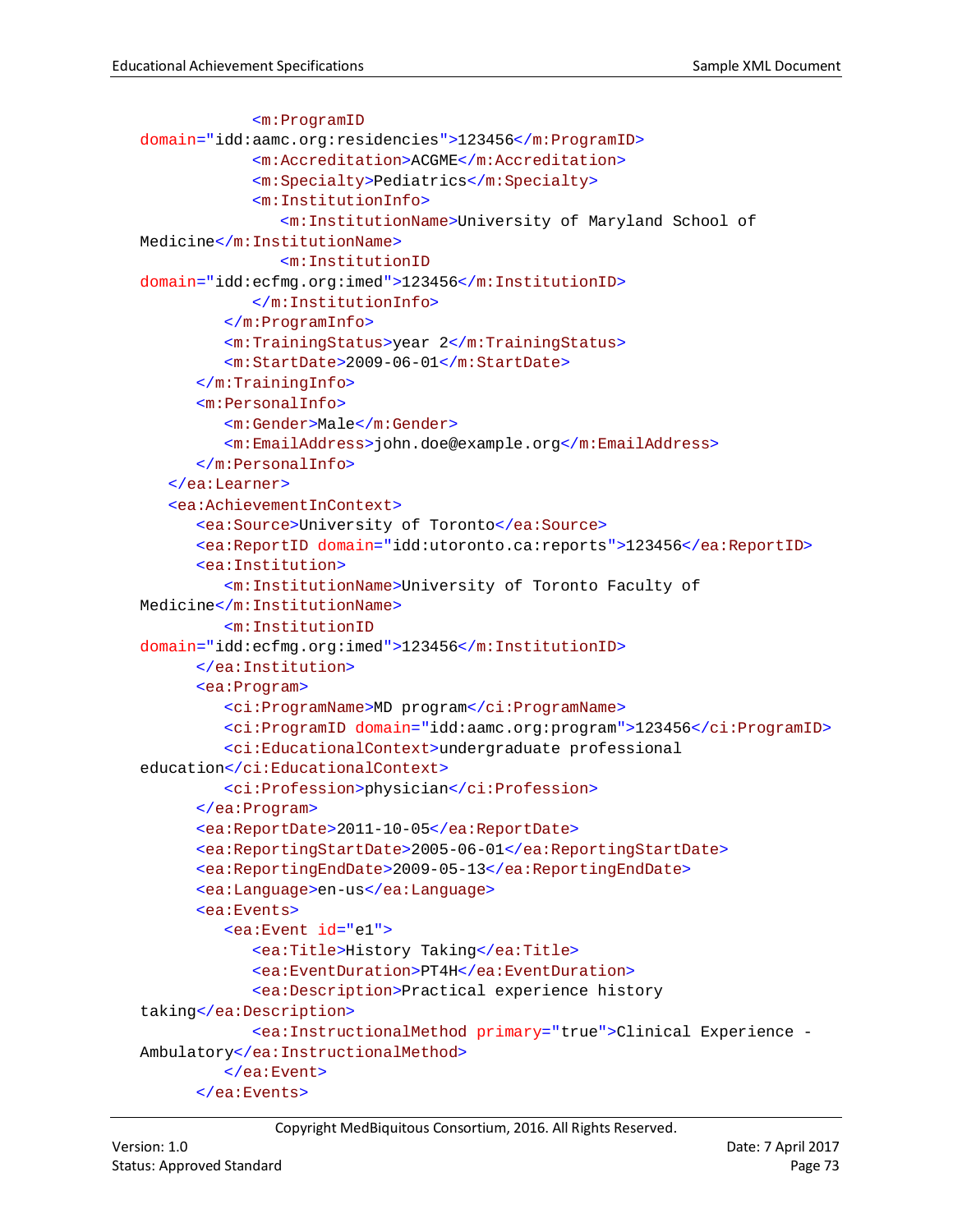```
            <m:ProgramID
domain="idd:aamc.org:residencies">123456</m:ProgramID>
            <m:Accreditation>ACGME</m:Accreditation>
            <m:Specialty>Pediatrics</m:Specialty>
            <m:InstitutionInfo>
               <m:InstitutionName>University of Maryland School of
Medicine</m:InstitutionName>
               <m:InstitutionID
domain="idd:ecfmg.org:imed">123456</m:InstitutionID>
            </m:InstitutionInfo>
         </m:ProgramInfo>
         <m:TrainingStatus>year 2</m:TrainingStatus>
         <m:StartDate>2009-06-01</m:StartDate>
      </m:TrainingInfo>
      <m:PersonalInfo>
         <m:Gender>Male</m:Gender>
         <m:EmailAddress>john.doe@example.org</m:EmailAddress>
      </m:PersonalInfo>
   </ea:Learner>
   <ea:AchievementInContext>
      <ea:Source>University of Toronto</ea:Source>
      <ea:ReportID domain="idd:utoronto.ca:reports">123456</ea:ReportID>
      <ea:Institution>
         <m:InstitutionName>University of Toronto Faculty of
Medicine</m:InstitutionName>
         <m:InstitutionID
domain="idd:ecfmg.org:imed">123456</m:InstitutionID>
      </ea:Institution>
      <ea:Program>
         <ci:ProgramName>MD program</ci:ProgramName>
         <ci:ProgramID domain="idd:aamc.org:program">123456</ci:ProgramID>
         <ci:EducationalContext>undergraduate professional
education</ci:EducationalContext>
         <ci:Profession>physician</ci:Profession>
      </ea:Program>
      <ea:ReportDate>2011-10-05</ea:ReportDate>
      <ea:ReportingStartDate>2005-06-01</ea:ReportingStartDate>
      <ea:ReportingEndDate>2009-05-13</ea:ReportingEndDate>
      <ea:Language>en-us</ea:Language>
      <ea:Events>
         <ea:Event id="e1">
            <ea:Title>History Taking</ea:Title>
            <ea:EventDuration>PT4H</ea:EventDuration>
            <ea:Description>Practical experience history
taking</ea:Description>
            <ea:InstructionalMethod primary="true">Clinical Experience -
Ambulatory</ea:InstructionalMethod>
         </ea:Event>
      </ea:Events>
```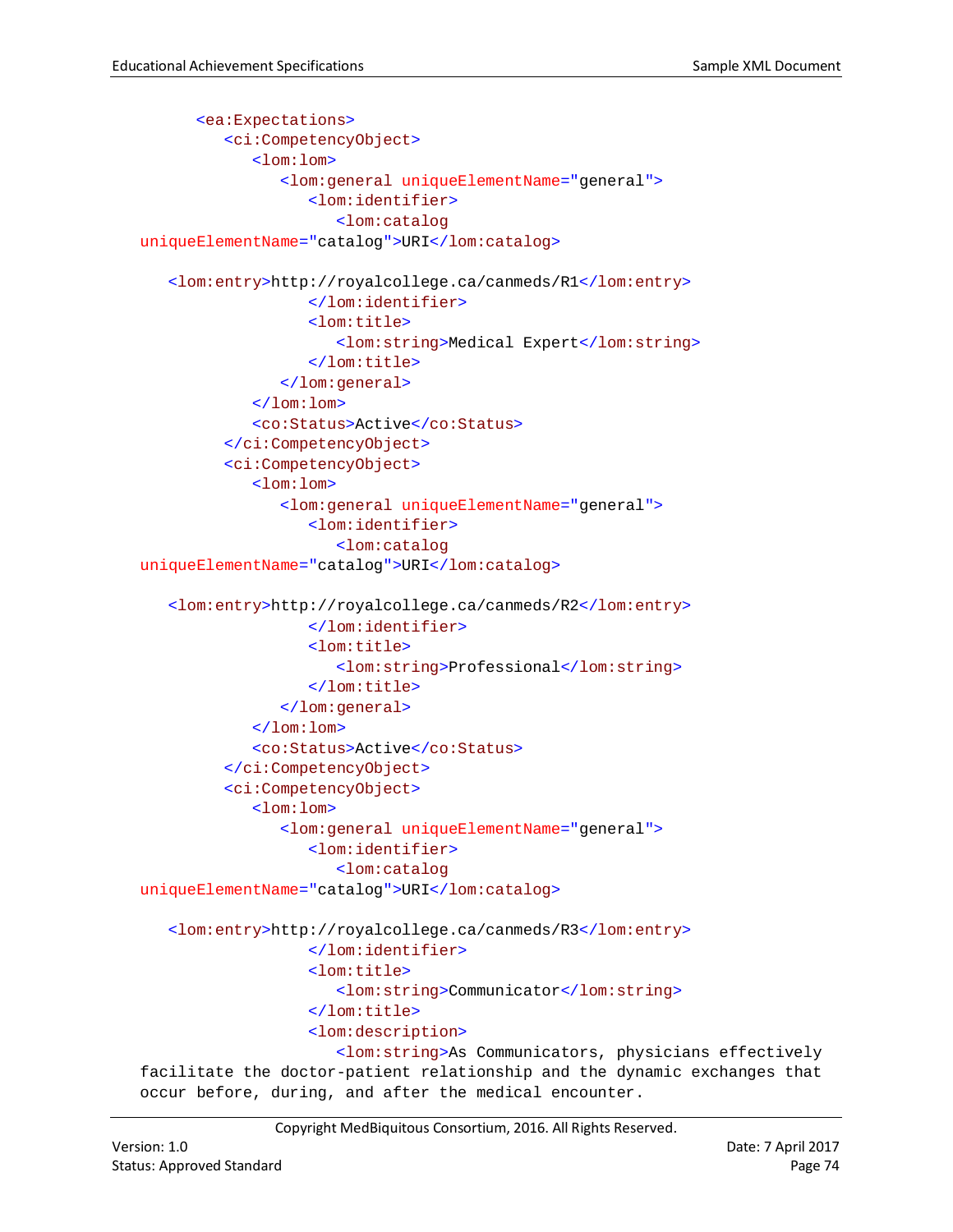```
        <ea:Expectations>
           <ci:CompetencyObject>
              <lom:lom>
                 <lom:general uniqueElementName="general">
                    <lom:identifier>
                       <lom:catalog
   uniqueElementName="catalog">URI</lom:catalog>

      <lom:entry>http://royalcollege.ca/canmeds/R1</lom:entry>
                    </lom:identifier>
                    <lom:title>
                       <lom:string>Medical Expert</lom:string>
                    </lom:title>
                 </lom:general>
              </lom:lom>
              <co:Status>Active</co:Status>
           </ci:CompetencyObject>
           <ci:CompetencyObject>
              <lom:lom>
                 <lom:general uniqueElementName="general">
                    <lom:identifier>
                       <lom:catalog
   uniqueElementName="catalog">URI</lom:catalog>

      <lom:entry>http://royalcollege.ca/canmeds/R2</lom:entry>
                    </lom:identifier>
                    <lom:title>
                       <lom:string>Professional</lom:string>
                    </lom:title>
                 </lom:general>
              </lom:lom>
              <co:Status>Active</co:Status>
           </ci:CompetencyObject>
           <ci:CompetencyObject>
              <lom:lom>
                 <lom:general uniqueElementName="general">
                    <lom:identifier>
                       <lom:catalog
   uniqueElementName="catalog">URI</lom:catalog>

      <lom:entry>http://royalcollege.ca/canmeds/R3</lom:entry>
                    </lom:identifier>
                    <lom:title>
                       <lom:string>Communicator</lom:string>
                    </lom:title>
                    <lom:description>
                       <lom:string>As Communicators, physicians effectively
   facilitate the doctor-patient relationship and the dynamic exchanges that
   occur before, during, and after the medical encounter.
```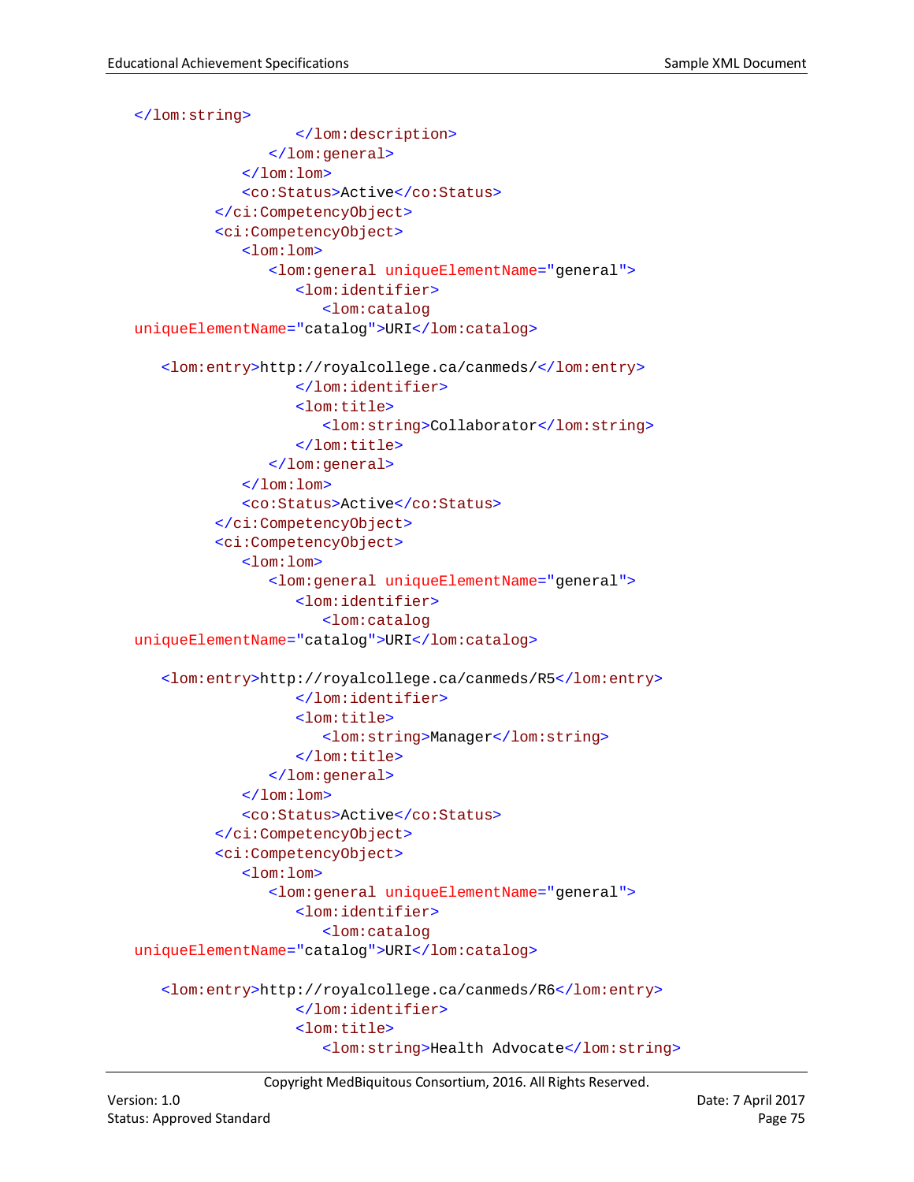```
</lom:string>
                 </lom:description>
              </lom:general>
           </lom:lom>
           <co:Status>Active</co:Status>
        </ci:CompetencyObject>
        <ci:CompetencyObject>
           <lom:lom>
              <lom:general uniqueElementName="general">
                 <lom:identifier>
                    <lom:catalog
uniqueElementName="catalog">URI</lom:catalog>

   <lom:entry>http://royalcollege.ca/canmeds/</lom:entry>
                 </lom:identifier>
                 <lom:title>
                    <lom:string>Collaborator</lom:string>
                 </lom:title>
              </lom:general>
           </lom:lom>
           <co:Status>Active</co:Status>
        </ci:CompetencyObject>
        <ci:CompetencyObject>
           <lom:lom>
              <lom:general uniqueElementName="general">
                 <lom:identifier>
                    <lom:catalog
uniqueElementName="catalog">URI</lom:catalog>

   <lom:entry>http://royalcollege.ca/canmeds/R5</lom:entry>
                 </lom:identifier>
                 <lom:title>
                    <lom:string>Manager</lom:string>
                 </lom:title>
              </lom:general>
           </lom:lom>
           <co:Status>Active</co:Status>
        </ci:CompetencyObject>
        <ci:CompetencyObject>
           <lom:lom>
              <lom:general uniqueElementName="general">
                 <lom:identifier>
                    <lom:catalog
uniqueElementName="catalog">URI</lom:catalog>

   <lom:entry>http://royalcollege.ca/canmeds/R6</lom:entry>
                 </lom:identifier>
                 <lom:title>
                    <lom:string>Health Advocate</lom:string>
```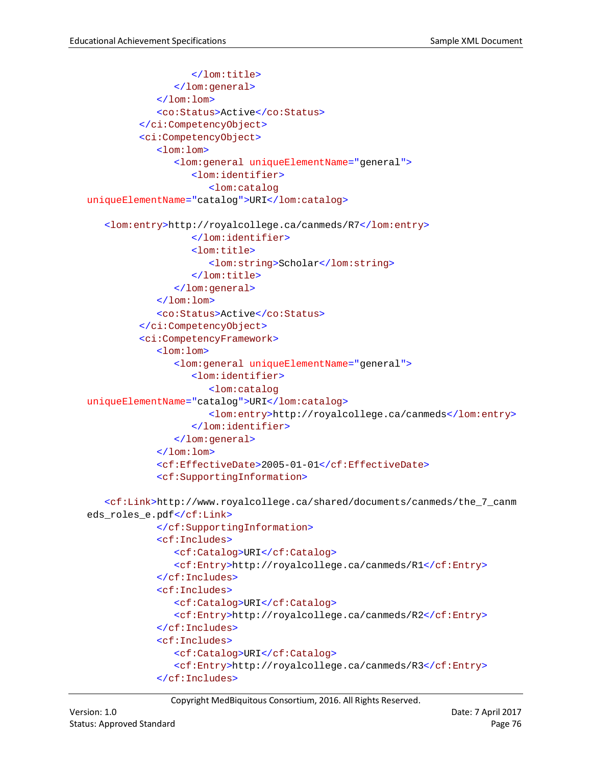```
                </lom:title>
            </lom:general>
         </lom:lom>
         <co:Status>Active</co:Status>
      </ci:CompetencyObject>
      <ci:CompetencyObject>
         <lom:lom>
            <lom:general uniqueElementName="general">
               <lom:identifier>
                  <lom:catalog
uniqueElementName="catalog">URI</lom:catalog>

   <lom:entry>http://royalcollege.ca/canmeds/R7</lom:entry>
               </lom:identifier>
               <lom:title>
                  <lom:string>Scholar</lom:string>
               </lom:title>
            </lom:general>
         </lom:lom>
         <co:Status>Active</co:Status>
      </ci:CompetencyObject>
      <ci:CompetencyFramework>
         <lom:lom>
            <lom:general uniqueElementName="general">
               <lom:identifier>
                  <lom:catalog
uniqueElementName="catalog">URI</lom:catalog>
                  <lom:entry>http://royalcollege.ca/canmeds</lom:entry>
               </lom:identifier>
            </lom:general>
         </lom:lom>
         <cf:EffectiveDate>2005-01-01</cf:EffectiveDate>
         <cf:SupportingInformation>

   <cf:Link>http://www.royalcollege.ca/shared/documents/canmeds/the_7_canm
eds_roles_e.pdf</cf:Link>
         </cf:SupportingInformation>
         <cf:Includes>
            <cf:Catalog>URI</cf:Catalog>
            <cf:Entry>http://royalcollege.ca/canmeds/R1</cf:Entry>
         </cf:Includes>
         <cf:Includes>
            <cf:Catalog>URI</cf:Catalog>
            <cf:Entry>http://royalcollege.ca/canmeds/R2</cf:Entry>
         </cf:Includes>
         <cf:Includes>
            <cf:Catalog>URI</cf:Catalog>
            <cf:Entry>http://royalcollege.ca/canmeds/R3</cf:Entry>
         </cf:Includes>
```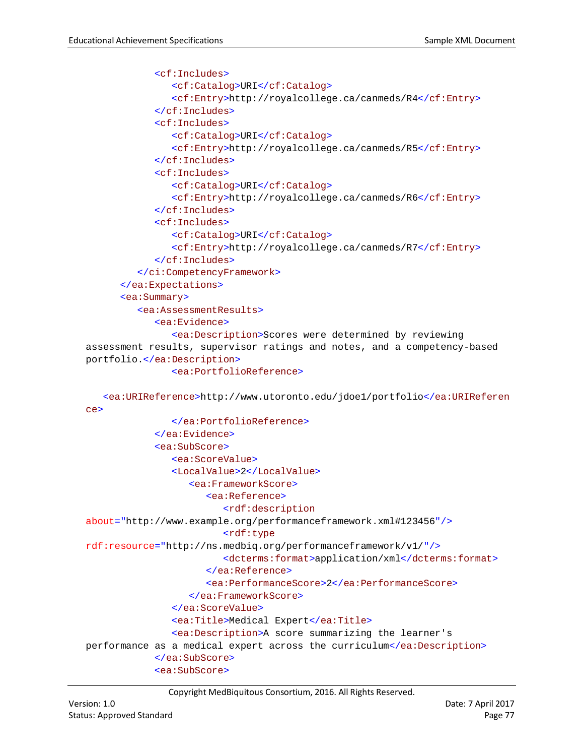```
            <cf:Includes>
               <cf:Catalog>URI</cf:Catalog>
               <cf:Entry>http://royalcollege.ca/canmeds/R4</cf:Entry>
            </cf:Includes>
            <cf:Includes>
               <cf:Catalog>URI</cf:Catalog>
               <cf:Entry>http://royalcollege.ca/canmeds/R5</cf:Entry>
            </cf:Includes>
            <cf:Includes>
               <cf:Catalog>URI</cf:Catalog>
               <cf:Entry>http://royalcollege.ca/canmeds/R6</cf:Entry>
            </cf:Includes>
            <cf:Includes>
               <cf:Catalog>URI</cf:Catalog>
               <cf:Entry>http://royalcollege.ca/canmeds/R7</cf:Entry>
            </cf:Includes>
         </ci:CompetencyFramework>
      </ea:Expectations>
      <ea:Summary>
         <ea:AssessmentResults>
            <ea:Evidence>
               <ea:Description>Scores were determined by reviewing
assessment results, supervisor ratings and notes, and a competency-based
portfolio.</ea:Description>
               <ea:PortfolioReference>

   <ea:URIReference>http://www.utoronto.edu/jdoe1/portfolio</ea:URIReferen
ce>
               </ea:PortfolioReference>
            </ea:Evidence>
            <ea:SubScore>
               <ea:ScoreValue>
               <LocalValue>2</LocalValue>
                  <ea:FrameworkScore>
                     <ea:Reference>
                        <rdf:description
about="http://www.example.org/performanceframework.xml#123456"/>
                        <rdf:type
rdf:resource="http://ns.medbiq.org/performanceframework/v1/"/>
                        <dcterms:format>application/xml</dcterms:format>
                     </ea:Reference>
                     <ea:PerformanceScore>2</ea:PerformanceScore>
                  </ea:FrameworkScore>
               </ea:ScoreValue>
               <ea:Title>Medical Expert</ea:Title>
               <ea:Description>A score summarizing the learner's
performance as a medical expert across the curriculum</ea:Description>
            </ea:SubScore>
            <ea:SubScore>
```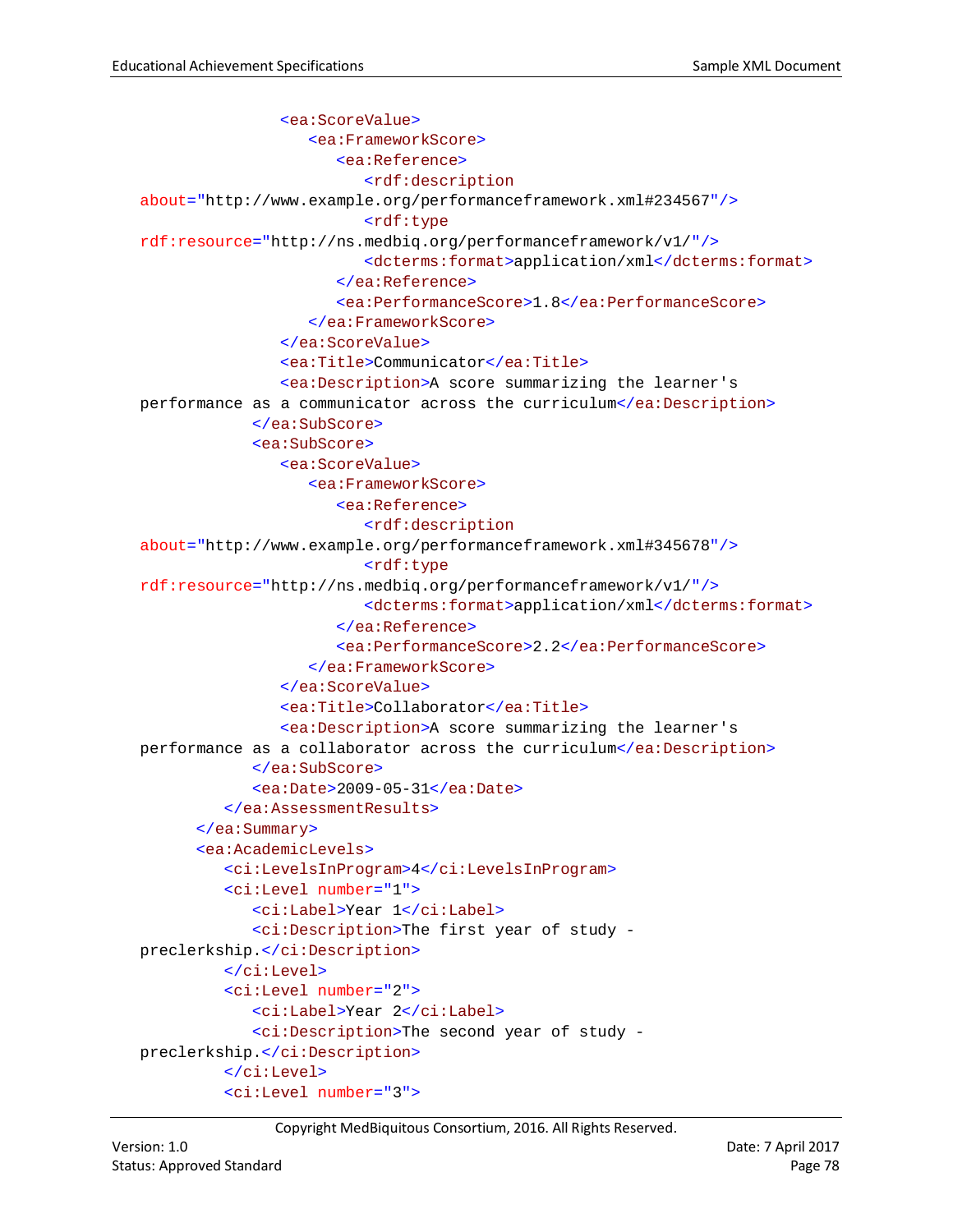```
                <ea:ScoreValue>
                   <ea:FrameworkScore>
                      <ea:Reference>
                         <rdf:description
   about="http://www.example.org/performanceframework.xml#234567"/>
                         <rdf:type
   rdf:resource="http://ns.medbiq.org/performanceframework/v1/"/>
                         <dcterms:format>application/xml</dcterms:format>
                      </ea:Reference>
                      <ea:PerformanceScore>1.8</ea:PerformanceScore>
                   </ea:FrameworkScore>
                </ea:ScoreValue>
                <ea:Title>Communicator</ea:Title>
                <ea:Description>A score summarizing the learner's
   performance as a communicator across the curriculum</ea:Description>
             </ea:SubScore>
             <ea:SubScore>
                <ea:ScoreValue>
                   <ea:FrameworkScore>
                      <ea:Reference>
                         <rdf:description
   about="http://www.example.org/performanceframework.xml#345678"/>
                         <rdf:type
   rdf:resource="http://ns.medbiq.org/performanceframework/v1/"/>
                         <dcterms:format>application/xml</dcterms:format>
                      </ea:Reference>
                      <ea:PerformanceScore>2.2</ea:PerformanceScore>
                   </ea:FrameworkScore>
                </ea:ScoreValue>
                <ea:Title>Collaborator</ea:Title>
                <ea:Description>A score summarizing the learner's
   performance as a collaborator across the curriculum</ea:Description>
             </ea:SubScore>
             <ea:Date>2009-05-31</ea:Date>
          </ea:AssessmentResults>
       </ea:Summary>
       <ea:AcademicLevels>
          <ci:LevelsInProgram>4</ci:LevelsInProgram>
          <ci:Level number="1">
             <ci:Label>Year 1</ci:Label>
             <ci:Description>The first year of study -
   preclerkship.</ci:Description>
          </ci:Level>
          <ci:Level number="2">
             <ci:Label>Year 2</ci:Label>
             <ci:Description>The second year of study -
   preclerkship.</ci:Description>
          </ci:Level>
          <ci:Level number="3">
```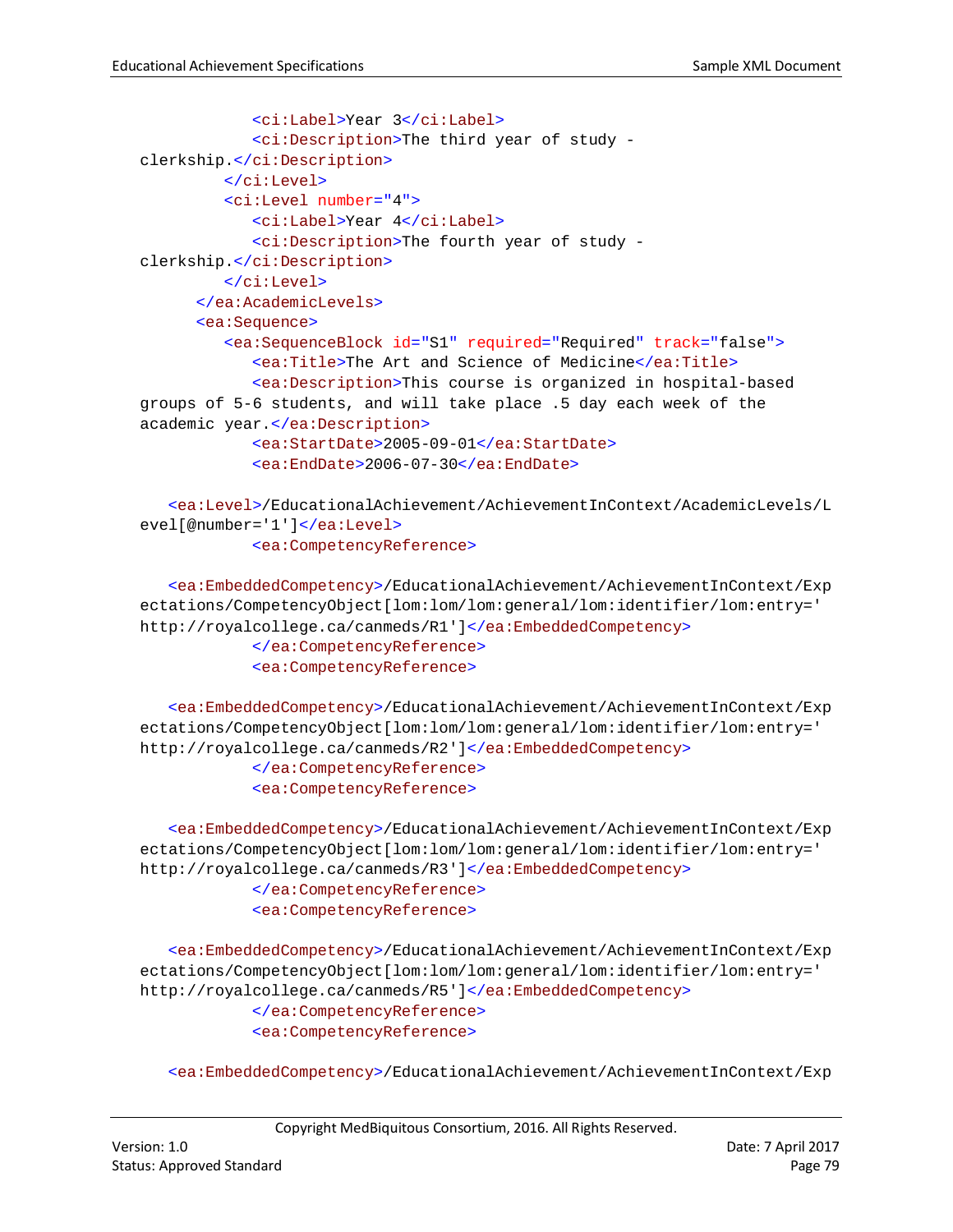```
            <ci:Label>Year 3</ci:Label>
            <ci:Description>The third year of study -
clerkship.</ci:Description>
         </ci:Level>
         <ci:Level number="4">
            <ci:Label>Year 4</ci:Label>
            <ci:Description>The fourth year of study -
clerkship.</ci:Description>
         </ci:Level>
      </ea:AcademicLevels>
      <ea:Sequence>
         <ea:SequenceBlock id="S1" required="Required" track="false">
            <ea:Title>The Art and Science of Medicine</ea:Title>
            <ea:Description>This course is organized in hospital-based
groups of 5-6 students, and will take place .5 day each week of the
academic year.</ea:Description>
            <ea:StartDate>2005-09-01</ea:StartDate>
            <ea:EndDate>2006-07-30</ea:EndDate>

   <ea:Level>/EducationalAchievement/AchievementInContext/AcademicLevels/L
evel[@number='1']</ea:Level>
            <ea:CompetencyReference>

   <ea:EmbeddedCompetency>/EducationalAchievement/AchievementInContext/Exp
ectations/CompetencyObject[lom:lom/lom:general/lom:identifier/lom:entry='
http://royalcollege.ca/canmeds/R1']</ea:EmbeddedCompetency>
            </ea:CompetencyReference>
            <ea:CompetencyReference>

   <ea:EmbeddedCompetency>/EducationalAchievement/AchievementInContext/Exp
ectations/CompetencyObject[lom:lom/lom:general/lom:identifier/lom:entry='
http://royalcollege.ca/canmeds/R2']</ea:EmbeddedCompetency>
            </ea:CompetencyReference>
            <ea:CompetencyReference>

   <ea:EmbeddedCompetency>/EducationalAchievement/AchievementInContext/Exp
ectations/CompetencyObject[lom:lom/lom:general/lom:identifier/lom:entry='
http://royalcollege.ca/canmeds/R3']</ea:EmbeddedCompetency>
            </ea:CompetencyReference>
            <ea:CompetencyReference>

   <ea:EmbeddedCompetency>/EducationalAchievement/AchievementInContext/Exp
ectations/CompetencyObject[lom:lom/lom:general/lom:identifier/lom:entry='
http://royalcollege.ca/canmeds/R5']</ea:EmbeddedCompetency>
            </ea:CompetencyReference>
            <ea:CompetencyReference>

   <ea:EmbeddedCompetency>/EducationalAchievement/AchievementInContext/Exp
```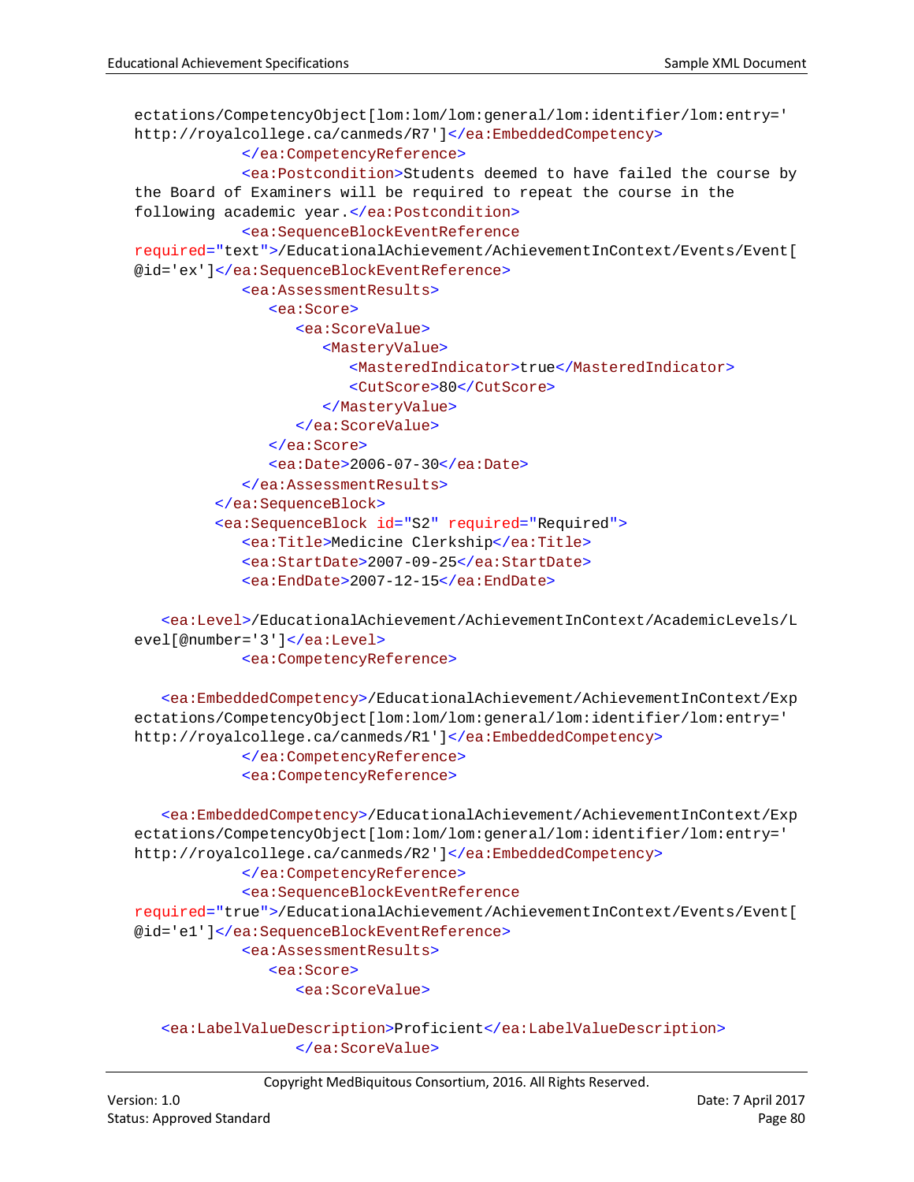```
ectations/CompetencyObject[lom:lom/lom:general/lom:identifier/lom:entry='
http://royalcollege.ca/canmeds/R7']</ea:EmbeddedCompetency>
            </ea:CompetencyReference>
            <ea:Postcondition>Students deemed to have failed the course by
the Board of Examiners will be required to repeat the course in the
following academic year.</ea:Postcondition>
            <ea:SequenceBlockEventReference
required="text">/EducationalAchievement/AchievementInContext/Events/Event[
@id='ex']</ea:SequenceBlockEventReference>
            <ea:AssessmentResults>
               <ea:Score>
                  <ea:ScoreValue>
                     <MasteryValue>
                        <MasteredIndicator>true</MasteredIndicator>
                        <CutScore>80</CutScore>
                     </MasteryValue>
                  </ea:ScoreValue>
               </ea:Score>
               <ea:Date>2006-07-30</ea:Date>
            </ea:AssessmentResults>
         </ea:SequenceBlock>
         <ea:SequenceBlock id="S2" required="Required">
            <ea:Title>Medicine Clerkship</ea:Title>
            <ea:StartDate>2007-09-25</ea:StartDate>
            <ea:EndDate>2007-12-15</ea:EndDate>

   <ea:Level>/EducationalAchievement/AchievementInContext/AcademicLevels/L
evel[@number='3']</ea:Level>
            <ea:CompetencyReference>

   <ea:EmbeddedCompetency>/EducationalAchievement/AchievementInContext/Exp
ectations/CompetencyObject[lom:lom/lom:general/lom:identifier/lom:entry='
http://royalcollege.ca/canmeds/R1']</ea:EmbeddedCompetency>
            </ea:CompetencyReference>
            <ea:CompetencyReference>

   <ea:EmbeddedCompetency>/EducationalAchievement/AchievementInContext/Exp
ectations/CompetencyObject[lom:lom/lom:general/lom:identifier/lom:entry='
http://royalcollege.ca/canmeds/R2']</ea:EmbeddedCompetency>
            </ea:CompetencyReference>
            <ea:SequenceBlockEventReference
required="true">/EducationalAchievement/AchievementInContext/Events/Event[
@id='e1']</ea:SequenceBlockEventReference>
            <ea:AssessmentResults>
               <ea:Score>
                  <ea:ScoreValue>

   <ea:LabelValueDescription>Proficient</ea:LabelValueDescription>
                  </ea:ScoreValue>
```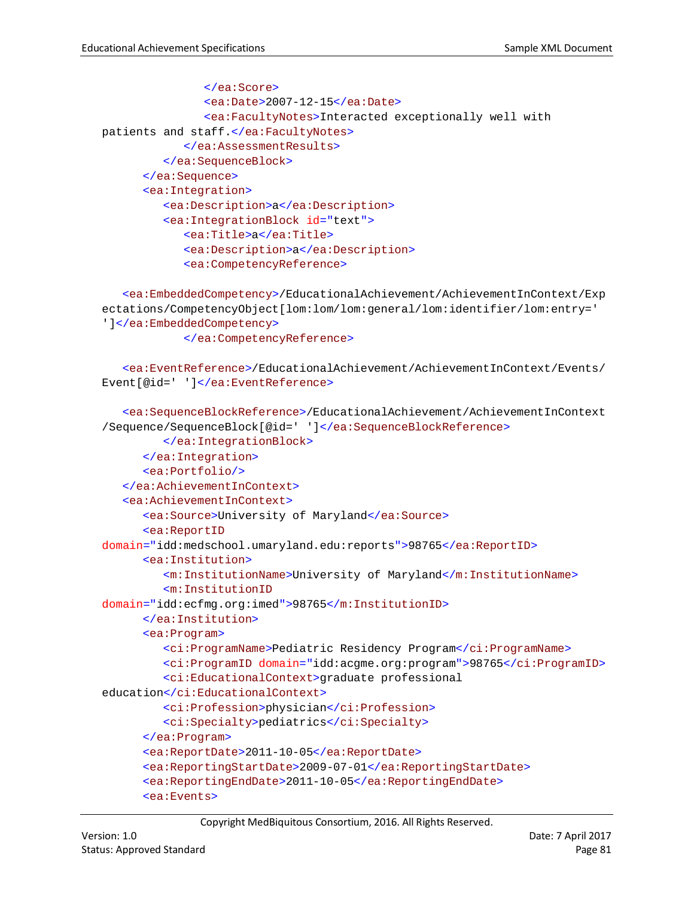```
                </ea:Score>
                <ea:Date>2007-12-15</ea:Date>
                <ea:FacultyNotes>Interacted exceptionally well with
patients and staff.</ea:FacultyNotes>
            </ea:AssessmentResults>
         </ea:SequenceBlock>
      </ea:Sequence>
      <ea:Integration>
         <ea:Description>a</ea:Description>
         <ea:IntegrationBlock id="text">
            <ea:Title>a</ea:Title>
            <ea:Description>a</ea:Description>
            <ea:CompetencyReference>

   <ea:EmbeddedCompetency>/EducationalAchievement/AchievementInContext/Exp
ectations/CompetencyObject[lom:lom/lom:general/lom:identifier/lom:entry='
']</ea:EmbeddedCompetency>
            </ea:CompetencyReference>

   <ea:EventReference>/EducationalAchievement/AchievementInContext/Events/
Event[@id=' ']</ea:EventReference>

   <ea:SequenceBlockReference>/EducationalAchievement/AchievementInContext
/Sequence/SequenceBlock[@id=' ']</ea:SequenceBlockReference>
         </ea:IntegrationBlock>
      </ea:Integration>
      <ea:Portfolio/>
   </ea:AchievementInContext>
   <ea:AchievementInContext>
      <ea:Source>University of Maryland</ea:Source>
      <ea:ReportID
domain="idd:medschool.umaryland.edu:reports">98765</ea:ReportID>
      <ea:Institution>
         <m:InstitutionName>University of Maryland</m:InstitutionName>
         <m:InstitutionID
domain="idd:ecfmg.org:imed">98765</m:InstitutionID>
      </ea:Institution>
      <ea:Program>
         <ci:ProgramName>Pediatric Residency Program</ci:ProgramName>
         <ci:ProgramID domain="idd:acgme.org:program">98765</ci:ProgramID>
         <ci:EducationalContext>graduate professional
education</ci:EducationalContext>
         <ci:Profession>physician</ci:Profession>
         <ci:Specialty>pediatrics</ci:Specialty>
      </ea:Program>
      <ea:ReportDate>2011-10-05</ea:ReportDate>
      <ea:ReportingStartDate>2009-07-01</ea:ReportingStartDate>
      <ea:ReportingEndDate>2011-10-05</ea:ReportingEndDate>
      <ea:Events>
```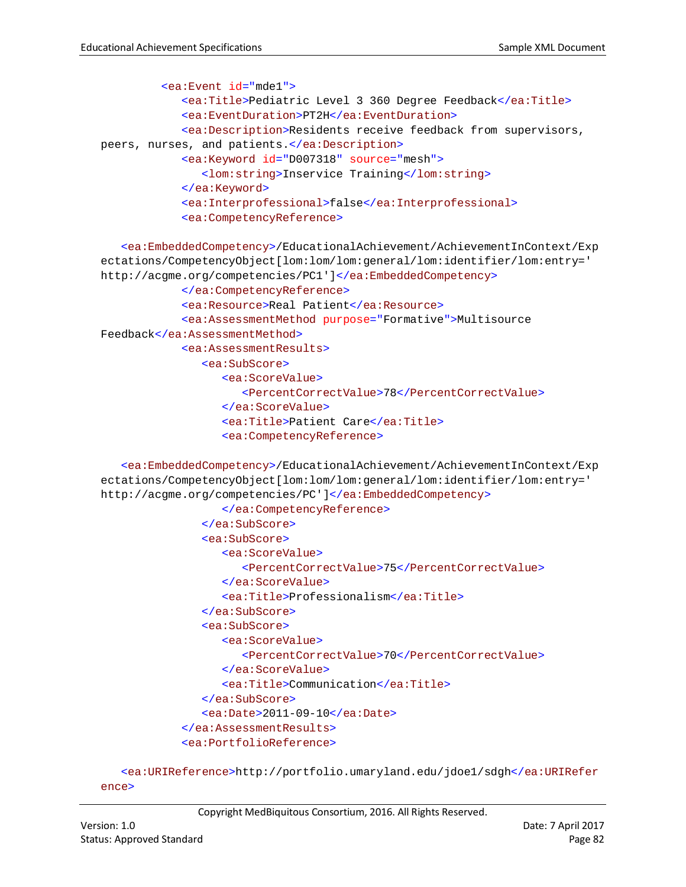```xml
        <ea:Event id="mde1">
           <ea:Title>Pediatric Level 3 360 Degree Feedback</ea:Title>
           <ea:EventDuration>PT2H</ea:EventDuration>
           <ea:Description>Residents receive feedback from supervisors,
  peers, nurses, and patients.</ea:Description>
           <ea:Keyword id="D007318" source="mesh">
              <lom:string>Inservice Training</lom:string>
           </ea:Keyword>
           <ea:Interprofessional>false</ea:Interprofessional>
           <ea:CompetencyReference>

     <ea:EmbeddedCompetency>/EducationalAchievement/AchievementInContext/Exp
  ectations/CompetencyObject[lom:lom/lom:general/lom:identifier/lom:entry='
  http://acgme.org/competencies/PC1']</ea:EmbeddedCompetency>
           </ea:CompetencyReference>
           <ea:Resource>Real Patient</ea:Resource>
           <ea:AssessmentMethod purpose="Formative">Multisource
  Feedback</ea:AssessmentMethod>
           <ea:AssessmentResults>
              <ea:SubScore>
                 <ea:ScoreValue>
                    <PercentCorrectValue>78</PercentCorrectValue>
                 </ea:ScoreValue>
                 <ea:Title>Patient Care</ea:Title>
                 <ea:CompetencyReference>

     <ea:EmbeddedCompetency>/EducationalAchievement/AchievementInContext/Exp
  ectations/CompetencyObject[lom:lom/lom:general/lom:identifier/lom:entry='
  http://acgme.org/competencies/PC']</ea:EmbeddedCompetency>
                 </ea:CompetencyReference>
              </ea:SubScore>
              <ea:SubScore>
                 <ea:ScoreValue>
                    <PercentCorrectValue>75</PercentCorrectValue>
                 </ea:ScoreValue>
                 <ea:Title>Professionalism</ea:Title>
              </ea:SubScore>
              <ea:SubScore>
                 <ea:ScoreValue>
                    <PercentCorrectValue>70</PercentCorrectValue>
                 </ea:ScoreValue>
                 <ea:Title>Communication</ea:Title>
              </ea:SubScore>
              <ea:Date>2011-09-10</ea:Date>
           </ea:AssessmentResults>
           <ea:PortfolioReference>

     <ea:URIReference>http://portfolio.umaryland.edu/jdoe1/sdgh</ea:URIRefer
  ence>
```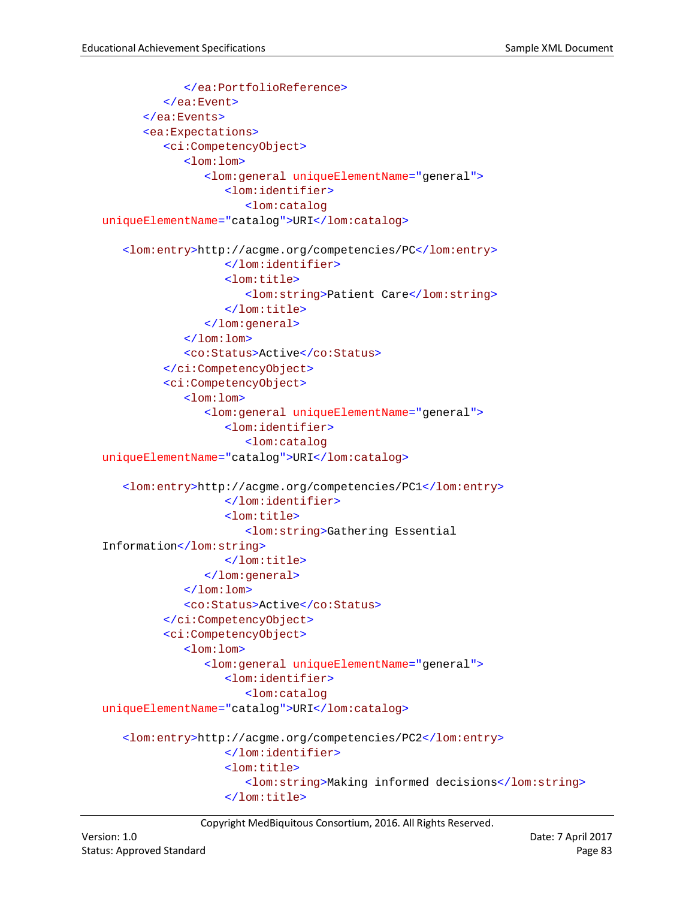```
            </ea:PortfolioReference>
         </ea:Event>
      </ea:Events>
      <ea:Expectations>
         <ci:CompetencyObject>
            <lom:lom>
               <lom:general uniqueElementName="general">
                  <lom:identifier>
                     <lom:catalog
  uniqueElementName="catalog">URI</lom:catalog>

    <lom:entry>http://acgme.org/competencies/PC</lom:entry>
                  </lom:identifier>
                  <lom:title>
                     <lom:string>Patient Care</lom:string>
                  </lom:title>
               </lom:general>
            </lom:lom>
            <co:Status>Active</co:Status>
         </ci:CompetencyObject>
         <ci:CompetencyObject>
            <lom:lom>
               <lom:general uniqueElementName="general">
                  <lom:identifier>
                     <lom:catalog
  uniqueElementName="catalog">URI</lom:catalog>

    <lom:entry>http://acgme.org/competencies/PC1</lom:entry>
                  </lom:identifier>
                  <lom:title>
                     <lom:string>Gathering Essential
  Information</lom:string>
                  </lom:title>
               </lom:general>
            </lom:lom>
            <co:Status>Active</co:Status>
         </ci:CompetencyObject>
         <ci:CompetencyObject>
            <lom:lom>
               <lom:general uniqueElementName="general">
                  <lom:identifier>
                     <lom:catalog
  uniqueElementName="catalog">URI</lom:catalog>

    <lom:entry>http://acgme.org/competencies/PC2</lom:entry>
                  </lom:identifier>
                  <lom:title>
                     <lom:string>Making informed decisions</lom:string>
                  </lom:title>
```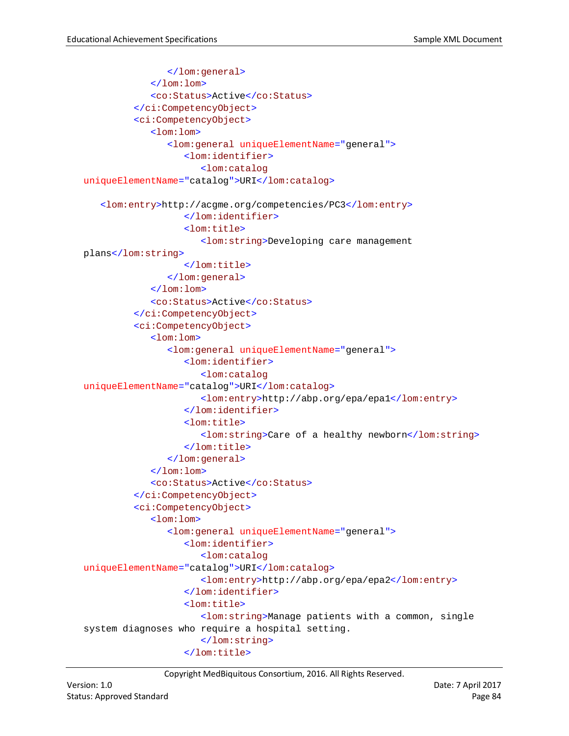```
                </lom:general>
            </lom:lom>
            <co:Status>Active</co:Status>
        </ci:CompetencyObject>
        <ci:CompetencyObject>
            <lom:lom>
                <lom:general uniqueElementName="general">
                    <lom:identifier>
                        <lom:catalog
  uniqueElementName="catalog">URI</lom:catalog>

    <lom:entry>http://acgme.org/competencies/PC3</lom:entry>
                    </lom:identifier>
                    <lom:title>
                        <lom:string>Developing care management
  plans</lom:string>
                    </lom:title>
                </lom:general>
            </lom:lom>
            <co:Status>Active</co:Status>
        </ci:CompetencyObject>
        <ci:CompetencyObject>
            <lom:lom>
                <lom:general uniqueElementName="general">
                    <lom:identifier>
                        <lom:catalog
  uniqueElementName="catalog">URI</lom:catalog>
                        <lom:entry>http://abp.org/epa/epa1</lom:entry>
                    </lom:identifier>
                    <lom:title>
                        <lom:string>Care of a healthy newborn</lom:string>
                    </lom:title>
                </lom:general>
            </lom:lom>
            <co:Status>Active</co:Status>
        </ci:CompetencyObject>
        <ci:CompetencyObject>
            <lom:lom>
                <lom:general uniqueElementName="general">
                    <lom:identifier>
                        <lom:catalog
  uniqueElementName="catalog">URI</lom:catalog>
                        <lom:entry>http://abp.org/epa/epa2</lom:entry>
                    </lom:identifier>
                    <lom:title>
                        <lom:string>Manage patients with a common, single
  system diagnoses who require a hospital setting.
                        </lom:string>
                    </lom:title>
```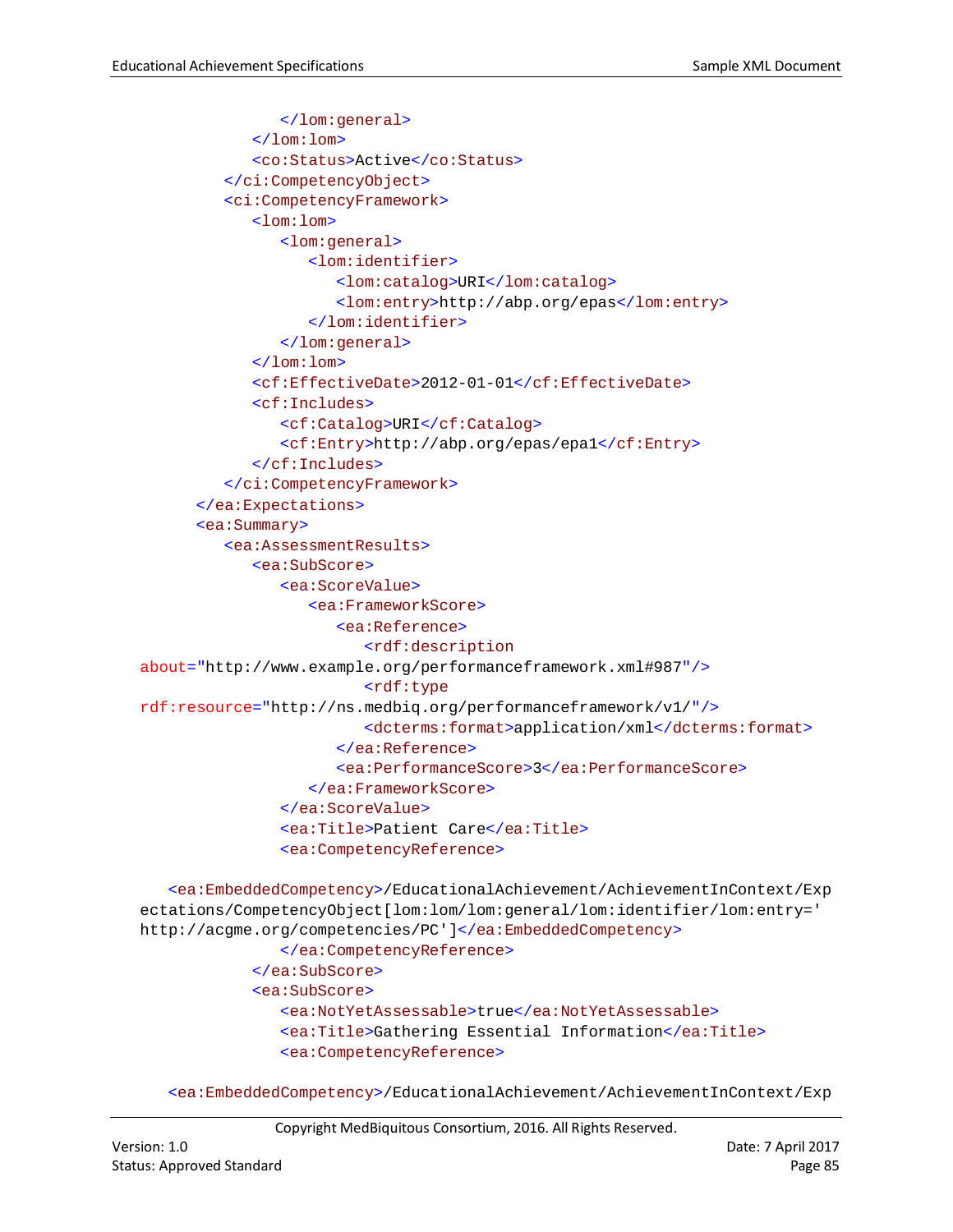```
                </lom:general>
            </lom:lom>
            <co:Status>Active</co:Status>
        </ci:CompetencyObject>
        <ci:CompetencyFramework>
            <lom:lom>
                <lom:general>
                    <lom:identifier>
                        <lom:catalog>URI</lom:catalog>
                        <lom:entry>http://abp.org/epas</lom:entry>
                    </lom:identifier>
                </lom:general>
            </lom:lom>
            <cf:EffectiveDate>2012-01-01</cf:EffectiveDate>
            <cf:Includes>
                <cf:Catalog>URI</cf:Catalog>
                <cf:Entry>http://abp.org/epas/epa1</cf:Entry>
            </cf:Includes>
        </ci:CompetencyFramework>
    </ea:Expectations>
    <ea:Summary>
        <ea:AssessmentResults>
            <ea:SubScore>
                <ea:ScoreValue>
                    <ea:FrameworkScore>
                        <ea:Reference>
                            <rdf:description
about="http://www.example.org/performanceframework.xml#987"/>
                            <rdf:type
rdf:resource="http://ns.medbiq.org/performanceframework/v1/"/>
                            <dcterms:format>application/xml</dcterms:format>
                        </ea:Reference>
                        <ea:PerformanceScore>3</ea:PerformanceScore>
                    </ea:FrameworkScore>
                </ea:ScoreValue>
                <ea:Title>Patient Care</ea:Title>
                <ea:CompetencyReference>

    <ea:EmbeddedCompetency>/EducationalAchievement/AchievementInContext/Exp
ectations/CompetencyObject[lom:lom/lom:general/lom:identifier/lom:entry='
http://acgme.org/competencies/PC']</ea:EmbeddedCompetency>
                </ea:CompetencyReference>
            </ea:SubScore>
            <ea:SubScore>
                <ea:NotYetAssessable>true</ea:NotYetAssessable>
                <ea:Title>Gathering Essential Information</ea:Title>
                <ea:CompetencyReference>

    <ea:EmbeddedCompetency>/EducationalAchievement/AchievementInContext/Exp
```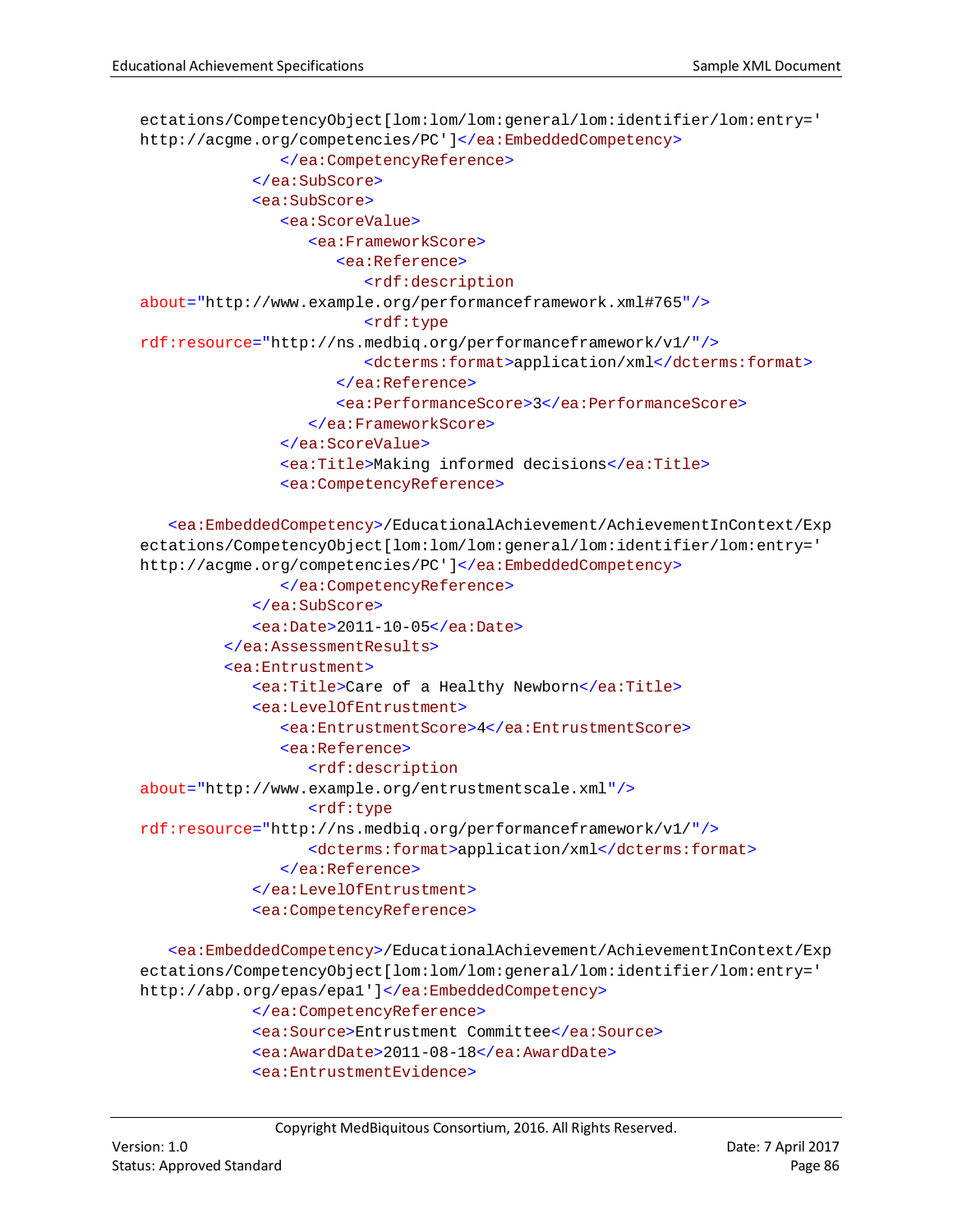```
ectations/CompetencyObject[lom:lom/lom:general/lom:identifier/lom:entry='
http://acgme.org/competencies/PC']</ea:EmbeddedCompetency>
              </ea:CompetencyReference>
           </ea:SubScore>
           <ea:SubScore>
              <ea:ScoreValue>
                 <ea:FrameworkScore>
                    <ea:Reference>
                       <rdf:description
about="http://www.example.org/performanceframework.xml#765"/>
                       <rdf:type
rdf:resource="http://ns.medbiq.org/performanceframework/v1/"/>
                       <dcterms:format>application/xml</dcterms:format>
                    </ea:Reference>
                    <ea:PerformanceScore>3</ea:PerformanceScore>
                 </ea:FrameworkScore>
              </ea:ScoreValue>
              <ea:Title>Making informed decisions</ea:Title>
              <ea:CompetencyReference>

   <ea:EmbeddedCompetency>/EducationalAchievement/AchievementInContext/Exp
ectations/CompetencyObject[lom:lom/lom:general/lom:identifier/lom:entry='
http://acgme.org/competencies/PC']</ea:EmbeddedCompetency>
              </ea:CompetencyReference>
           </ea:SubScore>
           <ea:Date>2011-10-05</ea:Date>
        </ea:AssessmentResults>
        <ea:Entrustment>
           <ea:Title>Care of a Healthy Newborn</ea:Title>
           <ea:LevelOfEntrustment>
              <ea:EntrustmentScore>4</ea:EntrustmentScore>
              <ea:Reference>
                 <rdf:description
about="http://www.example.org/entrustmentscale.xml"/>
                 <rdf:type
rdf:resource="http://ns.medbiq.org/performanceframework/v1/"/>
                 <dcterms:format>application/xml</dcterms:format>
              </ea:Reference>
           </ea:LevelOfEntrustment>
           <ea:CompetencyReference>

   <ea:EmbeddedCompetency>/EducationalAchievement/AchievementInContext/Exp
ectations/CompetencyObject[lom:lom/lom:general/lom:identifier/lom:entry='
http://abp.org/epas/epa1']</ea:EmbeddedCompetency>
           </ea:CompetencyReference>
           <ea:Source>Entrustment Committee</ea:Source>
           <ea:AwardDate>2011-08-18</ea:AwardDate>
           <ea:EntrustmentEvidence>
```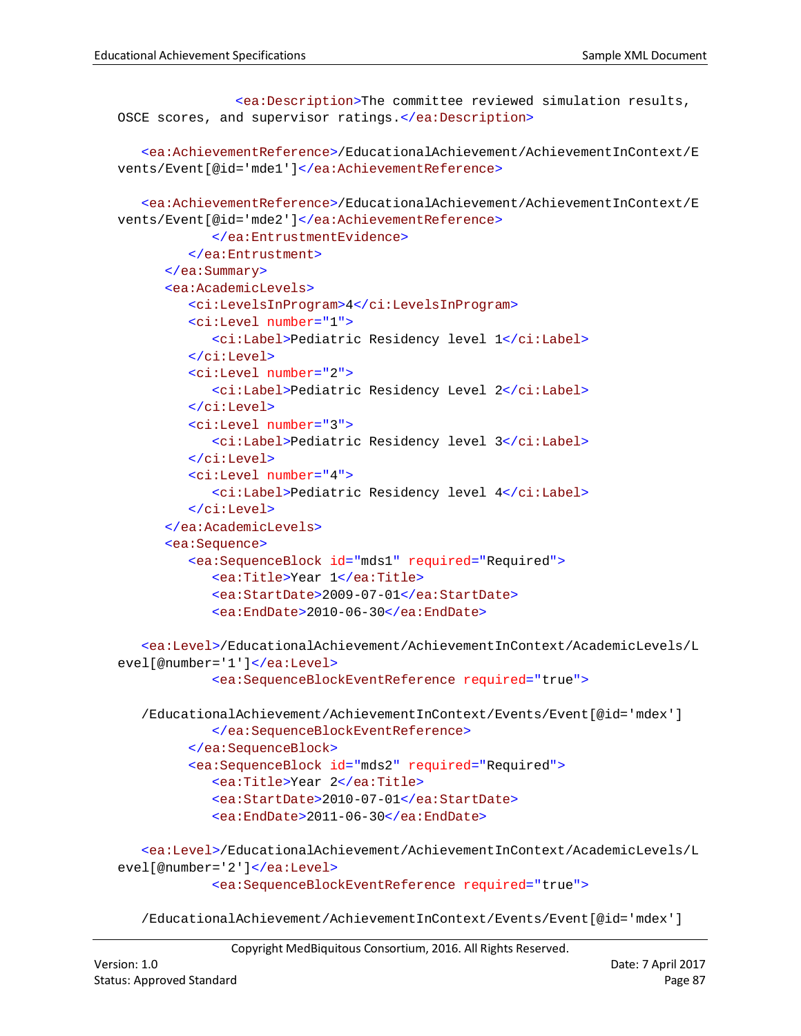```xml
                <ea:Description>The committee reviewed simulation results, 
OSCE scores, and supervisor ratings.</ea:Description>

    <ea:AchievementReference>/EducationalAchievement/AchievementInContext/E
vents/Event[@id='mde1']</ea:AchievementReference>

    <ea:AchievementReference>/EducationalAchievement/AchievementInContext/E
vents/Event[@id='mde2']</ea:AchievementReference>
            </ea:EntrustmentEvidence>
         </ea:Entrustment>
      </ea:Summary>
      <ea:AcademicLevels>
         <ci:LevelsInProgram>4</ci:LevelsInProgram>
         <ci:Level number="1">
            <ci:Label>Pediatric Residency level 1</ci:Label>
         </ci:Level>
         <ci:Level number="2">
            <ci:Label>Pediatric Residency Level 2</ci:Label>
         </ci:Level>
         <ci:Level number="3">
            <ci:Label>Pediatric Residency level 3</ci:Label>
         </ci:Level>
         <ci:Level number="4">
            <ci:Label>Pediatric Residency level 4</ci:Label>
         </ci:Level>
      </ea:AcademicLevels>
      <ea:Sequence>
         <ea:SequenceBlock id="mds1" required="Required">
            <ea:Title>Year 1</ea:Title>
            <ea:StartDate>2009-07-01</ea:StartDate>
            <ea:EndDate>2010-06-30</ea:EndDate>

    <ea:Level>/EducationalAchievement/AchievementInContext/AcademicLevels/L
evel[@number='1']</ea:Level>
            <ea:SequenceBlockEventReference required="true">

    /EducationalAchievement/AchievementInContext/Events/Event[@id='mdex']
            </ea:SequenceBlockEventReference>
         </ea:SequenceBlock>
         <ea:SequenceBlock id="mds2" required="Required">
            <ea:Title>Year 2</ea:Title>
            <ea:StartDate>2010-07-01</ea:StartDate>
            <ea:EndDate>2011-06-30</ea:EndDate>

    <ea:Level>/EducationalAchievement/AchievementInContext/AcademicLevels/L
evel[@number='2']</ea:Level>
            <ea:SequenceBlockEventReference required="true">

    /EducationalAchievement/AchievementInContext/Events/Event[@id='mdex']
```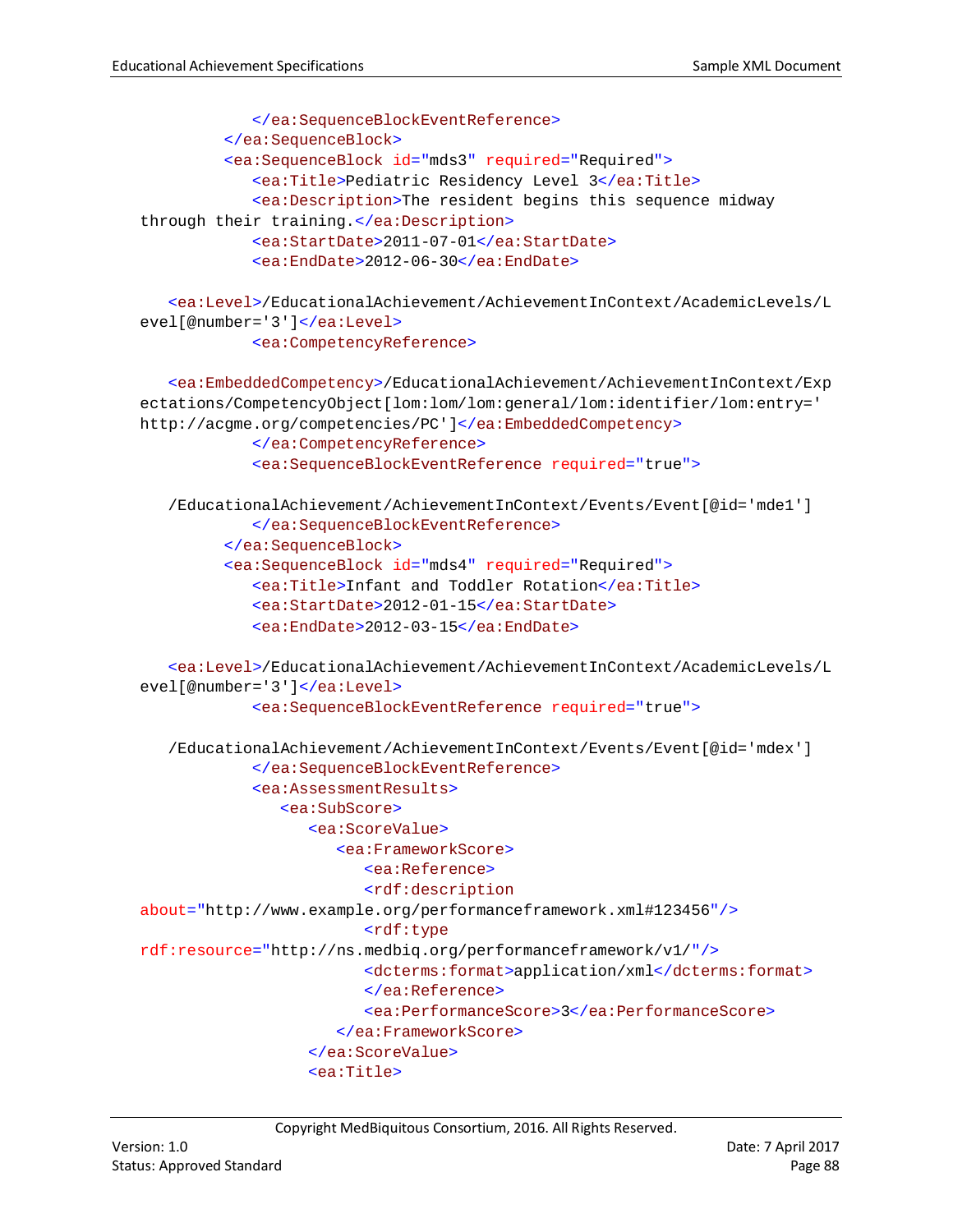```
            </ea:SequenceBlockEventReference>
         </ea:SequenceBlock>
         <ea:SequenceBlock id="mds3" required="Required">
            <ea:Title>Pediatric Residency Level 3</ea:Title>
            <ea:Description>The resident begins this sequence midway
through their training.</ea:Description>
            <ea:StartDate>2011-07-01</ea:StartDate>
            <ea:EndDate>2012-06-30</ea:EndDate>

   <ea:Level>/EducationalAchievement/AchievementInContext/AcademicLevels/L
evel[@number='3']</ea:Level>
            <ea:CompetencyReference>

   <ea:EmbeddedCompetency>/EducationalAchievement/AchievementInContext/Exp
ectations/CompetencyObject[lom:lom/lom:general/lom:identifier/lom:entry='
http://acgme.org/competencies/PC']</ea:EmbeddedCompetency>
            </ea:CompetencyReference>
            <ea:SequenceBlockEventReference required="true">

   /EducationalAchievement/AchievementInContext/Events/Event[@id='mde1']
            </ea:SequenceBlockEventReference>
         </ea:SequenceBlock>
         <ea:SequenceBlock id="mds4" required="Required">
            <ea:Title>Infant and Toddler Rotation</ea:Title>
            <ea:StartDate>2012-01-15</ea:StartDate>
            <ea:EndDate>2012-03-15</ea:EndDate>

   <ea:Level>/EducationalAchievement/AchievementInContext/AcademicLevels/L
evel[@number='3']</ea:Level>
            <ea:SequenceBlockEventReference required="true">

   /EducationalAchievement/AchievementInContext/Events/Event[@id='mdex']
            </ea:SequenceBlockEventReference>
            <ea:AssessmentResults>
               <ea:SubScore>
                  <ea:ScoreValue>
                     <ea:FrameworkScore>
                        <ea:Reference>
                        <rdf:description
about="http://www.example.org/performanceframework.xml#123456"/>
                        <rdf:type
rdf:resource="http://ns.medbiq.org/performanceframework/v1/"/>
                        <dcterms:format>application/xml</dcterms:format>
                        </ea:Reference>
                        <ea:PerformanceScore>3</ea:PerformanceScore>
                     </ea:FrameworkScore>
                  </ea:ScoreValue>
                  <ea:Title>
```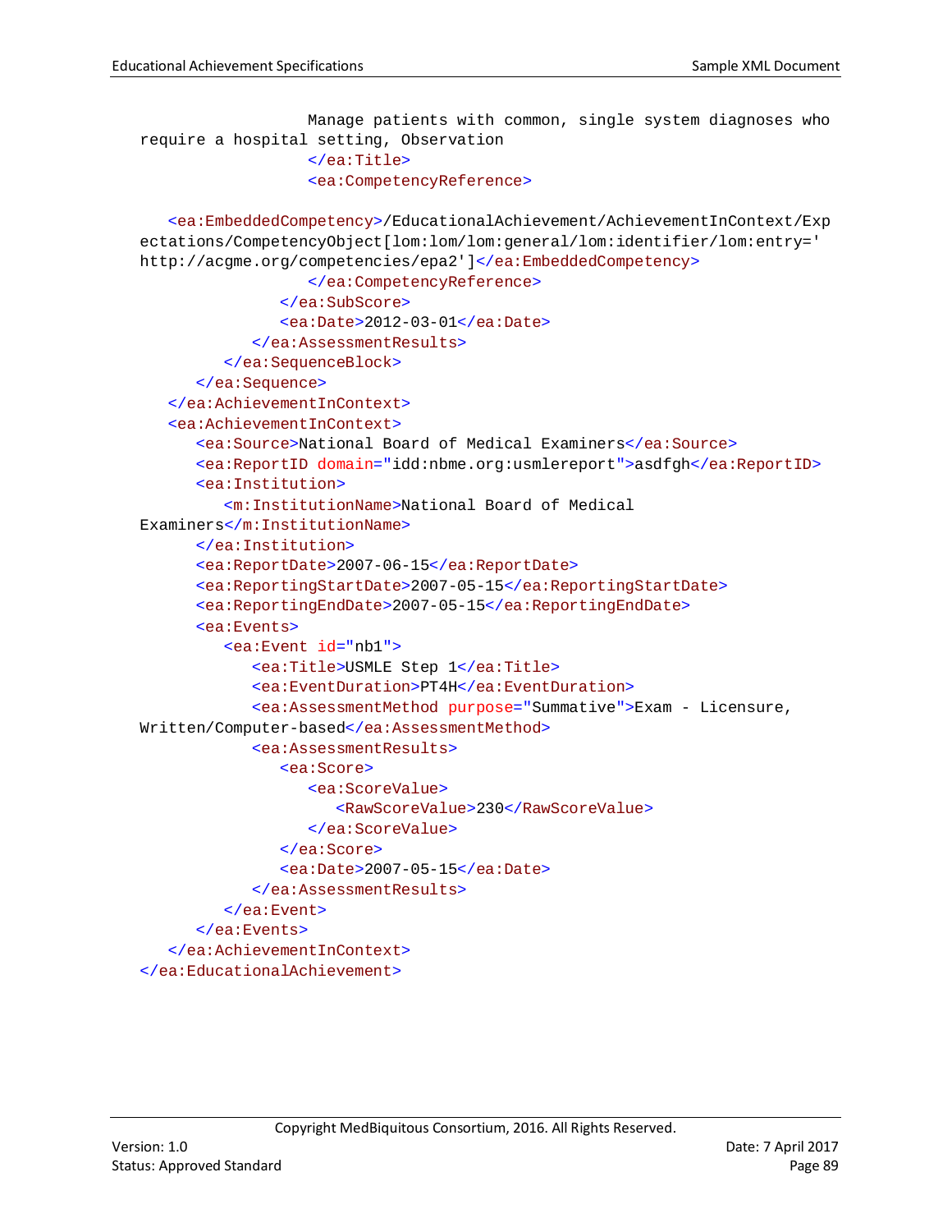```
                  Manage patients with common, single system diagnoses who
require a hospital setting, Observation
                  </ea:Title>
                  <ea:CompetencyReference>

   <ea:EmbeddedCompetency>/EducationalAchievement/AchievementInContext/Exp
ectations/CompetencyObject[lom:lom/lom:general/lom:identifier/lom:entry='
http://acgme.org/competencies/epa2']</ea:EmbeddedCompetency>
                  </ea:CompetencyReference>
               </ea:SubScore>
               <ea:Date>2012-03-01</ea:Date>
            </ea:AssessmentResults>
         </ea:SequenceBlock>
      </ea:Sequence>
   </ea:AchievementInContext>
   <ea:AchievementInContext>
      <ea:Source>National Board of Medical Examiners</ea:Source>
      <ea:ReportID domain="idd:nbme.org:usmlereport">asdfgh</ea:ReportID>
      <ea:Institution>
         <m:InstitutionName>National Board of Medical
Examiners</m:InstitutionName>
      </ea:Institution>
      <ea:ReportDate>2007-06-15</ea:ReportDate>
      <ea:ReportingStartDate>2007-05-15</ea:ReportingStartDate>
      <ea:ReportingEndDate>2007-05-15</ea:ReportingEndDate>
      <ea:Events>
         <ea:Event id="nb1">
            <ea:Title>USMLE Step 1</ea:Title>
            <ea:EventDuration>PT4H</ea:EventDuration>
            <ea:AssessmentMethod purpose="Summative">Exam - Licensure,
Written/Computer-based</ea:AssessmentMethod>
            <ea:AssessmentResults>
               <ea:Score>
                  <ea:ScoreValue>
                     <RawScoreValue>230</RawScoreValue>
                  </ea:ScoreValue>
               </ea:Score>
               <ea:Date>2007-05-15</ea:Date>
            </ea:AssessmentResults>
         </ea:Event>
      </ea:Events>
   </ea:AchievementInContext>
</ea:EducationalAchievement>
```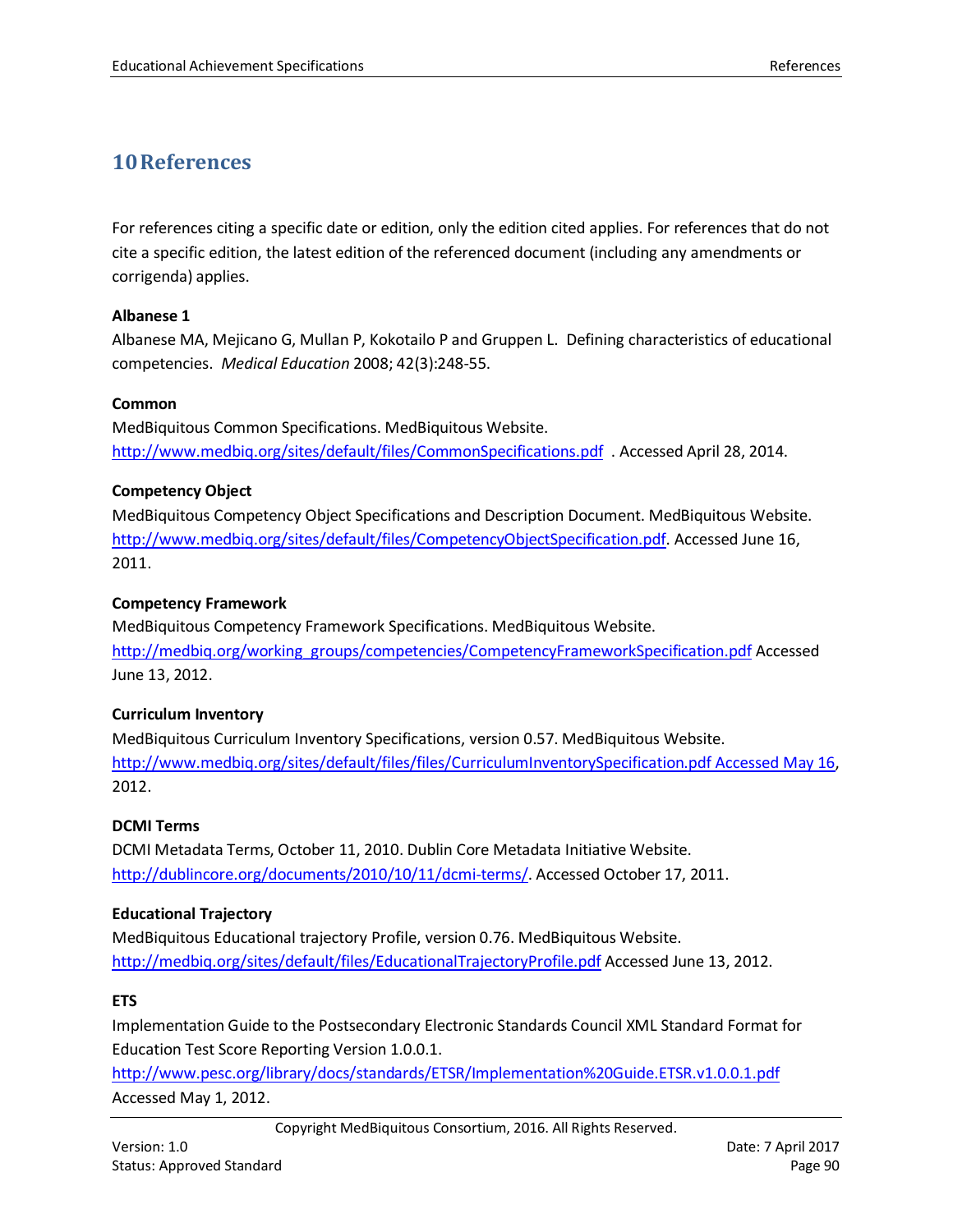# 10 References

For references citing a specific date or edition, only the edition cited applies. For references that do not cite a specific edition, the latest edition of the referenced document (including any amendments or corrigenda) applies.

**Albanese 1**

Albanese MA, Mejicano G, Mullan P, Kokotailo P and Gruppen L. Defining characteristics of educational competencies. *Medical Education* 2008; 42(3):248-55.

**Common**

MedBiquitous Common Specifications. MedBiquitous Website. http://www.medbiq.org/sites/default/files/CommonSpecifications.pdf . Accessed April 28, 2014.

**Competency Object**

MedBiquitous Competency Object Specifications and Description Document. MedBiquitous Website. http://www.medbiq.org/sites/default/files/CompetencyObjectSpecification.pdf. Accessed June 16, 2011.

**Competency Framework**

MedBiquitous Competency Framework Specifications. MedBiquitous Website. http://medbiq.org/working_groups/competencies/CompetencyFrameworkSpecification.pdf Accessed June 13, 2012.

**Curriculum Inventory**

MedBiquitous Curriculum Inventory Specifications, version 0.57. MedBiquitous Website. http://www.medbiq.org/sites/default/files/files/CurriculumInventorySpecification.pdf Accessed May 16, 2012.

**DCMI Terms**

DCMI Metadata Terms, October 11, 2010. Dublin Core Metadata Initiative Website. http://dublincore.org/documents/2010/10/11/dcmi-terms/. Accessed October 17, 2011.

**Educational Trajectory**

MedBiquitous Educational trajectory Profile, version 0.76. MedBiquitous Website. http://medbiq.org/sites/default/files/EducationalTrajectoryProfile.pdf Accessed June 13, 2012.

**ETS**

Implementation Guide to the Postsecondary Electronic Standards Council XML Standard Format for Education Test Score Reporting Version 1.0.0.1. http://www.pesc.org/library/docs/standards/ETSR/Implementation%20Guide.ETSR.v1.0.0.1.pdf Accessed May 1, 2012.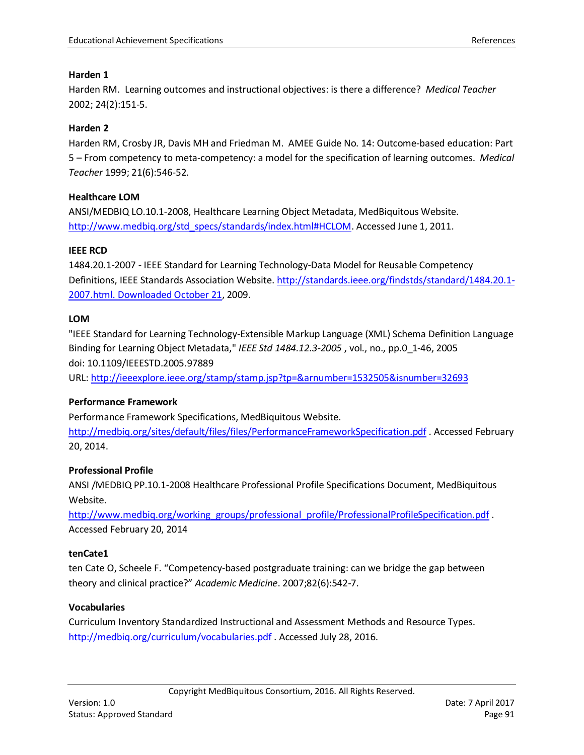**Harden 1**

Harden RM. Learning outcomes and instructional objectives: is there a difference? *Medical Teacher* 2002; 24(2):151-5.

**Harden 2**

Harden RM, Crosby JR, Davis MH and Friedman M. AMEE Guide No. 14: Outcome-based education: Part 5 – From competency to meta-competency: a model for the specification of learning outcomes. *Medical Teacher* 1999; 21(6):546-52.

**Healthcare LOM**

ANSI/MEDBIQ LO.10.1-2008, Healthcare Learning Object Metadata, MedBiquitous Website. http://www.medbiq.org/std_specs/standards/index.html#HCLOM. Accessed June 1, 2011.

**IEEE RCD**

1484.20.1-2007 - IEEE Standard for Learning Technology-Data Model for Reusable Competency Definitions, IEEE Standards Association Website. http://standards.ieee.org/findstds/standard/1484.20.1-2007.html. Downloaded October 21, 2009.

**LOM**

"IEEE Standard for Learning Technology-Extensible Markup Language (XML) Schema Definition Language Binding for Learning Object Metadata," *IEEE Std 1484.12.3-2005* , vol., no., pp.0_1-46, 2005
doi: 10.1109/IEEESTD.2005.97889
URL: http://ieeexplore.ieee.org/stamp/stamp.jsp?tp=&arnumber=1532505&isnumber=32693

**Performance Framework**

Performance Framework Specifications, MedBiquitous Website. http://medbiq.org/sites/default/files/files/PerformanceFrameworkSpecification.pdf . Accessed February 20, 2014.

**Professional Profile**

ANSI /MEDBIQ PP.10.1-2008 Healthcare Professional Profile Specifications Document, MedBiquitous Website.
http://www.medbiq.org/working_groups/professional_profile/ProfessionalProfileSpecification.pdf . Accessed February 20, 2014

**tenCate1**

ten Cate O, Scheele F. "Competency-based postgraduate training: can we bridge the gap between theory and clinical practice?" *Academic Medicine*. 2007;82(6):542-7.

**Vocabularies**

Curriculum Inventory Standardized Instructional and Assessment Methods and Resource Types. http://medbiq.org/curriculum/vocabularies.pdf . Accessed July 28, 2016.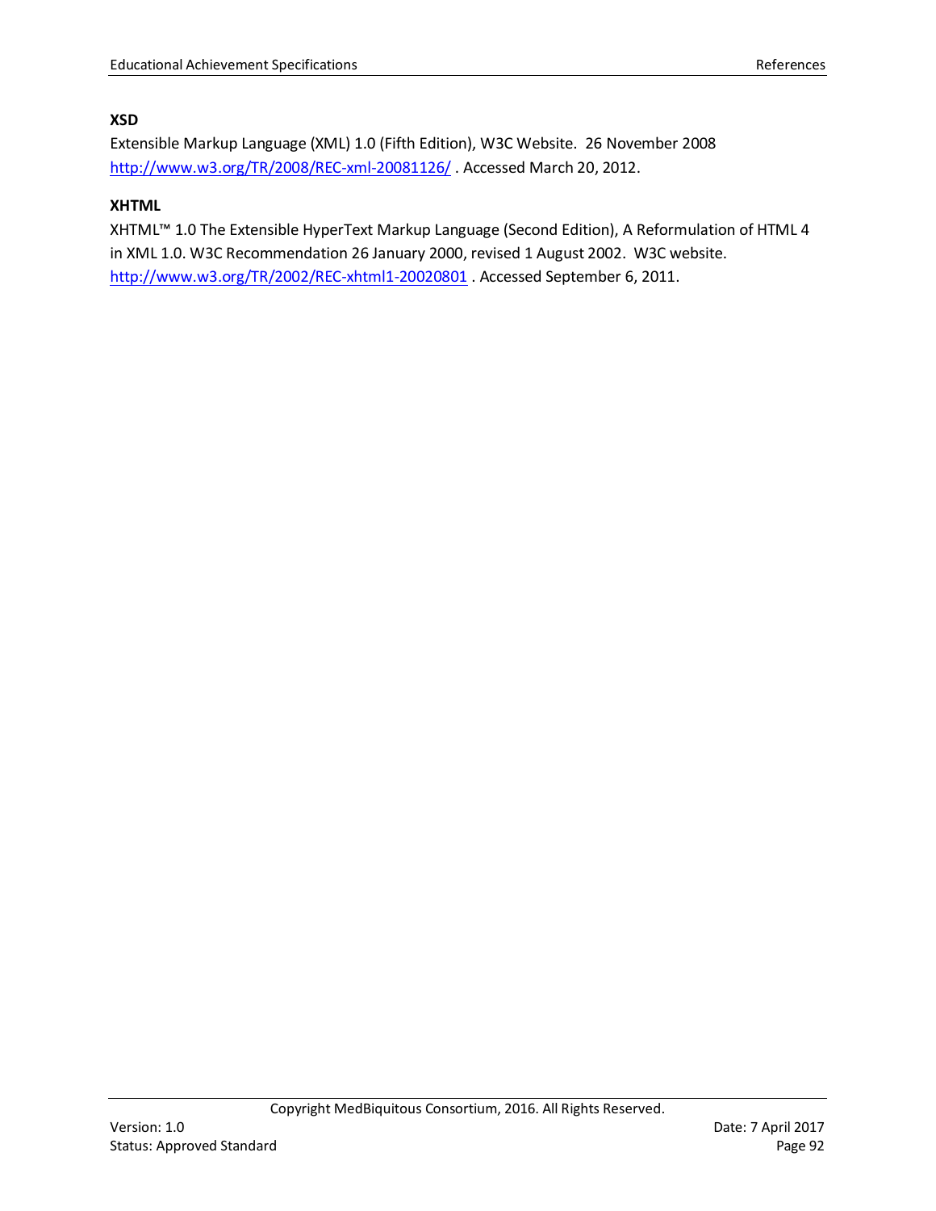**XSD**

Extensible Markup Language (XML) 1.0 (Fifth Edition), W3C Website. 26 November 2008
http://www.w3.org/TR/2008/REC-xml-20081126/ . Accessed March 20, 2012.

**XHTML**

XHTML™ 1.0 The Extensible HyperText Markup Language (Second Edition), A Reformulation of HTML 4 in XML 1.0. W3C Recommendation 26 January 2000, revised 1 August 2002. W3C website.
http://www.w3.org/TR/2002/REC-xhtml1-20020801 . Accessed September 6, 2011.